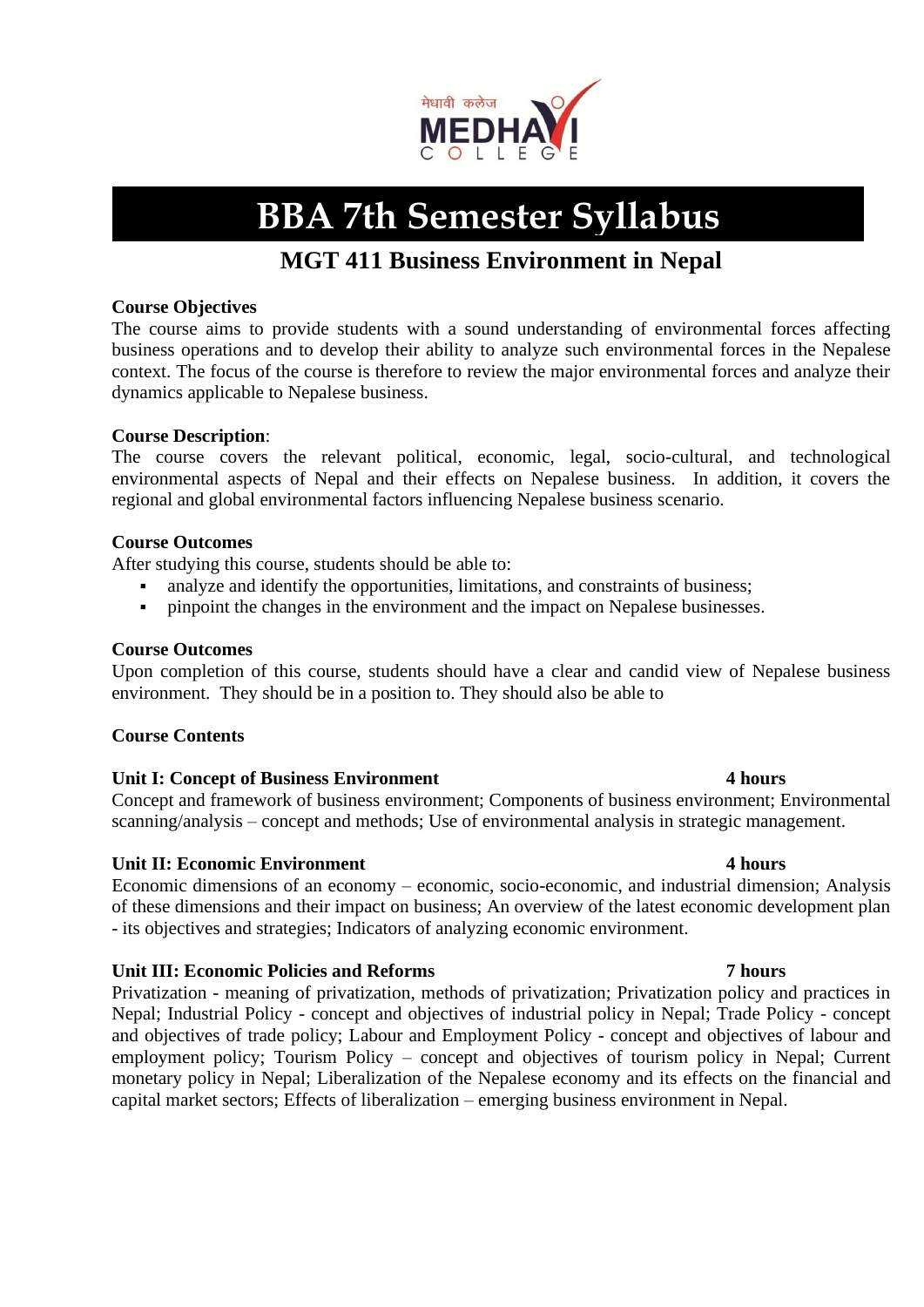# BBA 7th Semester Syllabus

## MGT 411 Business Environment in Nepal

**Course Objectives**

The course aims to provide students with a sound understanding of environmental forces affecting business operations and to develop their ability to analyze such environmental forces in the Nepalese context. The focus of the course is therefore to review the major environmental forces and analyze their dynamics applicable to Nepalese business.

**Course Description**:

The course covers the relevant political, economic, legal, socio-cultural, and technological environmental aspects of Nepal and their effects on Nepalese business. In addition, it covers the regional and global environmental factors influencing Nepalese business scenario.

**Course Outcomes**

After studying this course, students should be able to:

- analyze and identify the opportunities, limitations, and constraints of business;
- pinpoint the changes in the environment and the impact on Nepalese businesses.

**Course Outcomes**

Upon completion of this course, students should have a clear and candid view of Nepalese business environment. They should be in a position to. They should also be able to

**Course Contents**

**Unit I: Concept of Business Environment** **4 hours**

Concept and framework of business environment; Components of business environment; Environmental scanning/analysis – concept and methods; Use of environmental analysis in strategic management.

**Unit II: Economic Environment** **4 hours**

Economic dimensions of an economy – economic, socio-economic, and industrial dimension; Analysis of these dimensions and their impact on business; An overview of the latest economic development plan - its objectives and strategies; Indicators of analyzing economic environment.

**Unit III: Economic Policies and Reforms** **7 hours**

Privatization - meaning of privatization, methods of privatization; Privatization policy and practices in Nepal; Industrial Policy - concept and objectives of industrial policy in Nepal; Trade Policy - concept and objectives of trade policy; Labour and Employment Policy - concept and objectives of labour and employment policy; Tourism Policy – concept and objectives of tourism policy in Nepal; Current monetary policy in Nepal; Liberalization of the Nepalese economy and its effects on the financial and capital market sectors; Effects of liberalization – emerging business environment in Nepal.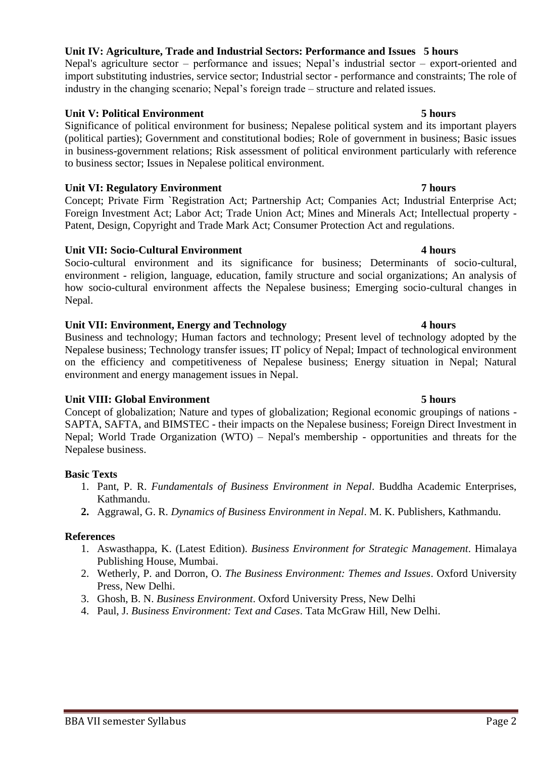**Unit IV: Agriculture, Trade and Industrial Sectors: Performance and Issues 5 hours**

Nepal's agriculture sector – performance and issues; Nepal's industrial sector – export-oriented and import substituting industries, service sector; Industrial sector - performance and constraints; The role of industry in the changing scenario; Nepal's foreign trade – structure and related issues.

**Unit V: Political Environment 5 hours**

Significance of political environment for business; Nepalese political system and its important players (political parties); Government and constitutional bodies; Role of government in business; Basic issues in business-government relations; Risk assessment of political environment particularly with reference to business sector; Issues in Nepalese political environment.

**Unit VI: Regulatory Environment 7 hours**

Concept; Private Firm `Registration Act; Partnership Act; Companies Act; Industrial Enterprise Act; Foreign Investment Act; Labor Act; Trade Union Act; Mines and Minerals Act; Intellectual property - Patent, Design, Copyright and Trade Mark Act; Consumer Protection Act and regulations.

**Unit VII: Socio-Cultural Environment 4 hours**

Socio-cultural environment and its significance for business; Determinants of socio-cultural, environment - religion, language, education, family structure and social organizations; An analysis of how socio-cultural environment affects the Nepalese business; Emerging socio-cultural changes in Nepal.

**Unit VII: Environment, Energy and Technology 4 hours**

Business and technology; Human factors and technology; Present level of technology adopted by the Nepalese business; Technology transfer issues; IT policy of Nepal; Impact of technological environment on the efficiency and competitiveness of Nepalese business; Energy situation in Nepal; Natural environment and energy management issues in Nepal.

**Unit VIII: Global Environment 5 hours**

Concept of globalization; Nature and types of globalization; Regional economic groupings of nations - SAPTA, SAFTA, and BIMSTEC - their impacts on the Nepalese business; Foreign Direct Investment in Nepal; World Trade Organization (WTO) – Nepal's membership - opportunities and threats for the Nepalese business.

**Basic Texts**

1. Pant, P. R. *Fundamentals of Business Environment in Nepal*. Buddha Academic Enterprises, Kathmandu.
2. Aggrawal, G. R. *Dynamics of Business Environment in Nepal*. M. K. Publishers, Kathmandu.

**References**

1. Aswasthappa, K. (Latest Edition). *Business Environment for Strategic Management*. Himalaya Publishing House, Mumbai.
2. Wetherly, P. and Dorron, O. *The Business Environment: Themes and Issues*. Oxford University Press, New Delhi.
3. Ghosh, B. N. *Business Environment*. Oxford University Press, New Delhi
4. Paul, J. *Business Environment: Text and Cases*. Tata McGraw Hill, New Delhi.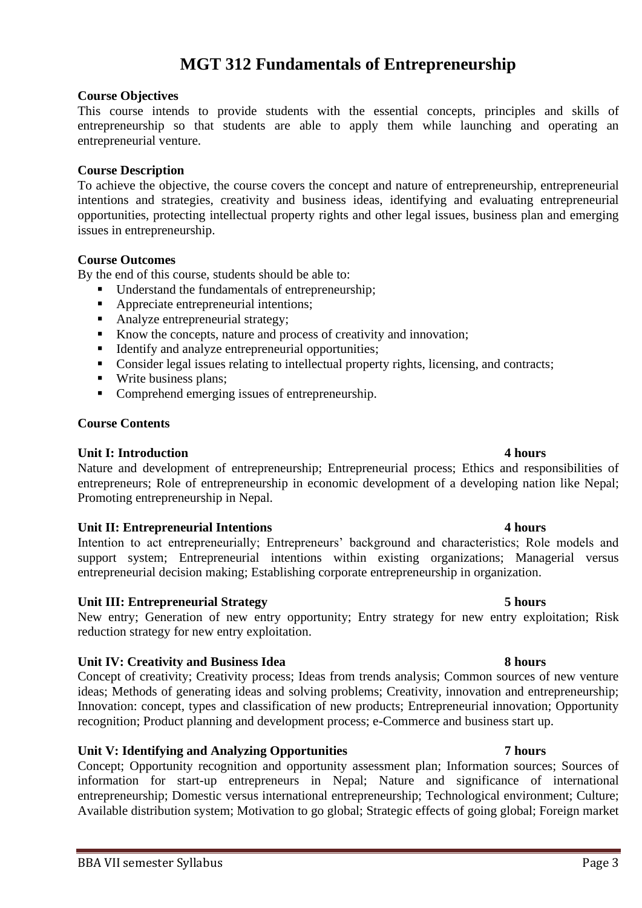# MGT 312 Fundamentals of Entrepreneurship

**Course Objectives**

This course intends to provide students with the essential concepts, principles and skills of entrepreneurship so that students are able to apply them while launching and operating an entrepreneurial venture.

**Course Description**

To achieve the objective, the course covers the concept and nature of entrepreneurship, entrepreneurial intentions and strategies, creativity and business ideas, identifying and evaluating entrepreneurial opportunities, protecting intellectual property rights and other legal issues, business plan and emerging issues in entrepreneurship.

**Course Outcomes**

By the end of this course, students should be able to:

- Understand the fundamentals of entrepreneurship;
- Appreciate entrepreneurial intentions;
- Analyze entrepreneurial strategy;
- Know the concepts, nature and process of creativity and innovation;
- Identify and analyze entrepreneurial opportunities;
- Consider legal issues relating to intellectual property rights, licensing, and contracts;
- Write business plans;
- Comprehend emerging issues of entrepreneurship.

**Course Contents**

**Unit I: Introduction** **4 hours**

Nature and development of entrepreneurship; Entrepreneurial process; Ethics and responsibilities of entrepreneurs; Role of entrepreneurship in economic development of a developing nation like Nepal; Promoting entrepreneurship in Nepal.

**Unit II: Entrepreneurial Intentions** **4 hours**

Intention to act entrepreneurially; Entrepreneurs' background and characteristics; Role models and support system; Entrepreneurial intentions within existing organizations; Managerial versus entrepreneurial decision making; Establishing corporate entrepreneurship in organization.

**Unit III: Entrepreneurial Strategy** **5 hours**

New entry; Generation of new entry opportunity; Entry strategy for new entry exploitation; Risk reduction strategy for new entry exploitation.

**Unit IV: Creativity and Business Idea** **8 hours**

Concept of creativity; Creativity process; Ideas from trends analysis; Common sources of new venture ideas; Methods of generating ideas and solving problems; Creativity, innovation and entrepreneurship; Innovation: concept, types and classification of new products; Entrepreneurial innovation; Opportunity recognition; Product planning and development process; e-Commerce and business start up.

**Unit V: Identifying and Analyzing Opportunities** **7 hours**

Concept; Opportunity recognition and opportunity assessment plan; Information sources; Sources of information for start-up entrepreneurs in Nepal; Nature and significance of international entrepreneurship; Domestic versus international entrepreneurship; Technological environment; Culture; Available distribution system; Motivation to go global; Strategic effects of going global; Foreign market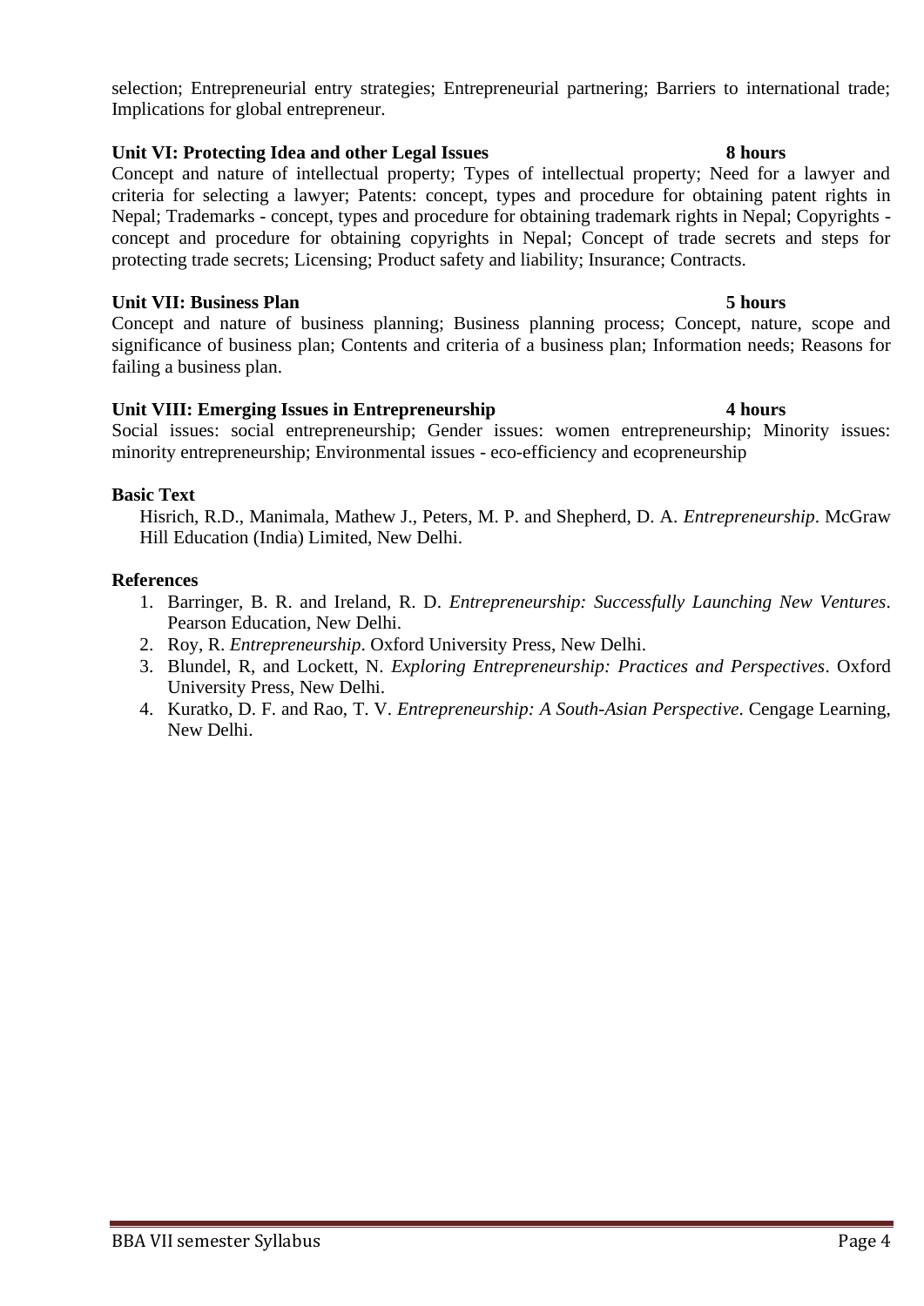selection; Entrepreneurial entry strategies; Entrepreneurial partnering; Barriers to international trade; Implications for global entrepreneur.

**Unit VI: Protecting Idea and other Legal Issues 8 hours**

Concept and nature of intellectual property; Types of intellectual property; Need for a lawyer and criteria for selecting a lawyer; Patents: concept, types and procedure for obtaining patent rights in Nepal; Trademarks - concept, types and procedure for obtaining trademark rights in Nepal; Copyrights - concept and procedure for obtaining copyrights in Nepal; Concept of trade secrets and steps for protecting trade secrets; Licensing; Product safety and liability; Insurance; Contracts.

**Unit VII: Business Plan 5 hours**

Concept and nature of business planning; Business planning process; Concept, nature, scope and significance of business plan; Contents and criteria of a business plan; Information needs; Reasons for failing a business plan.

**Unit VIII: Emerging Issues in Entrepreneurship 4 hours**

Social issues: social entrepreneurship; Gender issues: women entrepreneurship; Minority issues: minority entrepreneurship; Environmental issues - eco-efficiency and ecopreneurship

**Basic Text**

Hisrich, R.D., Manimala, Mathew J., Peters, M. P. and Shepherd, D. A. *Entrepreneurship*. McGraw Hill Education (India) Limited, New Delhi.

**References**

1. Barringer, B. R. and Ireland, R. D. *Entrepreneurship: Successfully Launching New Ventures*. Pearson Education, New Delhi.
2. Roy, R. *Entrepreneurship*. Oxford University Press, New Delhi.
3. Blundel, R, and Lockett, N. *Exploring Entrepreneurship: Practices and Perspectives*. Oxford University Press, New Delhi.
4. Kuratko, D. F. and Rao, T. V. *Entrepreneurship: A South-Asian Perspective*. Cengage Learning, New Delhi.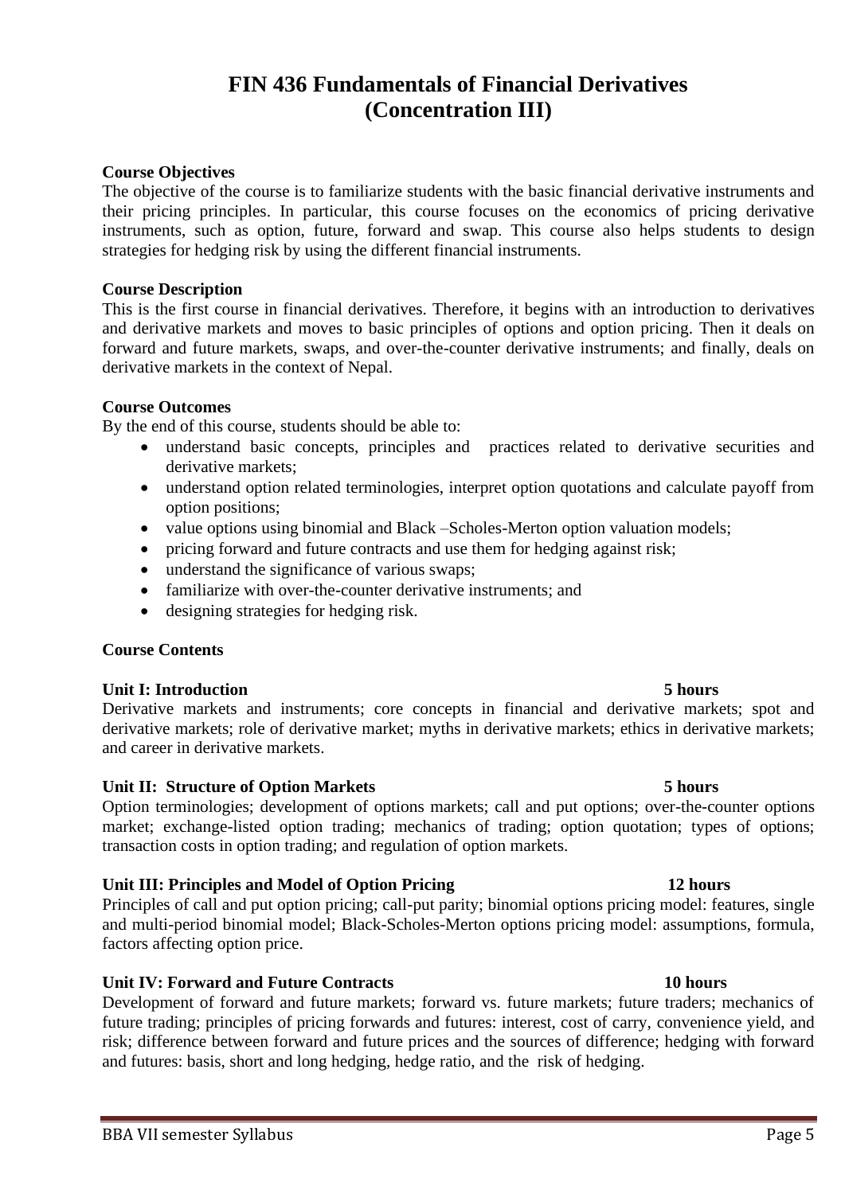# FIN 436 Fundamentals of Financial Derivatives (Concentration III)

**Course Objectives**

The objective of the course is to familiarize students with the basic financial derivative instruments and their pricing principles. In particular, this course focuses on the economics of pricing derivative instruments, such as option, future, forward and swap. This course also helps students to design strategies for hedging risk by using the different financial instruments.

**Course Description**

This is the first course in financial derivatives. Therefore, it begins with an introduction to derivatives and derivative markets and moves to basic principles of options and option pricing. Then it deals on forward and future markets, swaps, and over-the-counter derivative instruments; and finally, deals on derivative markets in the context of Nepal.

**Course Outcomes**

By the end of this course, students should be able to:

- understand basic concepts, principles and practices related to derivative securities and derivative markets;
- understand option related terminologies, interpret option quotations and calculate payoff from option positions;
- value options using binomial and Black –Scholes-Merton option valuation models;
- pricing forward and future contracts and use them for hedging against risk;
- understand the significance of various swaps;
- familiarize with over-the-counter derivative instruments; and
- designing strategies for hedging risk.

**Course Contents**

**Unit I: Introduction** **5 hours**

Derivative markets and instruments; core concepts in financial and derivative markets; spot and derivative markets; role of derivative market; myths in derivative markets; ethics in derivative markets; and career in derivative markets.

**Unit II: Structure of Option Markets** **5 hours**

Option terminologies; development of options markets; call and put options; over-the-counter options market; exchange-listed option trading; mechanics of trading; option quotation; types of options; transaction costs in option trading; and regulation of option markets.

**Unit III: Principles and Model of Option Pricing** **12 hours**

Principles of call and put option pricing; call-put parity; binomial options pricing model: features, single and multi-period binomial model; Black-Scholes-Merton options pricing model: assumptions, formula, factors affecting option price.

**Unit IV: Forward and Future Contracts** **10 hours**

Development of forward and future markets; forward vs. future markets; future traders; mechanics of future trading; principles of pricing forwards and futures: interest, cost of carry, convenience yield, and risk; difference between forward and future prices and the sources of difference; hedging with forward and futures: basis, short and long hedging, hedge ratio, and the risk of hedging.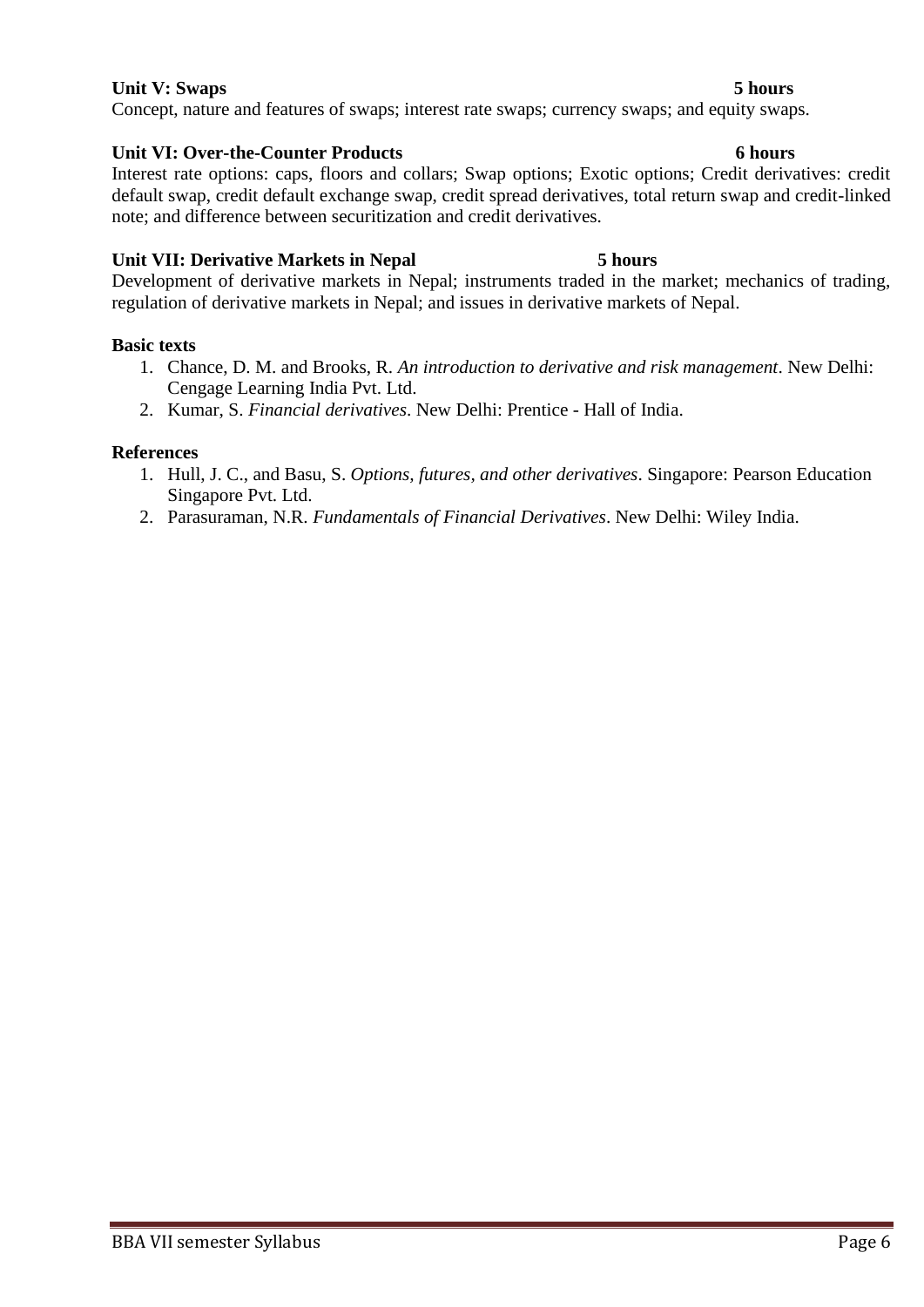**Unit V: Swaps 5 hours**

Concept, nature and features of swaps; interest rate swaps; currency swaps; and equity swaps.

**Unit VI: Over-the-Counter Products 6 hours**

Interest rate options: caps, floors and collars; Swap options; Exotic options; Credit derivatives: credit default swap, credit default exchange swap, credit spread derivatives, total return swap and credit-linked note; and difference between securitization and credit derivatives.

**Unit VII: Derivative Markets in Nepal 5 hours**

Development of derivative markets in Nepal; instruments traded in the market; mechanics of trading, regulation of derivative markets in Nepal; and issues in derivative markets of Nepal.

**Basic texts**

1. Chance, D. M. and Brooks, R. *An introduction to derivative and risk management*. New Delhi: Cengage Learning India Pvt. Ltd.
2. Kumar, S. *Financial derivatives*. New Delhi: Prentice - Hall of India.

**References**

1. Hull, J. C., and Basu, S. *Options, futures, and other derivatives*. Singapore: Pearson Education Singapore Pvt. Ltd.
2. Parasuraman, N.R. *Fundamentals of Financial Derivatives*. New Delhi: Wiley India.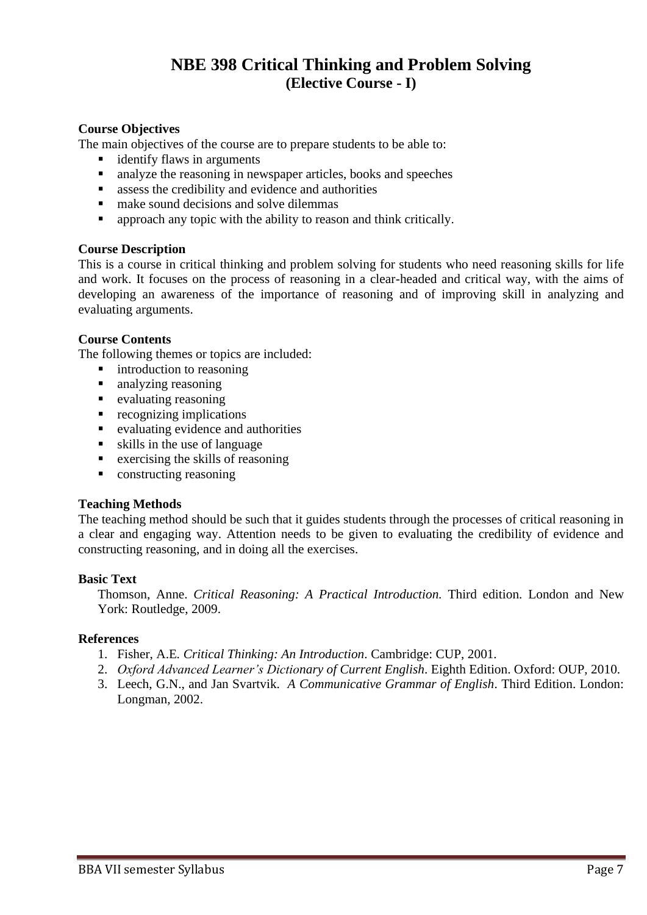# NBE 398 Critical Thinking and Problem Solving
## (Elective Course - I)

**Course Objectives**

The main objectives of the course are to prepare students to be able to:

- identify flaws in arguments
- analyze the reasoning in newspaper articles, books and speeches
- assess the credibility and evidence and authorities
- make sound decisions and solve dilemmas
- approach any topic with the ability to reason and think critically.

**Course Description**

This is a course in critical thinking and problem solving for students who need reasoning skills for life and work. It focuses on the process of reasoning in a clear-headed and critical way, with the aims of developing an awareness of the importance of reasoning and of improving skill in analyzing and evaluating arguments.

**Course Contents**

The following themes or topics are included:

- introduction to reasoning
- analyzing reasoning
- evaluating reasoning
- recognizing implications
- evaluating evidence and authorities
- skills in the use of language
- exercising the skills of reasoning
- constructing reasoning

**Teaching Methods**

The teaching method should be such that it guides students through the processes of critical reasoning in a clear and engaging way. Attention needs to be given to evaluating the credibility of evidence and constructing reasoning, and in doing all the exercises.

**Basic Text**

Thomson, Anne. *Critical Reasoning: A Practical Introduction.* Third edition. London and New York: Routledge, 2009.

**References**

1. Fisher, A.E. *Critical Thinking: An Introduction*. Cambridge: CUP, 2001.
2. *Oxford Advanced Learner's Dictionary of Current English*. Eighth Edition. Oxford: OUP, 2010.
3. Leech, G.N., and Jan Svartvik. *A Communicative Grammar of English*. Third Edition. London: Longman, 2002.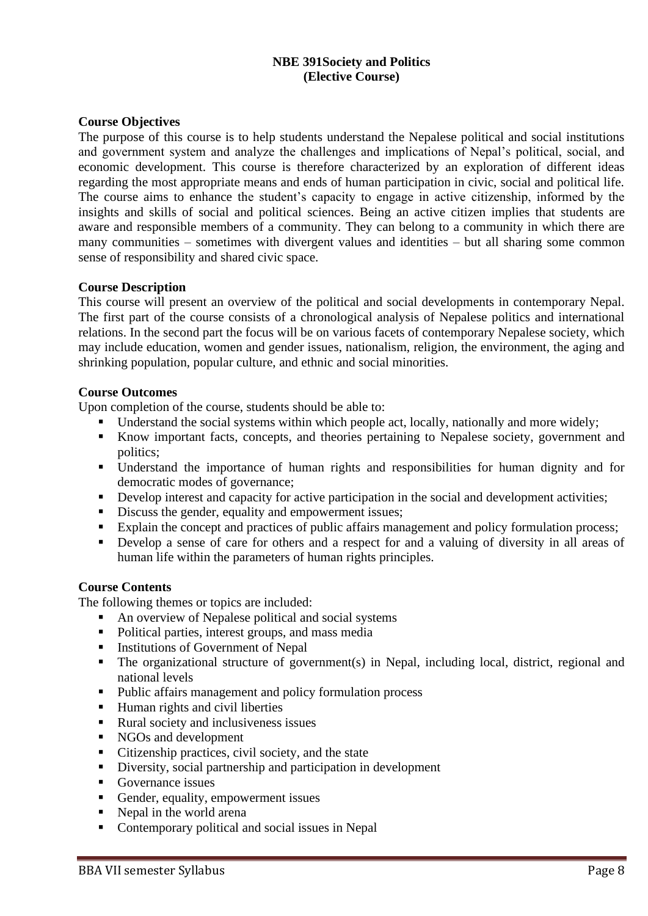# NBE 391Society and Politics
## (Elective Course)

### Course Objectives

The purpose of this course is to help students understand the Nepalese political and social institutions and government system and analyze the challenges and implications of Nepal's political, social, and economic development. This course is therefore characterized by an exploration of different ideas regarding the most appropriate means and ends of human participation in civic, social and political life. The course aims to enhance the student's capacity to engage in active citizenship, informed by the insights and skills of social and political sciences. Being an active citizen implies that students are aware and responsible members of a community. They can belong to a community in which there are many communities – sometimes with divergent values and identities – but all sharing some common sense of responsibility and shared civic space.

### Course Description

This course will present an overview of the political and social developments in contemporary Nepal. The first part of the course consists of a chronological analysis of Nepalese politics and international relations. In the second part the focus will be on various facets of contemporary Nepalese society, which may include education, women and gender issues, nationalism, religion, the environment, the aging and shrinking population, popular culture, and ethnic and social minorities.

### Course Outcomes

Upon completion of the course, students should be able to:

- Understand the social systems within which people act, locally, nationally and more widely;
- Know important facts, concepts, and theories pertaining to Nepalese society, government and politics;
- Understand the importance of human rights and responsibilities for human dignity and for democratic modes of governance;
- Develop interest and capacity for active participation in the social and development activities;
- Discuss the gender, equality and empowerment issues;
- Explain the concept and practices of public affairs management and policy formulation process;
- Develop a sense of care for others and a respect for and a valuing of diversity in all areas of human life within the parameters of human rights principles.

### Course Contents

The following themes or topics are included:

- An overview of Nepalese political and social systems
- Political parties, interest groups, and mass media
- Institutions of Government of Nepal
- The organizational structure of government(s) in Nepal, including local, district, regional and national levels
- Public affairs management and policy formulation process
- Human rights and civil liberties
- Rural society and inclusiveness issues
- NGOs and development
- Citizenship practices, civil society, and the state
- Diversity, social partnership and participation in development
- Governance issues
- Gender, equality, empowerment issues
- Nepal in the world arena
- Contemporary political and social issues in Nepal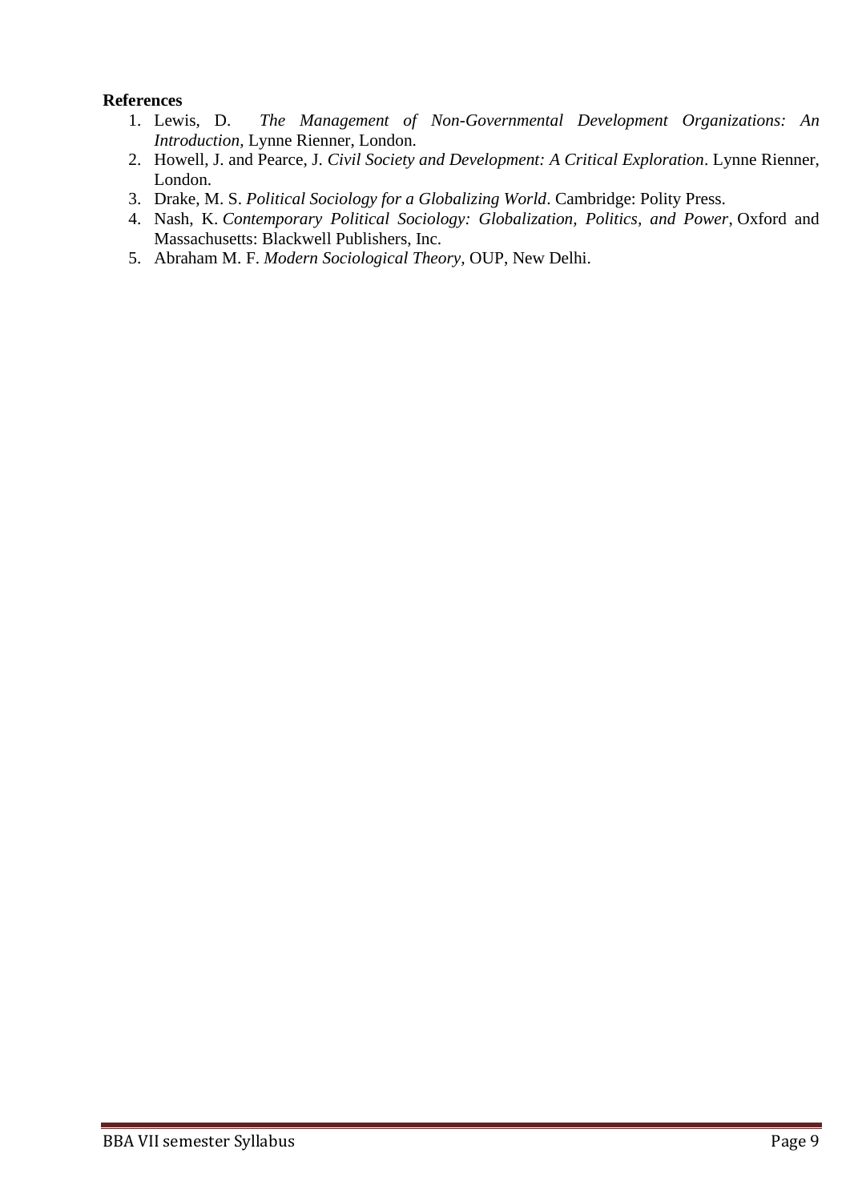**References**

1. Lewis, D. *The Management of Non-Governmental Development Organizations: An Introduction,* Lynne Rienner, London.
2. Howell, J. and Pearce, J. *Civil Society and Development: A Critical Exploration*. Lynne Rienner, London.
3. Drake, M. S. *Political Sociology for a Globalizing World*. Cambridge: Polity Press.
4. Nash, K. *Contemporary Political Sociology: Globalization, Politics, and Power*, Oxford and Massachusetts: Blackwell Publishers, Inc.
5. Abraham M. F. *Modern Sociological Theory*, OUP, New Delhi.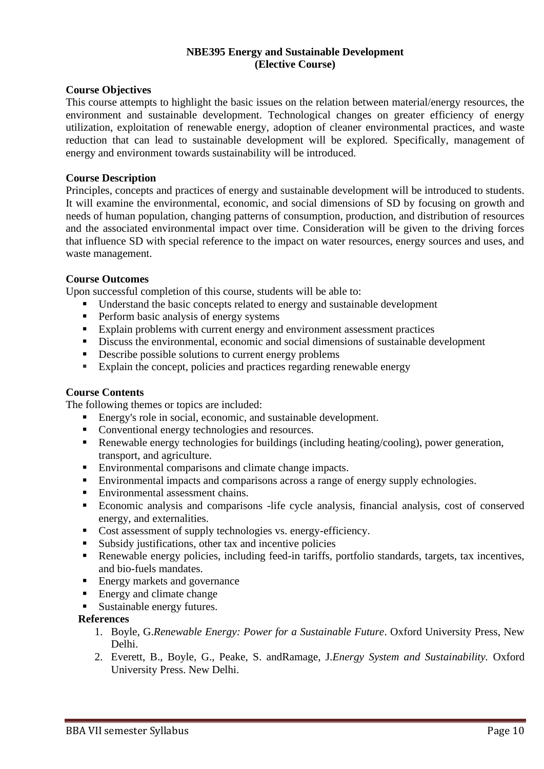# NBE395 Energy and Sustainable Development
## (Elective Course)

### Course Objectives

This course attempts to highlight the basic issues on the relation between material/energy resources, the environment and sustainable development. Technological changes on greater efficiency of energy utilization, exploitation of renewable energy, adoption of cleaner environmental practices, and waste reduction that can lead to sustainable development will be explored. Specifically, management of energy and environment towards sustainability will be introduced.

### Course Description

Principles, concepts and practices of energy and sustainable development will be introduced to students. It will examine the environmental, economic, and social dimensions of SD by focusing on growth and needs of human population, changing patterns of consumption, production, and distribution of resources and the associated environmental impact over time. Consideration will be given to the driving forces that influence SD with special reference to the impact on water resources, energy sources and uses, and waste management.

### Course Outcomes

Upon successful completion of this course, students will be able to:

- Understand the basic concepts related to energy and sustainable development
- Perform basic analysis of energy systems
- Explain problems with current energy and environment assessment practices
- Discuss the environmental, economic and social dimensions of sustainable development
- Describe possible solutions to current energy problems
- Explain the concept, policies and practices regarding renewable energy

### Course Contents

The following themes or topics are included:

- Energy's role in social, economic, and sustainable development.
- Conventional energy technologies and resources.
- Renewable energy technologies for buildings (including heating/cooling), power generation, transport, and agriculture.
- Environmental comparisons and climate change impacts.
- Environmental impacts and comparisons across a range of energy supply echnologies.
- Environmental assessment chains.
- Economic analysis and comparisons -life cycle analysis, financial analysis, cost of conserved energy, and externalities.
- Cost assessment of supply technologies vs. energy-efficiency.
- Subsidy justifications, other tax and incentive policies
- Renewable energy policies, including feed-in tariffs, portfolio standards, targets, tax incentives, and bio-fuels mandates.
- Energy markets and governance
- Energy and climate change
- Sustainable energy futures.

### References

1. Boyle, G.*Renewable Energy: Power for a Sustainable Future*. Oxford University Press, New Delhi.
2. Everett, B., Boyle, G., Peake, S. andRamage, J.*Energy System and Sustainability*. Oxford University Press. New Delhi.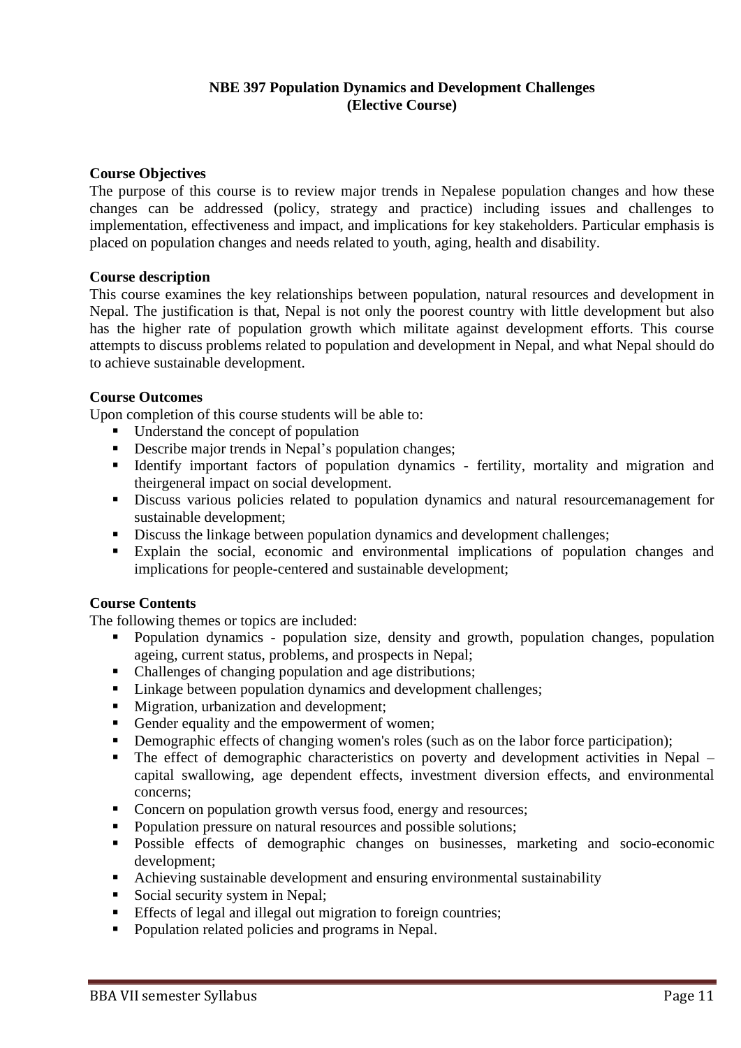# NBE 397 Population Dynamics and Development Challenges
## (Elective Course)

**Course Objectives**

The purpose of this course is to review major trends in Nepalese population changes and how these changes can be addressed (policy, strategy and practice) including issues and challenges to implementation, effectiveness and impact, and implications for key stakeholders. Particular emphasis is placed on population changes and needs related to youth, aging, health and disability.

**Course description**

This course examines the key relationships between population, natural resources and development in Nepal. The justification is that, Nepal is not only the poorest country with little development but also has the higher rate of population growth which militate against development efforts. This course attempts to discuss problems related to population and development in Nepal, and what Nepal should do to achieve sustainable development.

**Course Outcomes**

Upon completion of this course students will be able to:

- Understand the concept of population
- Describe major trends in Nepal's population changes;
- Identify important factors of population dynamics - fertility, mortality and migration and theirgeneral impact on social development.
- Discuss various policies related to population dynamics and natural resourcemanagement for sustainable development;
- Discuss the linkage between population dynamics and development challenges;
- Explain the social, economic and environmental implications of population changes and implications for people-centered and sustainable development;

**Course Contents**

The following themes or topics are included:

- Population dynamics - population size, density and growth, population changes, population ageing, current status, problems, and prospects in Nepal;
- Challenges of changing population and age distributions;
- Linkage between population dynamics and development challenges;
- Migration, urbanization and development;
- Gender equality and the empowerment of women;
- Demographic effects of changing women's roles (such as on the labor force participation);
- The effect of demographic characteristics on poverty and development activities in Nepal – capital swallowing, age dependent effects, investment diversion effects, and environmental concerns;
- Concern on population growth versus food, energy and resources;
- Population pressure on natural resources and possible solutions;
- Possible effects of demographic changes on businesses, marketing and socio-economic development;
- Achieving sustainable development and ensuring environmental sustainability
- Social security system in Nepal;
- Effects of legal and illegal out migration to foreign countries;
- Population related policies and programs in Nepal.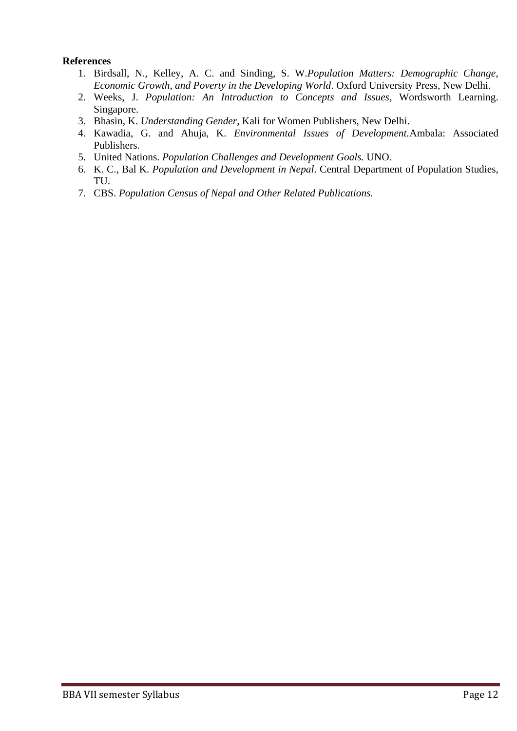**References**

1. Birdsall, N., Kelley, A. C. and Sinding, S. W.*Population Matters: Demographic Change, Economic Growth, and Poverty in the Developing World*. Oxford University Press, New Delhi.
2. Weeks, J. *Population: An Introduction to Concepts and Issues*, Wordsworth Learning. Singapore.
3. Bhasin, K. *Understanding Gender*, Kali for Women Publishers, New Delhi.
4. Kawadia, G. and Ahuja, K. *Environmental Issues of Development.*Ambala: Associated Publishers.
5. United Nations. *Population Challenges and Development Goals.* UNO.
6. K. C., Bal K. *Population and Development in Nepal*. Central Department of Population Studies, TU.
7. CBS. *Population Census of Nepal and Other Related Publications.*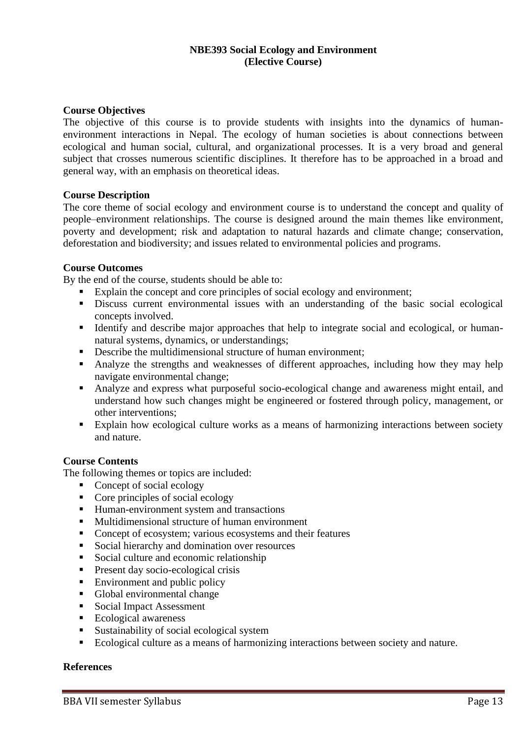**NBE393 Social Ecology and Environment**
**(Elective Course)**

**Course Objectives**

The objective of this course is to provide students with insights into the dynamics of human-environment interactions in Nepal. The ecology of human societies is about connections between ecological and human social, cultural, and organizational processes. It is a very broad and general subject that crosses numerous scientific disciplines. It therefore has to be approached in a broad and general way, with an emphasis on theoretical ideas.

**Course Description**

The core theme of social ecology and environment course is to understand the concept and quality of people–environment relationships. The course is designed around the main themes like environment, poverty and development; risk and adaptation to natural hazards and climate change; conservation, deforestation and biodiversity; and issues related to environmental policies and programs.

**Course Outcomes**

By the end of the course, students should be able to:

- Explain the concept and core principles of social ecology and environment;
- Discuss current environmental issues with an understanding of the basic social ecological concepts involved.
- Identify and describe major approaches that help to integrate social and ecological, or human-natural systems, dynamics, or understandings;
- Describe the multidimensional structure of human environment;
- Analyze the strengths and weaknesses of different approaches, including how they may help navigate environmental change;
- Analyze and express what purposeful socio-ecological change and awareness might entail, and understand how such changes might be engineered or fostered through policy, management, or other interventions;
- Explain how ecological culture works as a means of harmonizing interactions between society and nature.

**Course Contents**

The following themes or topics are included:

- Concept of social ecology
- Core principles of social ecology
- Human-environment system and transactions
- Multidimensional structure of human environment
- Concept of ecosystem; various ecosystems and their features
- Social hierarchy and domination over resources
- Social culture and economic relationship
- Present day socio-ecological crisis
- Environment and public policy
- Global environmental change
- Social Impact Assessment
- Ecological awareness
- Sustainability of social ecological system
- Ecological culture as a means of harmonizing interactions between society and nature.

**References**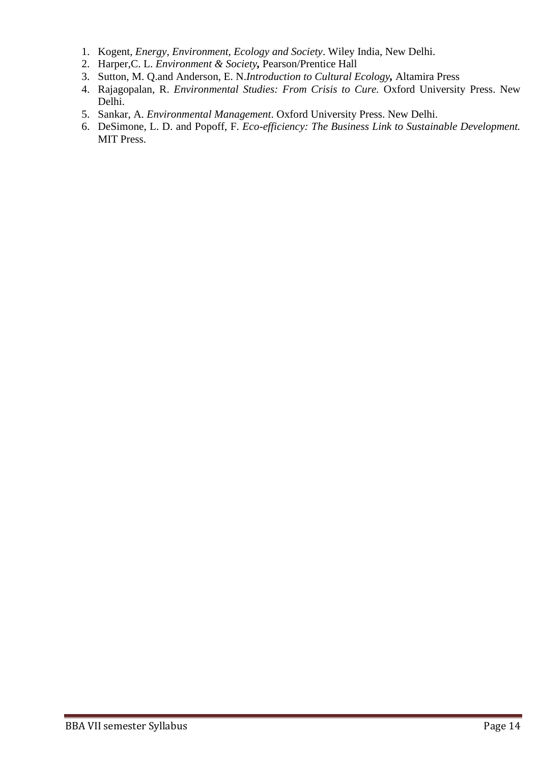1. Kogent, *Energy, Environment, Ecology and Society*. Wiley India, New Delhi.
2. Harper,C. L. *Environment & Society*, Pearson/Prentice Hall
3. Sutton, M. Q.and Anderson, E. N.*Introduction to Cultural Ecology*, Altamira Press
4. Rajagopalan, R. *Environmental Studies: From Crisis to Cure.* Oxford University Press. New Delhi.
5. Sankar, A. *Environmental Management*. Oxford University Press. New Delhi.
6. DeSimone, L. D. and Popoff, F. *Eco-efficiency: The Business Link to Sustainable Development.* MIT Press.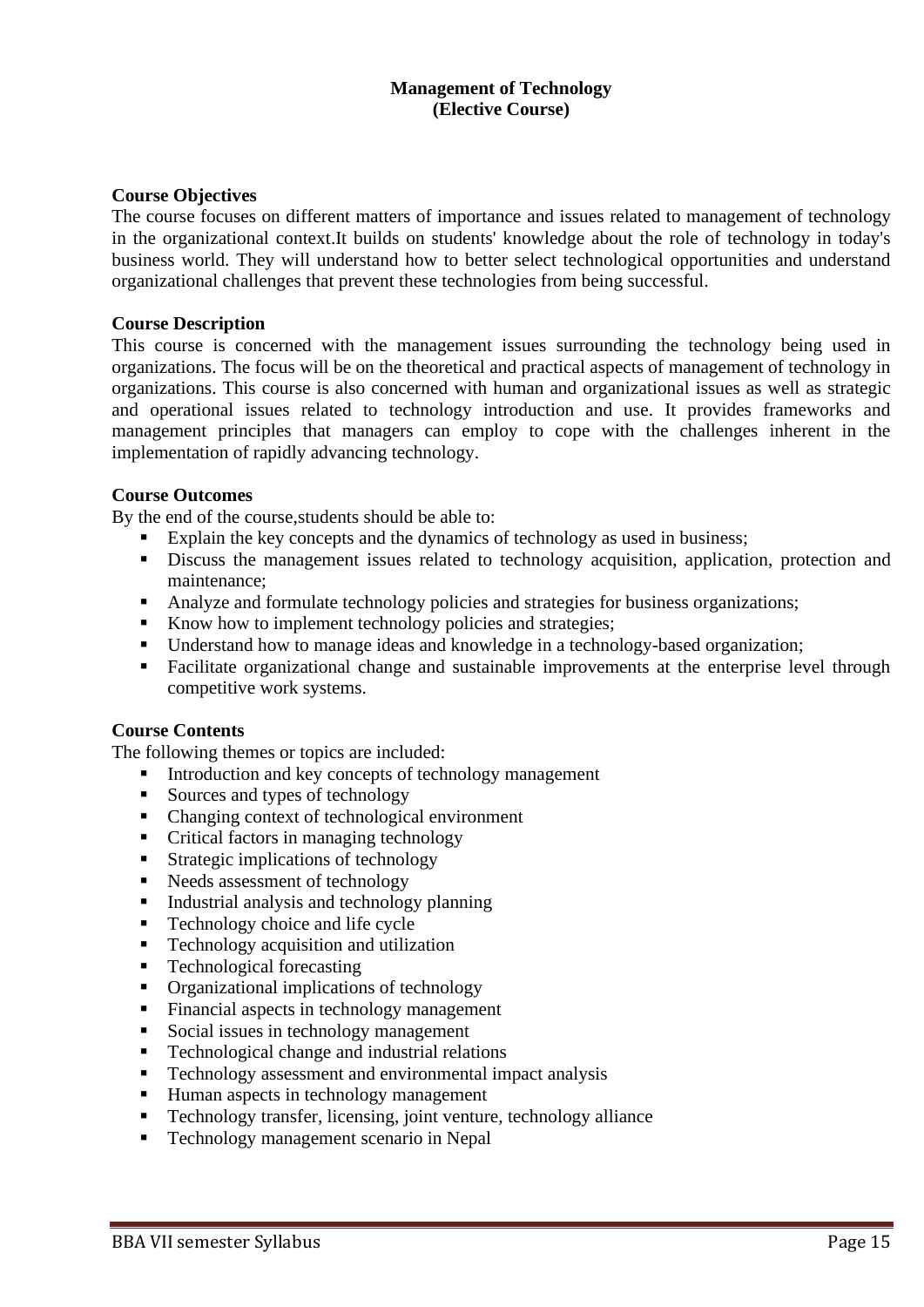# Management of Technology
## (Elective Course)

### Course Objectives

The course focuses on different matters of importance and issues related to management of technology in the organizational context.It builds on students' knowledge about the role of technology in today's business world. They will understand how to better select technological opportunities and understand organizational challenges that prevent these technologies from being successful.

### Course Description

This course is concerned with the management issues surrounding the technology being used in organizations. The focus will be on the theoretical and practical aspects of management of technology in organizations. This course is also concerned with human and organizational issues as well as strategic and operational issues related to technology introduction and use. It provides frameworks and management principles that managers can employ to cope with the challenges inherent in the implementation of rapidly advancing technology.

### Course Outcomes

By the end of the course,students should be able to:

- Explain the key concepts and the dynamics of technology as used in business;
- Discuss the management issues related to technology acquisition, application, protection and maintenance;
- Analyze and formulate technology policies and strategies for business organizations;
- Know how to implement technology policies and strategies;
- Understand how to manage ideas and knowledge in a technology-based organization;
- Facilitate organizational change and sustainable improvements at the enterprise level through competitive work systems.

### Course Contents

The following themes or topics are included:

- Introduction and key concepts of technology management
- Sources and types of technology
- Changing context of technological environment
- Critical factors in managing technology
- Strategic implications of technology
- Needs assessment of technology
- Industrial analysis and technology planning
- Technology choice and life cycle
- Technology acquisition and utilization
- Technological forecasting
- Organizational implications of technology
- Financial aspects in technology management
- Social issues in technology management
- Technological change and industrial relations
- Technology assessment and environmental impact analysis
- Human aspects in technology management
- Technology transfer, licensing, joint venture, technology alliance
- Technology management scenario in Nepal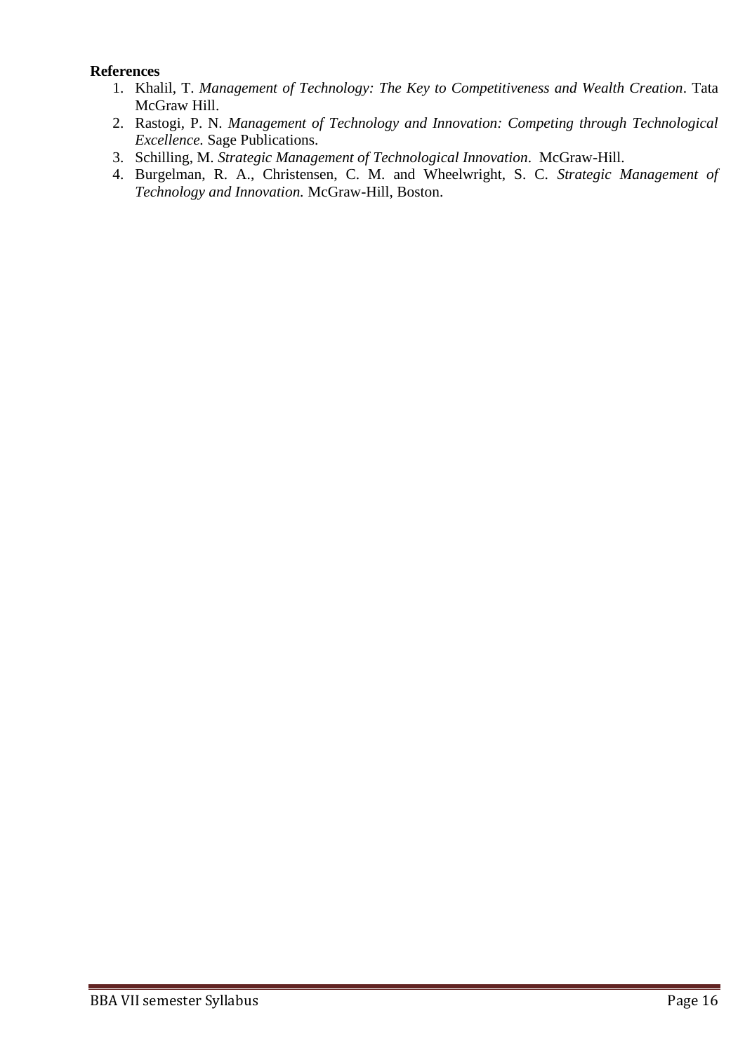**References**

1. Khalil, T. *Management of Technology: The Key to Competitiveness and Wealth Creation*. Tata McGraw Hill.
2. Rastogi, P. N. *Management of Technology and Innovation: Competing through Technological Excellence.* Sage Publications.
3. Schilling, M. *Strategic Management of Technological Innovation*. McGraw-Hill.
4. Burgelman, R. A., Christensen, C. M. and Wheelwright, S. C. *Strategic Management of Technology and Innovation.* McGraw-Hill, Boston.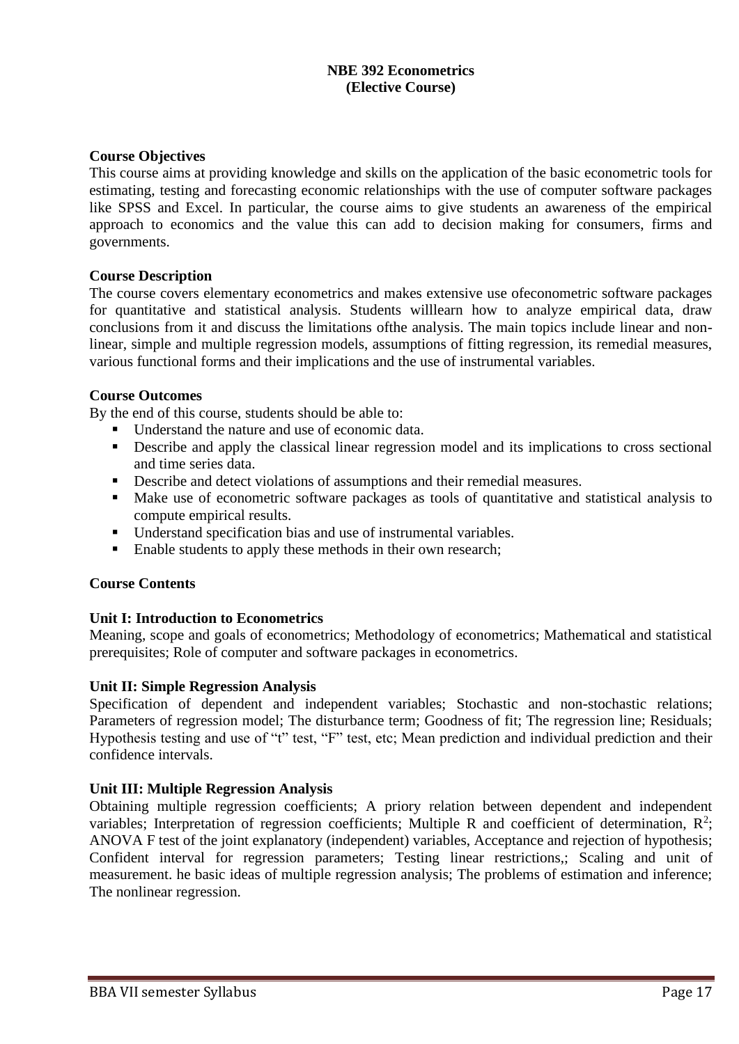**NBE 392 Econometrics**
**(Elective Course)**

**Course Objectives**

This course aims at providing knowledge and skills on the application of the basic econometric tools for estimating, testing and forecasting economic relationships with the use of computer software packages like SPSS and Excel. In particular, the course aims to give students an awareness of the empirical approach to economics and the value this can add to decision making for consumers, firms and governments.

**Course Description**

The course covers elementary econometrics and makes extensive use ofeconometric software packages for quantitative and statistical analysis. Students willlearn how to analyze empirical data, draw conclusions from it and discuss the limitations ofthe analysis. The main topics include linear and non-linear, simple and multiple regression models, assumptions of fitting regression, its remedial measures, various functional forms and their implications and the use of instrumental variables.

**Course Outcomes**

By the end of this course, students should be able to:

- Understand the nature and use of economic data.
- Describe and apply the classical linear regression model and its implications to cross sectional and time series data.
- Describe and detect violations of assumptions and their remedial measures.
- Make use of econometric software packages as tools of quantitative and statistical analysis to compute empirical results.
- Understand specification bias and use of instrumental variables.
- Enable students to apply these methods in their own research;

**Course Contents**

**Unit I: Introduction to Econometrics**

Meaning, scope and goals of econometrics; Methodology of econometrics; Mathematical and statistical prerequisites; Role of computer and software packages in econometrics.

**Unit II: Simple Regression Analysis**

Specification of dependent and independent variables; Stochastic and non-stochastic relations; Parameters of regression model; The disturbance term; Goodness of fit; The regression line; Residuals; Hypothesis testing and use of "t" test, "F" test, etc; Mean prediction and individual prediction and their confidence intervals.

**Unit III: Multiple Regression Analysis**

Obtaining multiple regression coefficients; A priory relation between dependent and independent variables; Interpretation of regression coefficients; Multiple R and coefficient of determination, $R^2$; ANOVA F test of the joint explanatory (independent) variables, Acceptance and rejection of hypothesis; Confident interval for regression parameters; Testing linear restrictions,; Scaling and unit of measurement. he basic ideas of multiple regression analysis; The problems of estimation and inference; The nonlinear regression.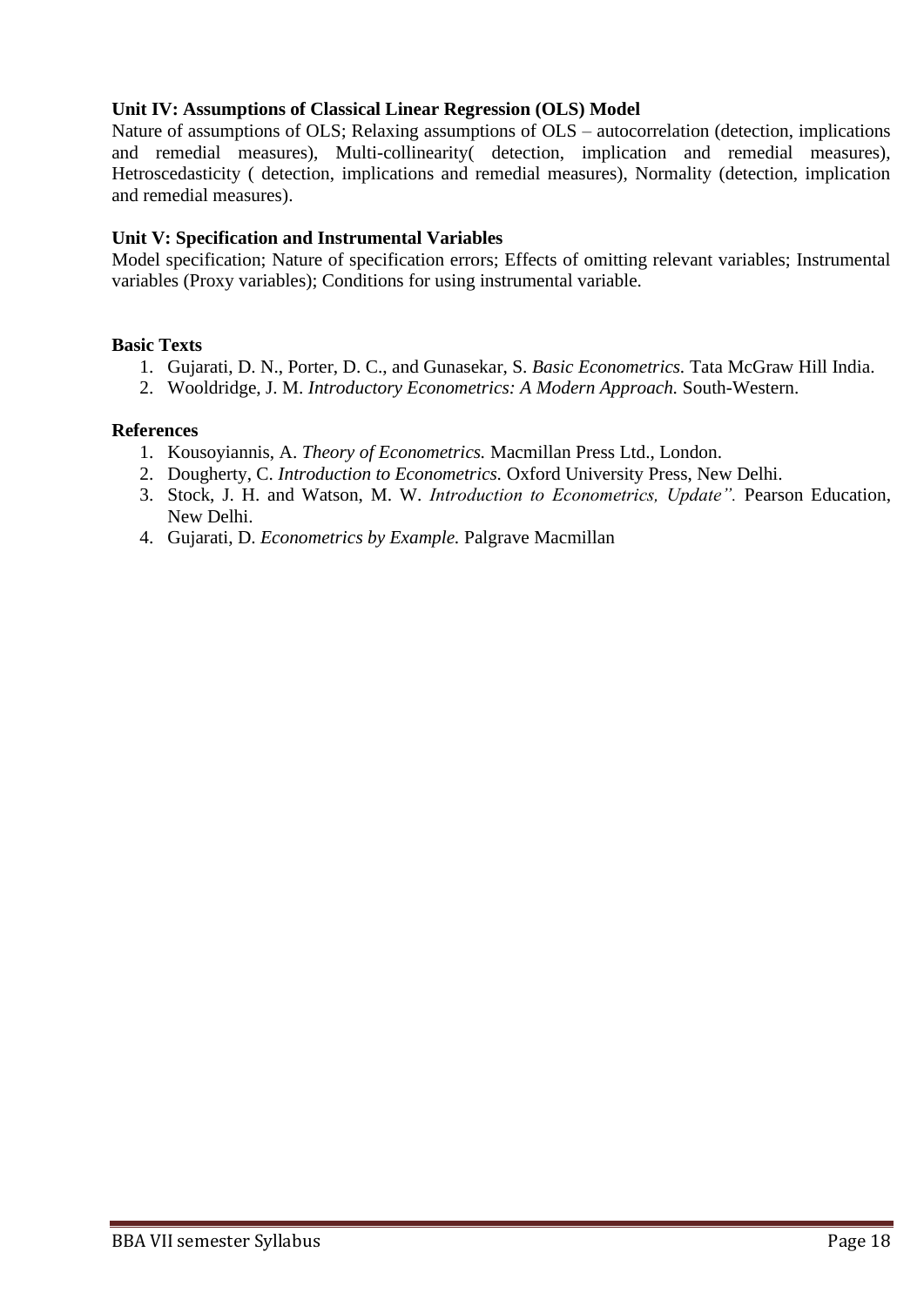**Unit IV: Assumptions of Classical Linear Regression (OLS) Model**

Nature of assumptions of OLS; Relaxing assumptions of OLS – autocorrelation (detection, implications and remedial measures), Multi-collinearity( detection, implication and remedial measures), Hetroscedasticity ( detection, implications and remedial measures), Normality (detection, implication and remedial measures).

**Unit V: Specification and Instrumental Variables**

Model specification; Nature of specification errors; Effects of omitting relevant variables; Instrumental variables (Proxy variables); Conditions for using instrumental variable.

**Basic Texts**

1. Gujarati, D. N., Porter, D. C., and Gunasekar, S. *Basic Econometrics.* Tata McGraw Hill India.
2. Wooldridge, J. M. *Introductory Econometrics: A Modern Approach.* South-Western.

**References**

1. Kousoyiannis, A. *Theory of Econometrics.* Macmillan Press Ltd., London.
2. Dougherty, C. *Introduction to Econometrics.* Oxford University Press, New Delhi.
3. Stock, J. H. and Watson, M. W. *Introduction to Econometrics, Update".* Pearson Education, New Delhi.
4. Gujarati, D. *Econometrics by Example.* Palgrave Macmillan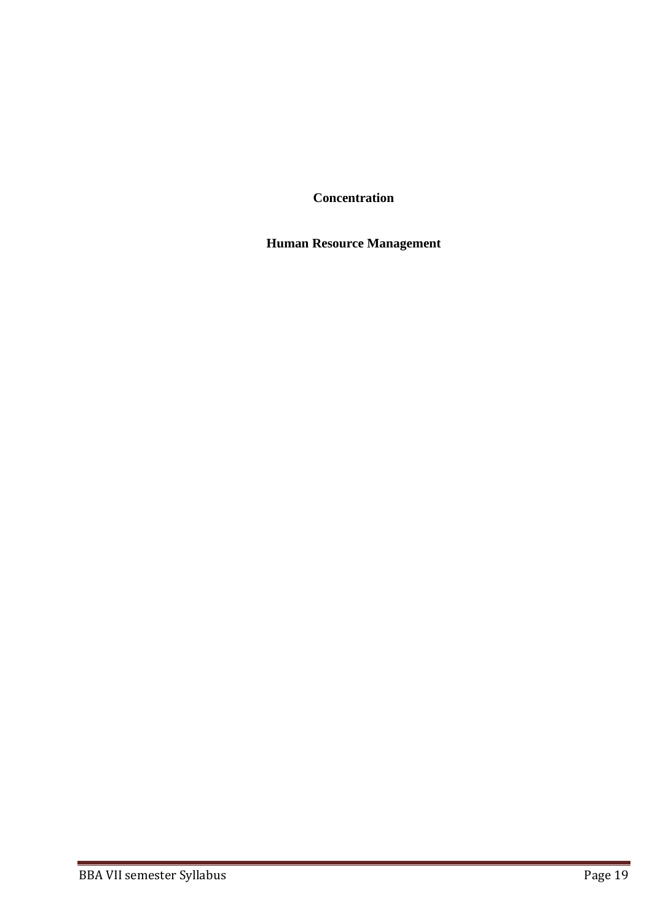# Concentration

# Human Resource Management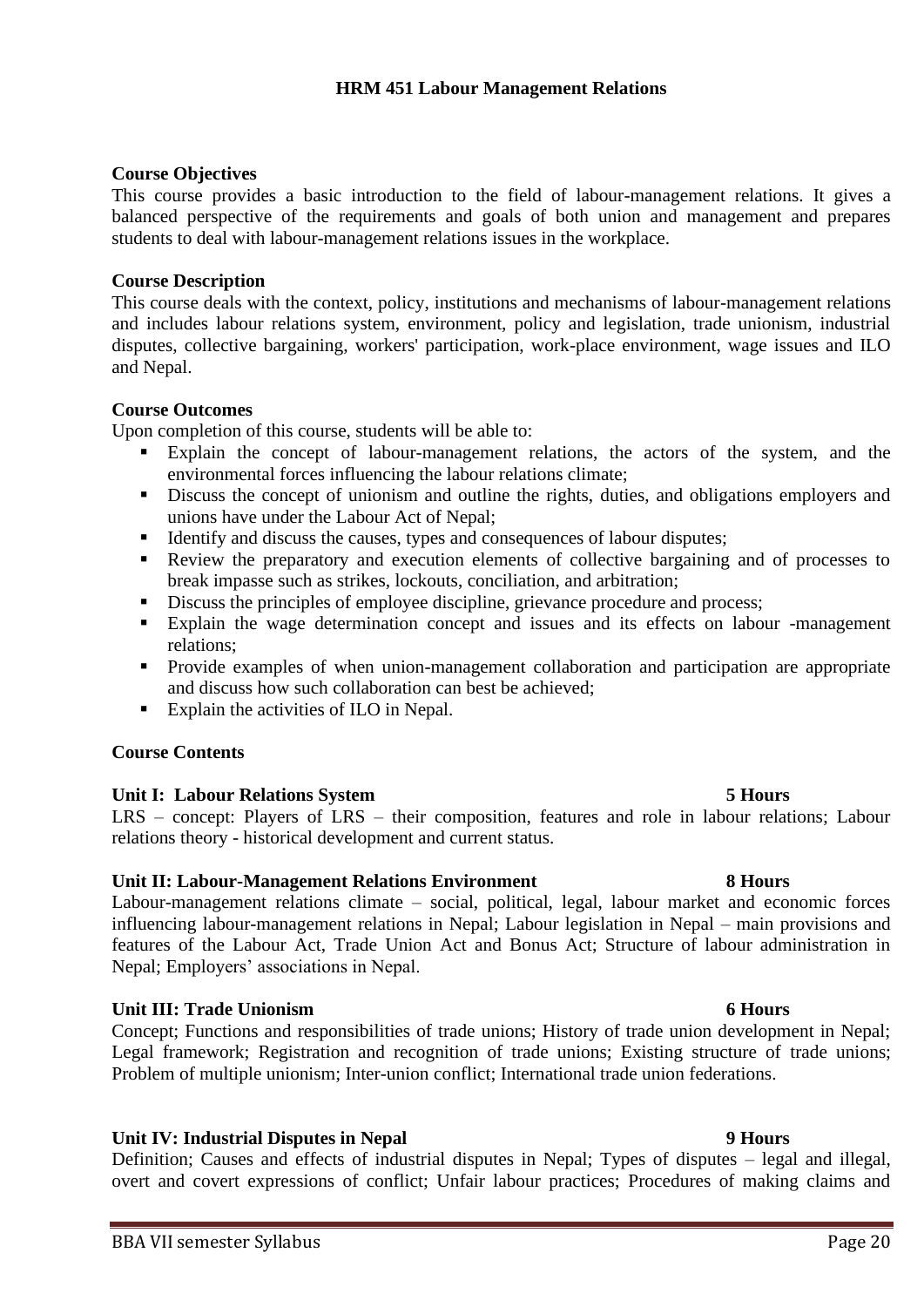# HRM 451 Labour Management Relations

**Course Objectives**

This course provides a basic introduction to the field of labour-management relations. It gives a balanced perspective of the requirements and goals of both union and management and prepares students to deal with labour-management relations issues in the workplace.

**Course Description**

This course deals with the context, policy, institutions and mechanisms of labour-management relations and includes labour relations system, environment, policy and legislation, trade unionism, industrial disputes, collective bargaining, workers' participation, work-place environment, wage issues and ILO and Nepal.

**Course Outcomes**

Upon completion of this course, students will be able to:

- Explain the concept of labour-management relations, the actors of the system, and the environmental forces influencing the labour relations climate;
- Discuss the concept of unionism and outline the rights, duties, and obligations employers and unions have under the Labour Act of Nepal;
- Identify and discuss the causes, types and consequences of labour disputes;
- Review the preparatory and execution elements of collective bargaining and of processes to break impasse such as strikes, lockouts, conciliation, and arbitration;
- Discuss the principles of employee discipline, grievance procedure and process;
- Explain the wage determination concept and issues and its effects on labour -management relations;
- Provide examples of when union-management collaboration and participation are appropriate and discuss how such collaboration can best be achieved;
- Explain the activities of ILO in Nepal.

**Course Contents**

**Unit I: Labour Relations System** **5 Hours**

LRS – concept: Players of LRS – their composition, features and role in labour relations; Labour relations theory - historical development and current status.

**Unit II: Labour-Management Relations Environment** **8 Hours**

Labour-management relations climate – social, political, legal, labour market and economic forces influencing labour-management relations in Nepal; Labour legislation in Nepal – main provisions and features of the Labour Act, Trade Union Act and Bonus Act; Structure of labour administration in Nepal; Employers' associations in Nepal.

**Unit III: Trade Unionism** **6 Hours**

Concept; Functions and responsibilities of trade unions; History of trade union development in Nepal; Legal framework; Registration and recognition of trade unions; Existing structure of trade unions; Problem of multiple unionism; Inter-union conflict; International trade union federations.

**Unit IV: Industrial Disputes in Nepal** **9 Hours**

Definition; Causes and effects of industrial disputes in Nepal; Types of disputes – legal and illegal, overt and covert expressions of conflict; Unfair labour practices; Procedures of making claims and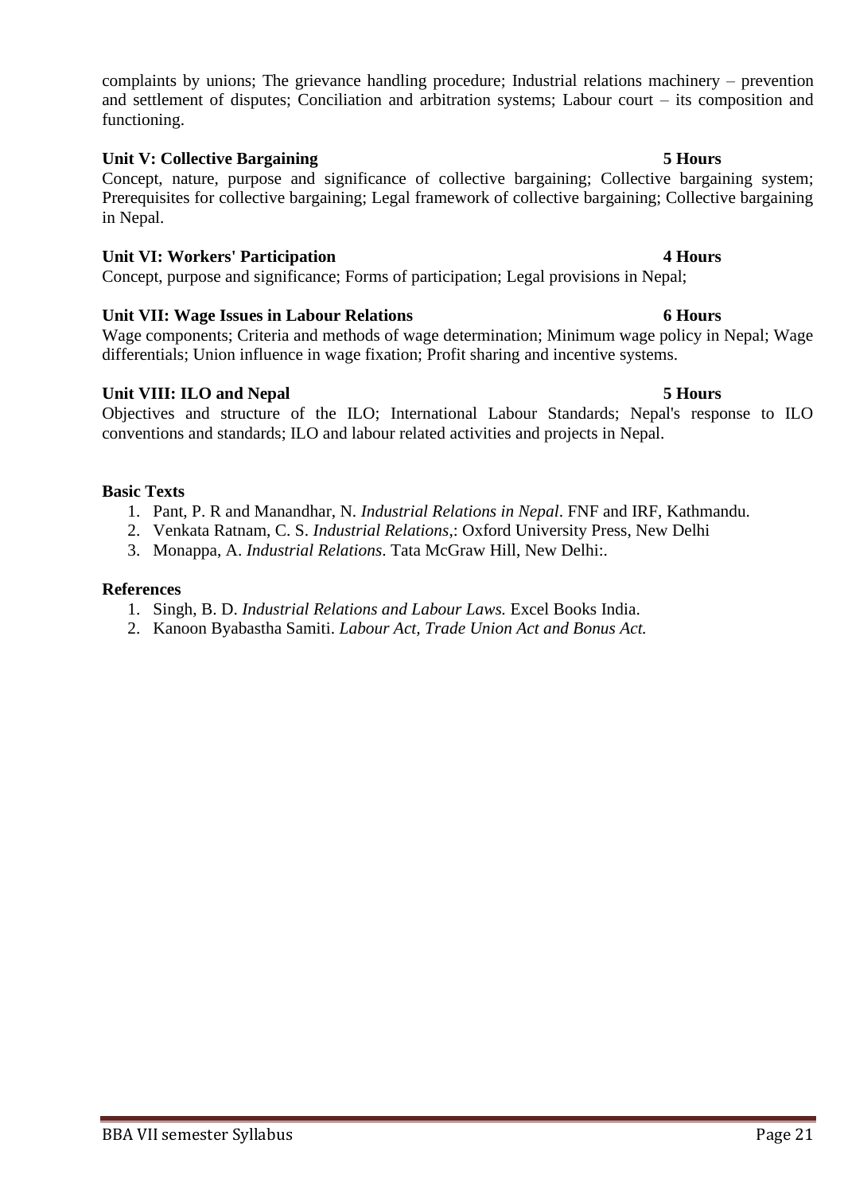complaints by unions; The grievance handling procedure; Industrial relations machinery – prevention and settlement of disputes; Conciliation and arbitration systems; Labour court – its composition and functioning.

**Unit V: Collective Bargaining 5 Hours**

Concept, nature, purpose and significance of collective bargaining; Collective bargaining system; Prerequisites for collective bargaining; Legal framework of collective bargaining; Collective bargaining in Nepal.

**Unit VI: Workers' Participation 4 Hours**

Concept, purpose and significance; Forms of participation; Legal provisions in Nepal;

**Unit VII: Wage Issues in Labour Relations 6 Hours**

Wage components; Criteria and methods of wage determination; Minimum wage policy in Nepal; Wage differentials; Union influence in wage fixation; Profit sharing and incentive systems.

**Unit VIII: ILO and Nepal 5 Hours**

Objectives and structure of the ILO; International Labour Standards; Nepal's response to ILO conventions and standards; ILO and labour related activities and projects in Nepal.

**Basic Texts**

1. Pant, P. R and Manandhar, N. *Industrial Relations in Nepal*. FNF and IRF, Kathmandu.
2. Venkata Ratnam, C. S. *Industrial Relations*,: Oxford University Press, New Delhi
3. Monappa, A. *Industrial Relations*. Tata McGraw Hill, New Delhi:.

**References**

1. Singh, B. D. *Industrial Relations and Labour Laws.* Excel Books India.
2. Kanoon Byabastha Samiti. *Labour Act, Trade Union Act and Bonus Act.*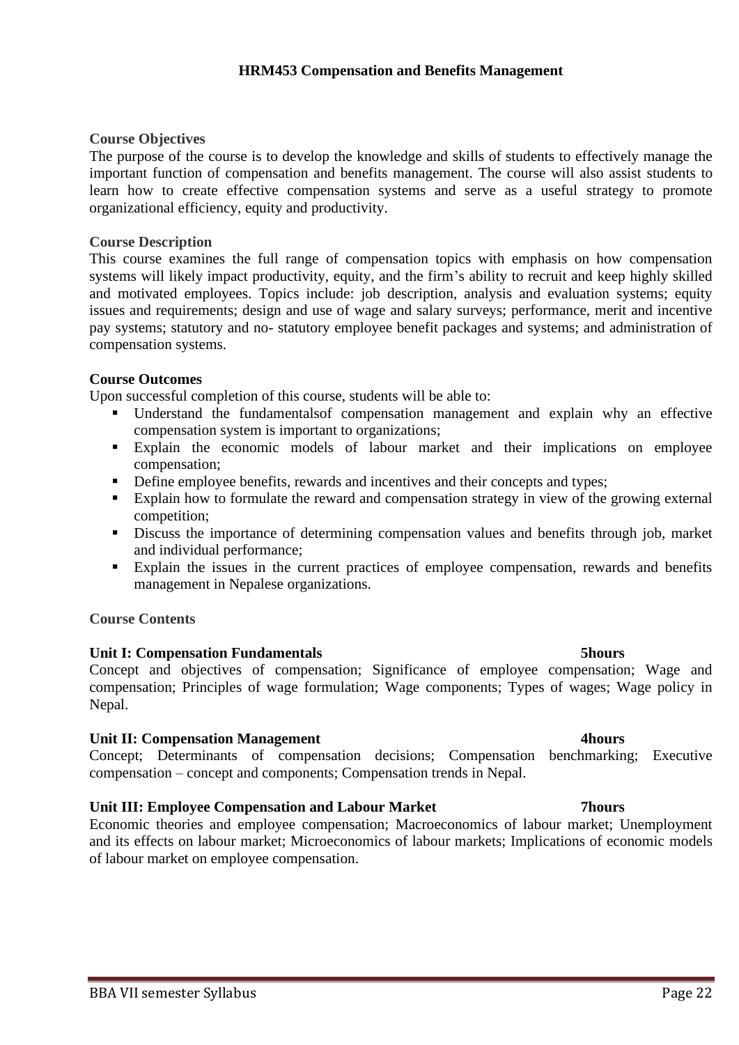# HRM453 Compensation and Benefits Management

## Course Objectives

The purpose of the course is to develop the knowledge and skills of students to effectively manage the important function of compensation and benefits management. The course will also assist students to learn how to create effective compensation systems and serve as a useful strategy to promote organizational efficiency, equity and productivity.

## Course Description

This course examines the full range of compensation topics with emphasis on how compensation systems will likely impact productivity, equity, and the firm's ability to recruit and keep highly skilled and motivated employees. Topics include: job description, analysis and evaluation systems; equity issues and requirements; design and use of wage and salary surveys; performance, merit and incentive pay systems; statutory and no- statutory employee benefit packages and systems; and administration of compensation systems.

## Course Outcomes

Upon successful completion of this course, students will be able to:

- Understand the fundamentalsof compensation management and explain why an effective compensation system is important to organizations;
- Explain the economic models of labour market and their implications on employee compensation;
- Define employee benefits, rewards and incentives and their concepts and types;
- Explain how to formulate the reward and compensation strategy in view of the growing external competition;
- Discuss the importance of determining compensation values and benefits through job, market and individual performance;
- Explain the issues in the current practices of employee compensation, rewards and benefits management in Nepalese organizations.

## Course Contents

### Unit I: Compensation Fundamentals 5hours

Concept and objectives of compensation; Significance of employee compensation; Wage and compensation; Principles of wage formulation; Wage components; Types of wages; Wage policy in Nepal.

### Unit II: Compensation Management 4hours

Concept; Determinants of compensation decisions; Compensation benchmarking; Executive compensation – concept and components; Compensation trends in Nepal.

### Unit III: Employee Compensation and Labour Market 7hours

Economic theories and employee compensation; Macroeconomics of labour market; Unemployment and its effects on labour market; Microeconomics of labour markets; Implications of economic models of labour market on employee compensation.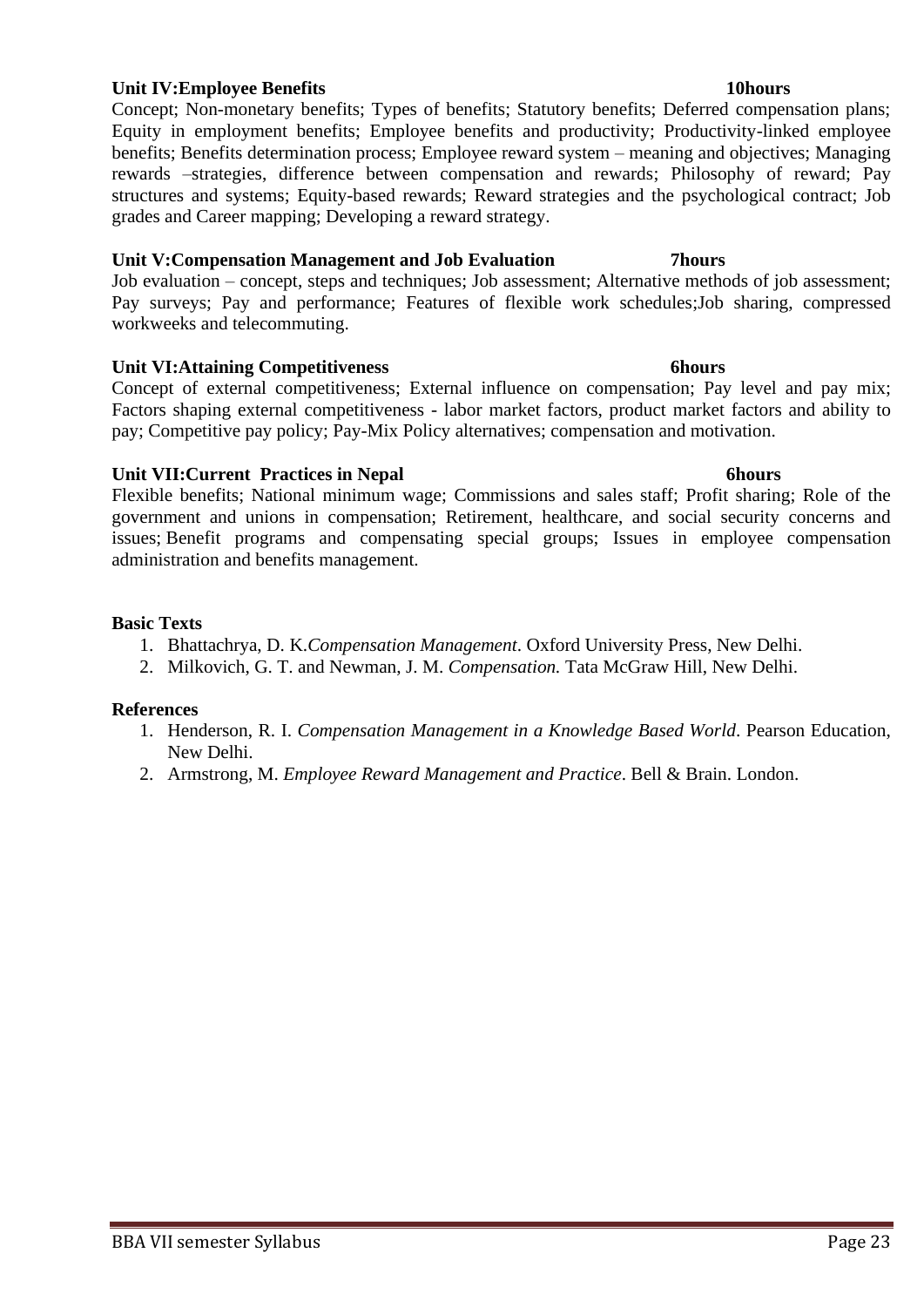**Unit IV:Employee Benefits 10hours**

Concept; Non-monetary benefits; Types of benefits; Statutory benefits; Deferred compensation plans; Equity in employment benefits; Employee benefits and productivity; Productivity-linked employee benefits; Benefits determination process; Employee reward system – meaning and objectives; Managing rewards –strategies, difference between compensation and rewards; Philosophy of reward; Pay structures and systems; Equity-based rewards; Reward strategies and the psychological contract; Job grades and Career mapping; Developing a reward strategy.

**Unit V:Compensation Management and Job Evaluation 7hours**

Job evaluation – concept, steps and techniques; Job assessment; Alternative methods of job assessment; Pay surveys; Pay and performance; Features of flexible work schedules;Job sharing, compressed workweeks and telecommuting.

**Unit VI:Attaining Competitiveness 6hours**

Concept of external competitiveness; External influence on compensation; Pay level and pay mix; Factors shaping external competitiveness - labor market factors, product market factors and ability to pay; Competitive pay policy; Pay-Mix Policy alternatives; compensation and motivation.

**Unit VII:Current Practices in Nepal 6hours**

Flexible benefits; National minimum wage; Commissions and sales staff; Profit sharing; Role of the government and unions in compensation; Retirement, healthcare, and social security concerns and issues; Benefit programs and compensating special groups; Issues in employee compensation administration and benefits management.

**Basic Texts**

1. Bhattachrya, D. K.*Compensation Management*. Oxford University Press, New Delhi.
2. Milkovich, G. T. and Newman, J. M. *Compensation.* Tata McGraw Hill, New Delhi.

**References**

1. Henderson, R. I. *Compensation Management in a Knowledge Based World*. Pearson Education, New Delhi.
2. Armstrong, M. *Employee Reward Management and Practice*. Bell & Brain. London.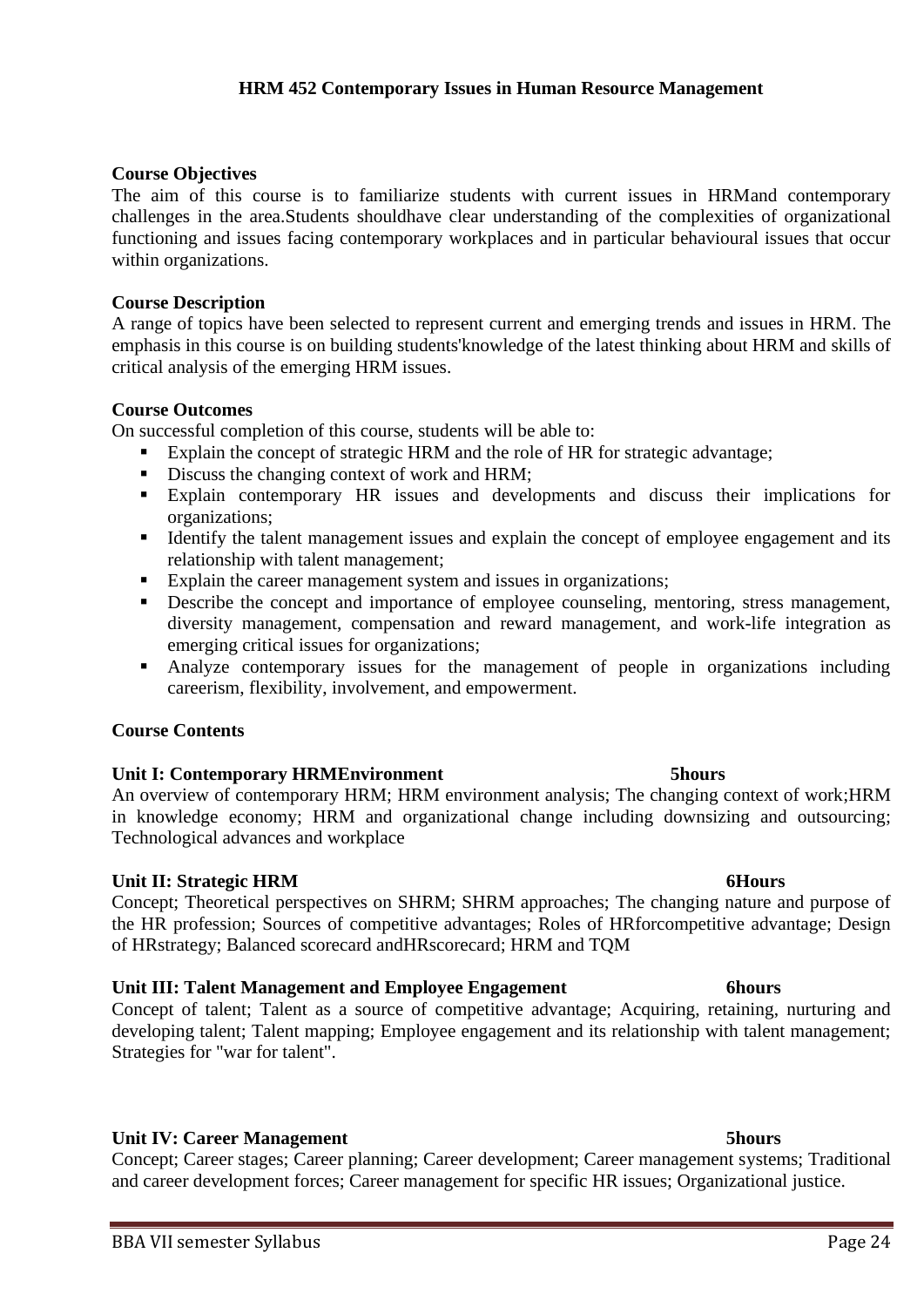# HRM 452 Contemporary Issues in Human Resource Management

**Course Objectives**

The aim of this course is to familiarize students with current issues in HRMand contemporary challenges in the area.Students shouldhave clear understanding of the complexities of organizational functioning and issues facing contemporary workplaces and in particular behavioural issues that occur within organizations.

**Course Description**

A range of topics have been selected to represent current and emerging trends and issues in HRM. The emphasis in this course is on building students'knowledge of the latest thinking about HRM and skills of critical analysis of the emerging HRM issues.

**Course Outcomes**

On successful completion of this course, students will be able to:

- Explain the concept of strategic HRM and the role of HR for strategic advantage;
- Discuss the changing context of work and HRM;
- Explain contemporary HR issues and developments and discuss their implications for organizations;
- Identify the talent management issues and explain the concept of employee engagement and its relationship with talent management;
- Explain the career management system and issues in organizations;
- Describe the concept and importance of employee counseling, mentoring, stress management, diversity management, compensation and reward management, and work-life integration as emerging critical issues for organizations;
- Analyze contemporary issues for the management of people in organizations including careerism, flexibility, involvement, and empowerment.

**Course Contents**

**Unit I: Contemporary HRMEnvironment 5hours**

An overview of contemporary HRM; HRM environment analysis; The changing context of work;HRM in knowledge economy; HRM and organizational change including downsizing and outsourcing; Technological advances and workplace

**Unit II: Strategic HRM 6Hours**

Concept; Theoretical perspectives on SHRM; SHRM approaches; The changing nature and purpose of the HR profession; Sources of competitive advantages; Roles of HRforcompetitive advantage; Design of HRstrategy; Balanced scorecard andHRscorecard; HRM and TQM

**Unit III: Talent Management and Employee Engagement 6hours**

Concept of talent; Talent as a source of competitive advantage; Acquiring, retaining, nurturing and developing talent; Talent mapping; Employee engagement and its relationship with talent management; Strategies for "war for talent".

**Unit IV: Career Management 5hours**

Concept; Career stages; Career planning; Career development; Career management systems; Traditional and career development forces; Career management for specific HR issues; Organizational justice.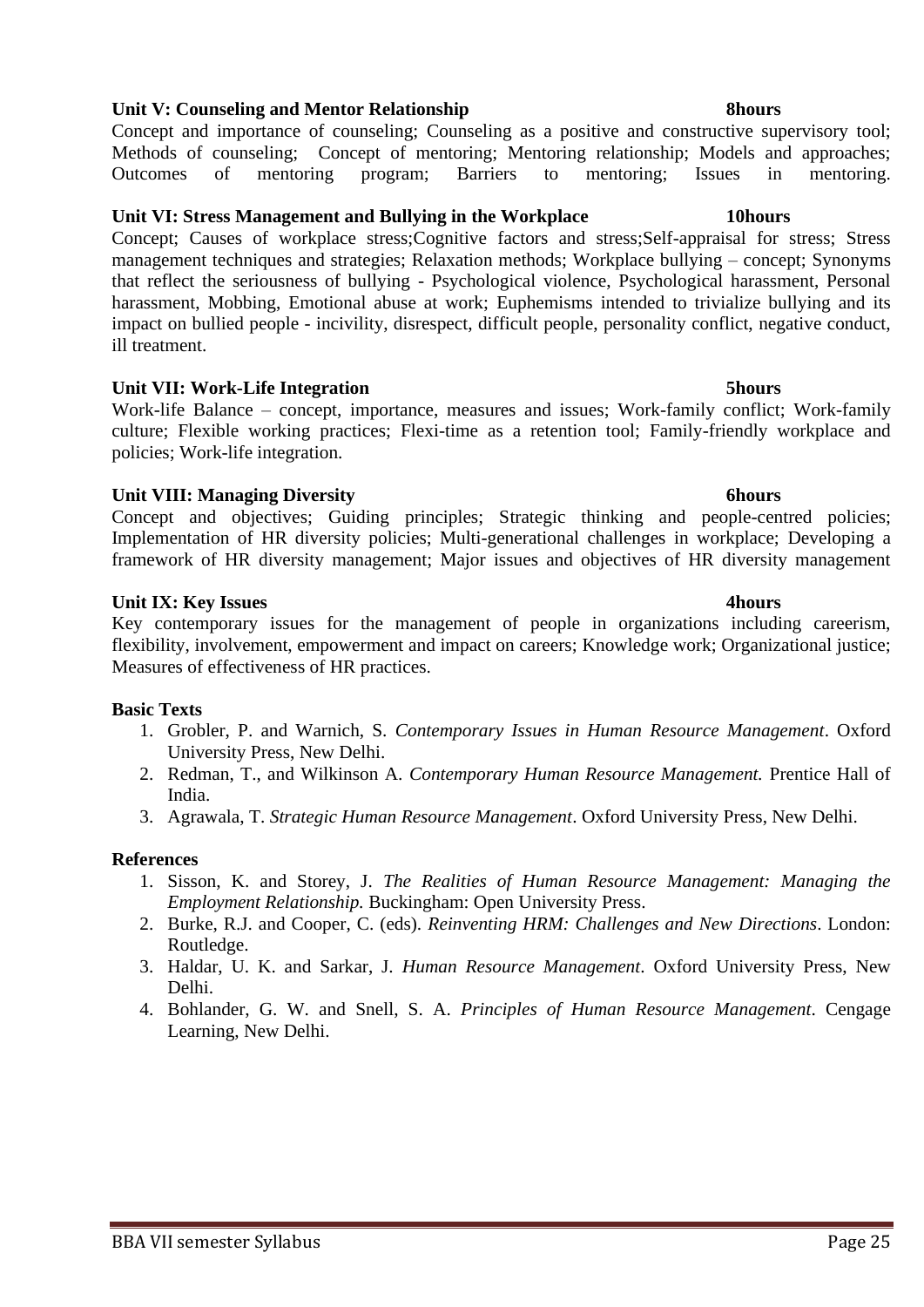**Unit V: Counseling and Mentor Relationship** **8hours**

Concept and importance of counseling; Counseling as a positive and constructive supervisory tool; Methods of counseling; Concept of mentoring; Mentoring relationship; Models and approaches; Outcomes of mentoring program; Barriers to mentoring; Issues in mentoring.

**Unit VI: Stress Management and Bullying in the Workplace** **10hours**

Concept; Causes of workplace stress;Cognitive factors and stress;Self-appraisal for stress; Stress management techniques and strategies; Relaxation methods; Workplace bullying – concept; Synonyms that reflect the seriousness of bullying - Psychological violence, Psychological harassment, Personal harassment, Mobbing, Emotional abuse at work; Euphemisms intended to trivialize bullying and its impact on bullied people - incivility, disrespect, difficult people, personality conflict, negative conduct, ill treatment.

**Unit VII: Work-Life Integration** **5hours**

Work-life Balance – concept, importance, measures and issues; Work-family conflict; Work-family culture; Flexible working practices; Flexi-time as a retention tool; Family-friendly workplace and policies; Work-life integration.

**Unit VIII: Managing Diversity** **6hours**

Concept and objectives; Guiding principles; Strategic thinking and people-centred policies; Implementation of HR diversity policies; Multi-generational challenges in workplace; Developing a framework of HR diversity management; Major issues and objectives of HR diversity management

**Unit IX: Key Issues** **4hours**

Key contemporary issues for the management of people in organizations including careerism, flexibility, involvement, empowerment and impact on careers; Knowledge work; Organizational justice; Measures of effectiveness of HR practices.

**Basic Texts**

1. Grobler, P. and Warnich, S. *Contemporary Issues in Human Resource Management*. Oxford University Press, New Delhi.
2. Redman, T., and Wilkinson A. *Contemporary Human Resource Management.* Prentice Hall of India.
3. Agrawala, T. *Strategic Human Resource Management*. Oxford University Press, New Delhi.

**References**

1. Sisson, K. and Storey, J. *The Realities of Human Resource Management: Managing the Employment Relationship.* Buckingham: Open University Press.
2. Burke, R.J. and Cooper, C. (eds). *Reinventing HRM: Challenges and New Directions*. London: Routledge.
3. Haldar, U. K. and Sarkar, J. *Human Resource Management*. Oxford University Press, New Delhi.
4. Bohlander, G. W. and Snell, S. A. *Principles of Human Resource Management*. Cengage Learning, New Delhi.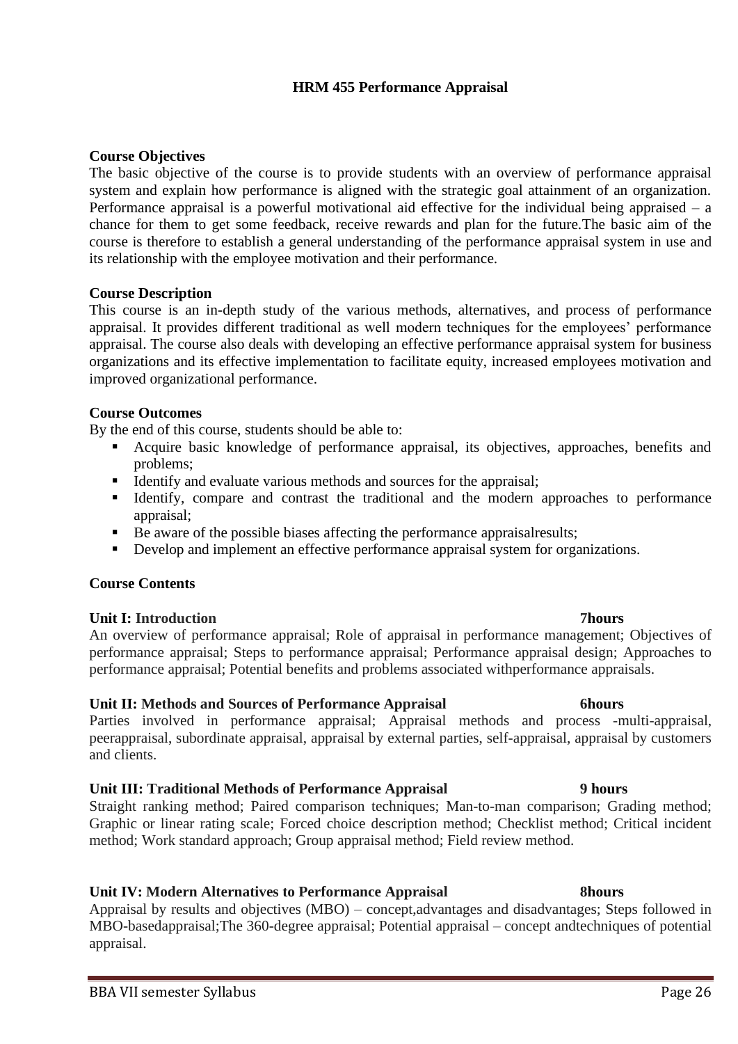# HRM 455 Performance Appraisal

**Course Objectives**

The basic objective of the course is to provide students with an overview of performance appraisal system and explain how performance is aligned with the strategic goal attainment of an organization. Performance appraisal is a powerful motivational aid effective for the individual being appraised – a chance for them to get some feedback, receive rewards and plan for the future.The basic aim of the course is therefore to establish a general understanding of the performance appraisal system in use and its relationship with the employee motivation and their performance.

**Course Description**

This course is an in-depth study of the various methods, alternatives, and process of performance appraisal. It provides different traditional as well modern techniques for the employees' performance appraisal. The course also deals with developing an effective performance appraisal system for business organizations and its effective implementation to facilitate equity, increased employees motivation and improved organizational performance.

**Course Outcomes**

By the end of this course, students should be able to:

- Acquire basic knowledge of performance appraisal, its objectives, approaches, benefits and problems;
- Identify and evaluate various methods and sources for the appraisal;
- Identify, compare and contrast the traditional and the modern approaches to performance appraisal;
- Be aware of the possible biases affecting the performance appraisalresults;
- Develop and implement an effective performance appraisal system for organizations.

**Course Contents**

**Unit I: Introduction 7hours**

An overview of performance appraisal; Role of appraisal in performance management; Objectives of performance appraisal; Steps to performance appraisal; Performance appraisal design; Approaches to performance appraisal; Potential benefits and problems associated withperformance appraisals.

**Unit II: Methods and Sources of Performance Appraisal 6hours**

Parties involved in performance appraisal; Appraisal methods and process -multi-appraisal, peerappraisal, subordinate appraisal, appraisal by external parties, self-appraisal, appraisal by customers and clients.

**Unit III: Traditional Methods of Performance Appraisal 9 hours**

Straight ranking method; Paired comparison techniques; Man-to-man comparison; Grading method; Graphic or linear rating scale; Forced choice description method; Checklist method; Critical incident method; Work standard approach; Group appraisal method; Field review method.

**Unit IV: Modern Alternatives to Performance Appraisal 8hours**

Appraisal by results and objectives (MBO) – concept,advantages and disadvantages; Steps followed in MBO-basedappraisal;The 360-degree appraisal; Potential appraisal – concept andtechniques of potential appraisal.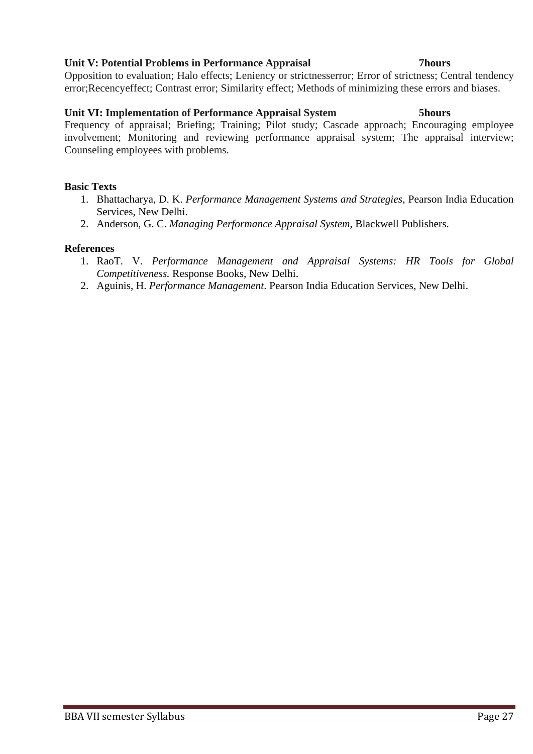**Unit V: Potential Problems in Performance Appraisal 7hours**

Opposition to evaluation; Halo effects; Leniency or strictnesserror; Error of strictness; Central tendency error;Recencyeffect; Contrast error; Similarity effect; Methods of minimizing these errors and biases.

**Unit VI: Implementation of Performance Appraisal System 5hours**

Frequency of appraisal; Briefing; Training; Pilot study; Cascade approach; Encouraging employee involvement; Monitoring and reviewing performance appraisal system; The appraisal interview; Counseling employees with problems.

**Basic Texts**

1. Bhattacharya, D. K. *Performance Management Systems and Strategies*, Pearson India Education Services, New Delhi.
2. Anderson, G. C. *Managing Performance Appraisal System*, Blackwell Publishers.

**References**

1. RaoT. V. *Performance Management and Appraisal Systems: HR Tools for Global Competitiveness.* Response Books, New Delhi.
2. Aguinis, H. *Performance Management*. Pearson India Education Services, New Delhi.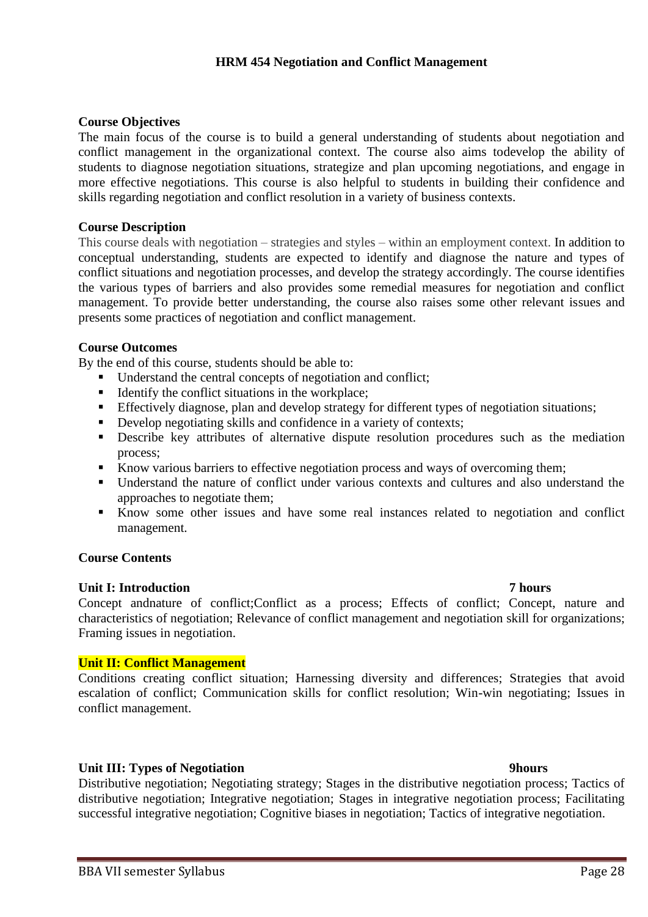## HRM 454 Negotiation and Conflict Management

**Course Objectives**

The main focus of the course is to build a general understanding of students about negotiation and conflict management in the organizational context. The course also aims todevelop the ability of students to diagnose negotiation situations, strategize and plan upcoming negotiations, and engage in more effective negotiations. This course is also helpful to students in building their confidence and skills regarding negotiation and conflict resolution in a variety of business contexts.

**Course Description**

This course deals with negotiation – strategies and styles – within an employment context. In addition to conceptual understanding, students are expected to identify and diagnose the nature and types of conflict situations and negotiation processes, and develop the strategy accordingly. The course identifies the various types of barriers and also provides some remedial measures for negotiation and conflict management. To provide better understanding, the course also raises some other relevant issues and presents some practices of negotiation and conflict management.

**Course Outcomes**

By the end of this course, students should be able to:

- Understand the central concepts of negotiation and conflict;
- Identify the conflict situations in the workplace;
- Effectively diagnose, plan and develop strategy for different types of negotiation situations;
- Develop negotiating skills and confidence in a variety of contexts;
- Describe key attributes of alternative dispute resolution procedures such as the mediation process;
- Know various barriers to effective negotiation process and ways of overcoming them;
- Understand the nature of conflict under various contexts and cultures and also understand the approaches to negotiate them;
- Know some other issues and have some real instances related to negotiation and conflict management.

**Course Contents**

**Unit I: Introduction** **7 hours**

Concept andnature of conflict;Conflict as a process; Effects of conflict; Concept, nature and characteristics of negotiation; Relevance of conflict management and negotiation skill for organizations; Framing issues in negotiation.

**Unit II: Conflict Management**

Conditions creating conflict situation; Harnessing diversity and differences; Strategies that avoid escalation of conflict; Communication skills for conflict resolution; Win-win negotiating; Issues in conflict management.

**Unit III: Types of Negotiation** **9hours**

Distributive negotiation; Negotiating strategy; Stages in the distributive negotiation process; Tactics of distributive negotiation; Integrative negotiation; Stages in integrative negotiation process; Facilitating successful integrative negotiation; Cognitive biases in negotiation; Tactics of integrative negotiation.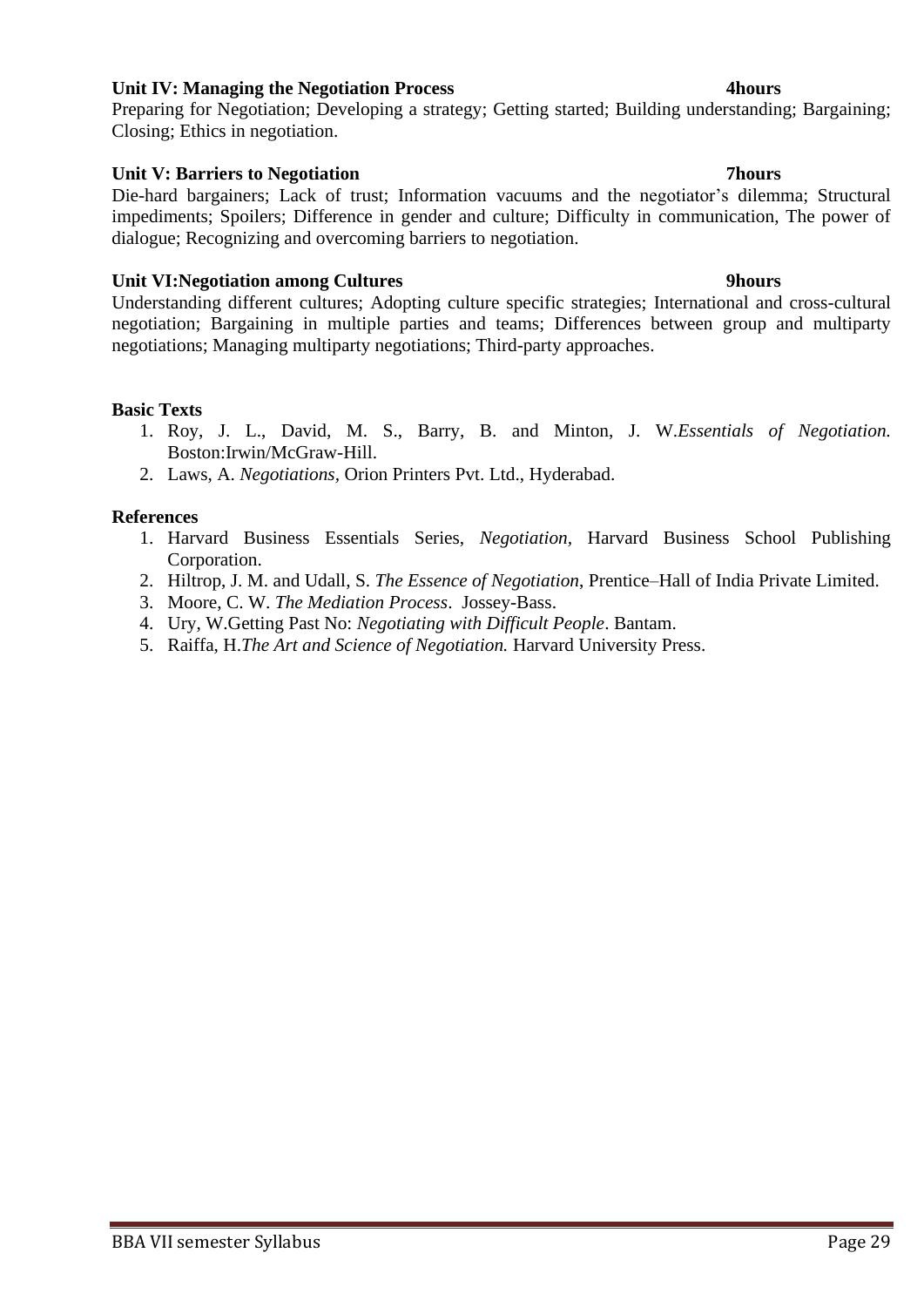**Unit IV: Managing the Negotiation Process 4hours**

Preparing for Negotiation; Developing a strategy; Getting started; Building understanding; Bargaining; Closing; Ethics in negotiation.

**Unit V: Barriers to Negotiation 7hours**

Die-hard bargainers; Lack of trust; Information vacuums and the negotiator's dilemma; Structural impediments; Spoilers; Difference in gender and culture; Difficulty in communication, The power of dialogue; Recognizing and overcoming barriers to negotiation.

**Unit VI:Negotiation among Cultures 9hours**

Understanding different cultures; Adopting culture specific strategies; International and cross-cultural negotiation; Bargaining in multiple parties and teams; Differences between group and multiparty negotiations; Managing multiparty negotiations; Third-party approaches.

**Basic Texts**

1. Roy, J. L., David, M. S., Barry, B. and Minton, J. W.*Essentials of Negotiation.* Boston:Irwin/McGraw-Hill.
2. Laws, A. *Negotiations,* Orion Printers Pvt. Ltd., Hyderabad.

**References**

1. Harvard Business Essentials Series, *Negotiation*, Harvard Business School Publishing Corporation.
2. Hiltrop, J. M. and Udall, S. *The Essence of Negotiation*, Prentice–Hall of India Private Limited.
3. Moore, C. W. *The Mediation Process*. Jossey-Bass.
4. Ury, W.Getting Past No: *Negotiating with Difficult People*. Bantam.
5. Raiffa, H.*The Art and Science of Negotiation.* Harvard University Press.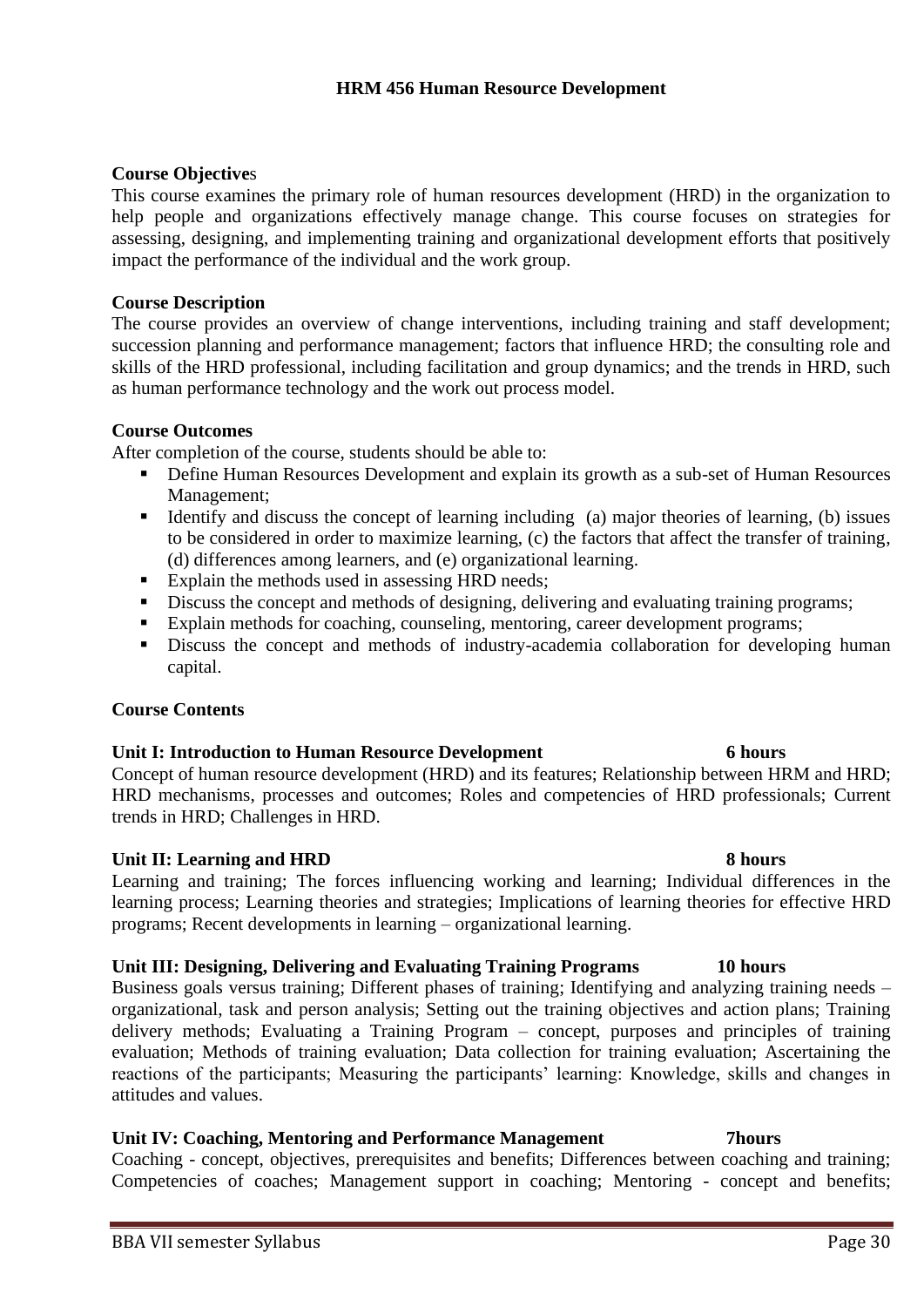## HRM 456 Human Resource Development

**Course Objectives**

This course examines the primary role of human resources development (HRD) in the organization to help people and organizations effectively manage change. This course focuses on strategies for assessing, designing, and implementing training and organizational development efforts that positively impact the performance of the individual and the work group.

**Course Description**

The course provides an overview of change interventions, including training and staff development; succession planning and performance management; factors that influence HRD; the consulting role and skills of the HRD professional, including facilitation and group dynamics; and the trends in HRD, such as human performance technology and the work out process model.

**Course Outcomes**

After completion of the course, students should be able to:

- Define Human Resources Development and explain its growth as a sub-set of Human Resources Management;
- Identify and discuss the concept of learning including (a) major theories of learning, (b) issues to be considered in order to maximize learning, (c) the factors that affect the transfer of training, (d) differences among learners, and (e) organizational learning.
- Explain the methods used in assessing HRD needs;
- Discuss the concept and methods of designing, delivering and evaluating training programs;
- Explain methods for coaching, counseling, mentoring, career development programs;
- Discuss the concept and methods of industry-academia collaboration for developing human capital.

**Course Contents**

**Unit I: Introduction to Human Resource Development 6 hours**

Concept of human resource development (HRD) and its features; Relationship between HRM and HRD; HRD mechanisms, processes and outcomes; Roles and competencies of HRD professionals; Current trends in HRD; Challenges in HRD.

**Unit II: Learning and HRD 8 hours**

Learning and training; The forces influencing working and learning; Individual differences in the learning process; Learning theories and strategies; Implications of learning theories for effective HRD programs; Recent developments in learning – organizational learning.

**Unit III: Designing, Delivering and Evaluating Training Programs 10 hours**

Business goals versus training; Different phases of training; Identifying and analyzing training needs – organizational, task and person analysis; Setting out the training objectives and action plans; Training delivery methods; Evaluating a Training Program – concept, purposes and principles of training evaluation; Methods of training evaluation; Data collection for training evaluation; Ascertaining the reactions of the participants; Measuring the participants' learning: Knowledge, skills and changes in attitudes and values.

**Unit IV: Coaching, Mentoring and Performance Management 7hours**

Coaching - concept, objectives, prerequisites and benefits; Differences between coaching and training; Competencies of coaches; Management support in coaching; Mentoring - concept and benefits;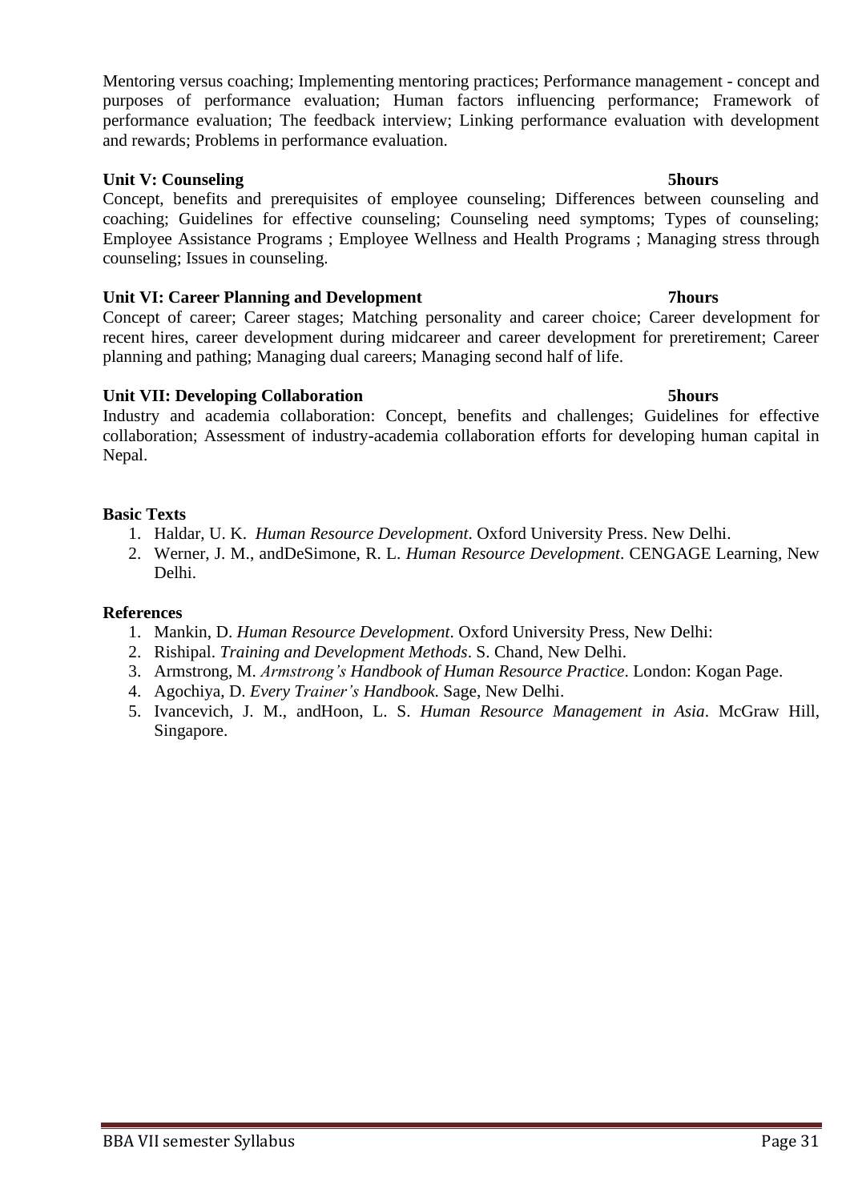Mentoring versus coaching; Implementing mentoring practices; Performance management - concept and purposes of performance evaluation; Human factors influencing performance; Framework of performance evaluation; The feedback interview; Linking performance evaluation with development and rewards; Problems in performance evaluation.

**Unit V: Counseling** **5hours**

Concept, benefits and prerequisites of employee counseling; Differences between counseling and coaching; Guidelines for effective counseling; Counseling need symptoms; Types of counseling; Employee Assistance Programs ; Employee Wellness and Health Programs ; Managing stress through counseling; Issues in counseling.

**Unit VI: Career Planning and Development** **7hours**

Concept of career; Career stages; Matching personality and career choice; Career development for recent hires, career development during midcareer and career development for preretirement; Career planning and pathing; Managing dual careers; Managing second half of life.

**Unit VII: Developing Collaboration** **5hours**

Industry and academia collaboration: Concept, benefits and challenges; Guidelines for effective collaboration; Assessment of industry-academia collaboration efforts for developing human capital in Nepal.

**Basic Texts**

1. Haldar, U. K. *Human Resource Development*. Oxford University Press. New Delhi.
2. Werner, J. M., andDeSimone, R. L. *Human Resource Development*. CENGAGE Learning, New Delhi.

**References**

1. Mankin, D. *Human Resource Development*. Oxford University Press, New Delhi:
2. Rishipal. *Training and Development Methods*. S. Chand, New Delhi.
3. Armstrong, M. *Armstrong's Handbook of Human Resource Practice*. London: Kogan Page.
4. Agochiya, D. *Every Trainer's Handbook*. Sage, New Delhi.
5. Ivancevich, J. M., andHoon, L. S. *Human Resource Management in Asia*. McGraw Hill, Singapore.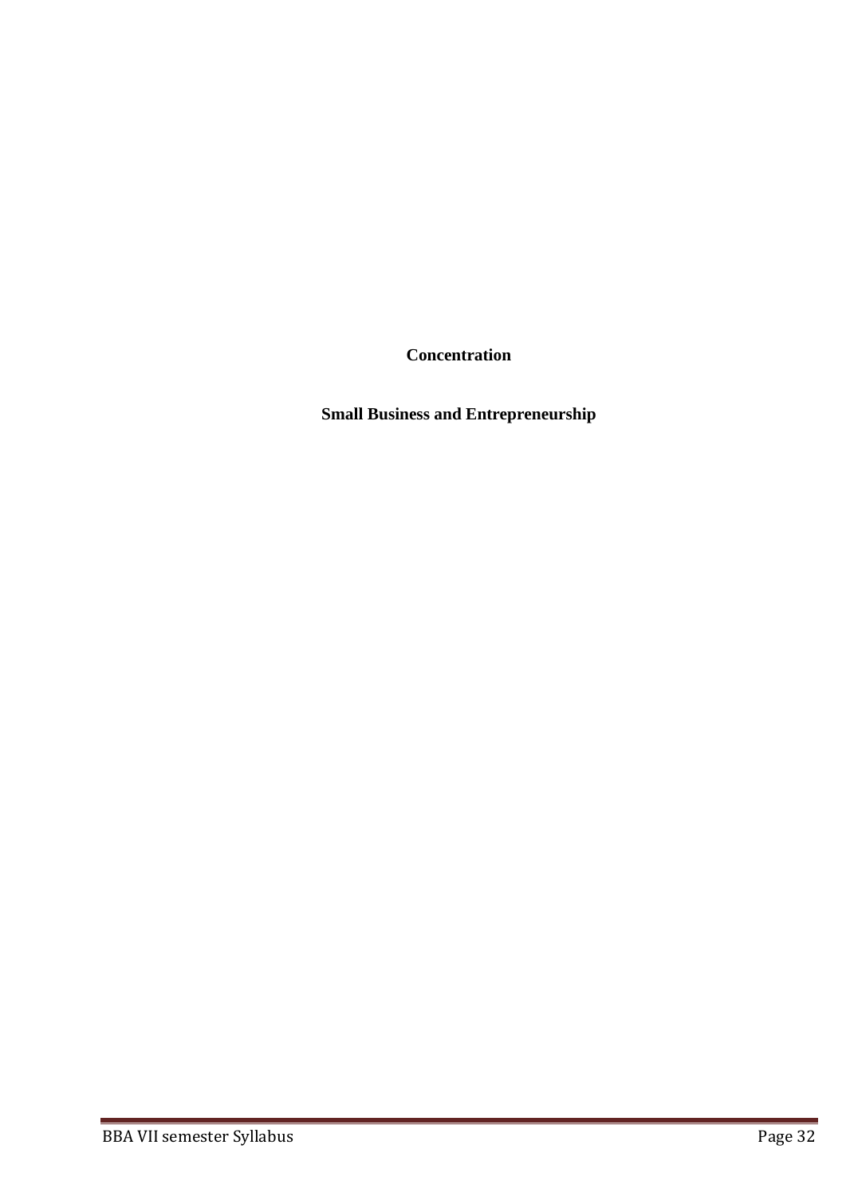**Concentration**

**Small Business and Entrepreneurship**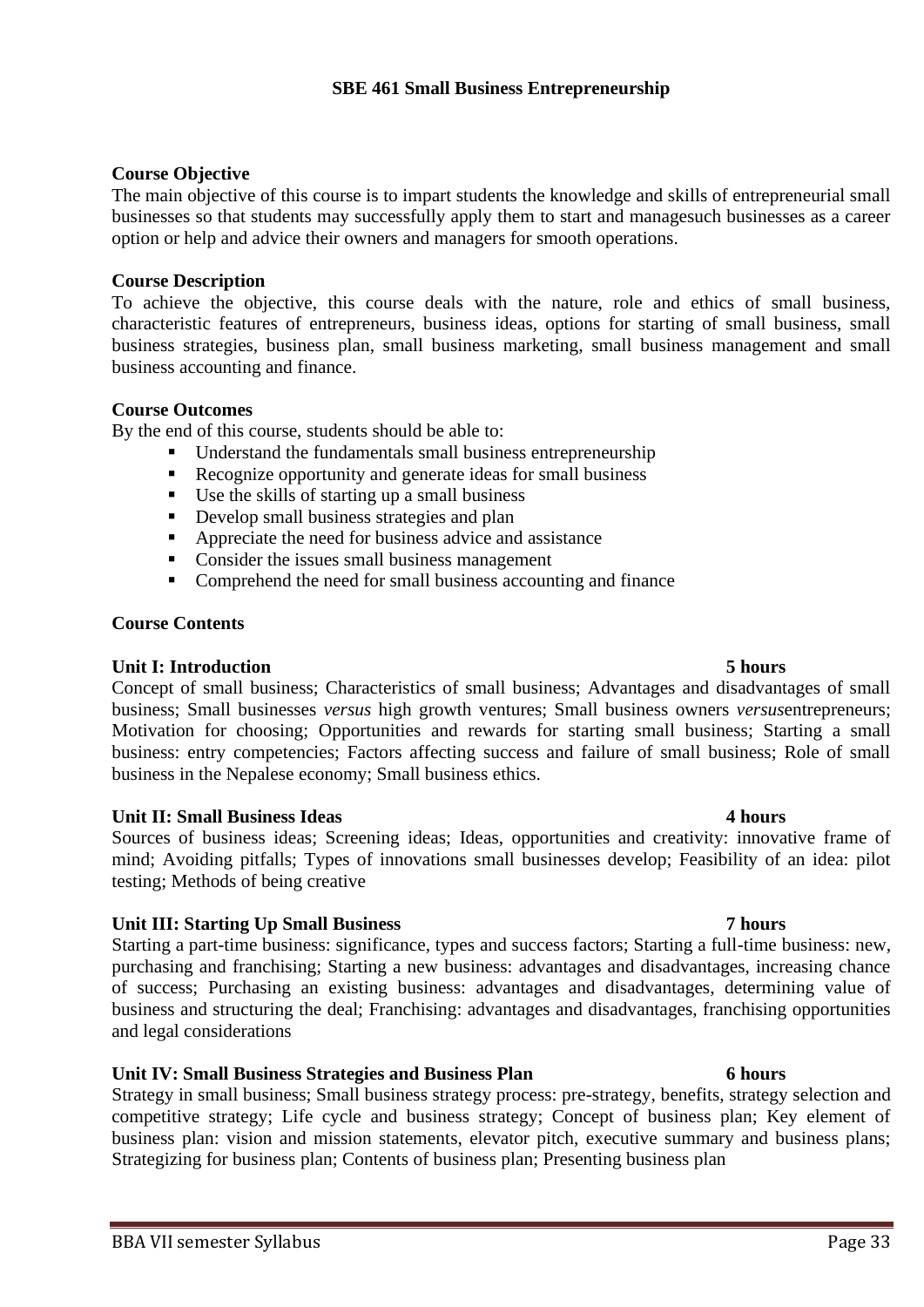## SBE 461 Small Business Entrepreneurship

### Course Objective

The main objective of this course is to impart students the knowledge and skills of entrepreneurial small businesses so that students may successfully apply them to start and managesuch businesses as a career option or help and advice their owners and managers for smooth operations.

### Course Description

To achieve the objective, this course deals with the nature, role and ethics of small business, characteristic features of entrepreneurs, business ideas, options for starting of small business, small business strategies, business plan, small business marketing, small business management and small business accounting and finance.

### Course Outcomes

By the end of this course, students should be able to:

- Understand the fundamentals small business entrepreneurship
- Recognize opportunity and generate ideas for small business
- Use the skills of starting up a small business
- Develop small business strategies and plan
- Appreciate the need for business advice and assistance
- Consider the issues small business management
- Comprehend the need for small business accounting and finance

### Course Contents

**Unit I: Introduction** **5 hours**

Concept of small business; Characteristics of small business; Advantages and disadvantages of small business; Small businesses *versus* high growth ventures; Small business owners *versus*entrepreneurs; Motivation for choosing; Opportunities and rewards for starting small business; Starting a small business: entry competencies; Factors affecting success and failure of small business; Role of small business in the Nepalese economy; Small business ethics.

**Unit II: Small Business Ideas** **4 hours**

Sources of business ideas; Screening ideas; Ideas, opportunities and creativity: innovative frame of mind; Avoiding pitfalls; Types of innovations small businesses develop; Feasibility of an idea: pilot testing; Methods of being creative

**Unit III: Starting Up Small Business** **7 hours**

Starting a part-time business: significance, types and success factors; Starting a full-time business: new, purchasing and franchising; Starting a new business: advantages and disadvantages, increasing chance of success; Purchasing an existing business: advantages and disadvantages, determining value of business and structuring the deal; Franchising: advantages and disadvantages, franchising opportunities and legal considerations

**Unit IV: Small Business Strategies and Business Plan** **6 hours**

Strategy in small business; Small business strategy process: pre-strategy, benefits, strategy selection and competitive strategy; Life cycle and business strategy; Concept of business plan; Key element of business plan: vision and mission statements, elevator pitch, executive summary and business plans; Strategizing for business plan; Contents of business plan; Presenting business plan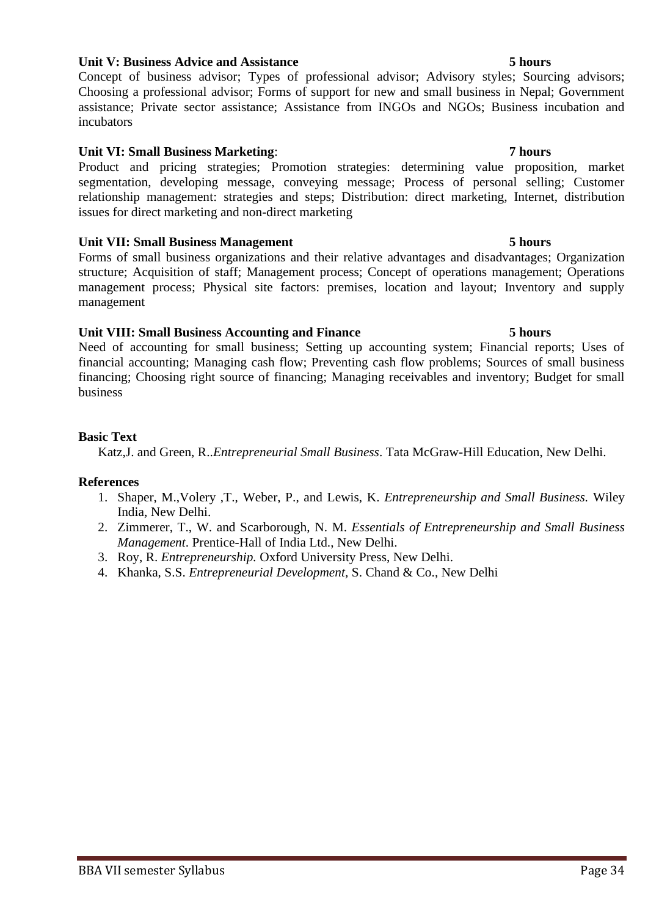**Unit V: Business Advice and Assistance** **5 hours**

Concept of business advisor; Types of professional advisor; Advisory styles; Sourcing advisors; Choosing a professional advisor; Forms of support for new and small business in Nepal; Government assistance; Private sector assistance; Assistance from INGOs and NGOs; Business incubation and incubators

**Unit VI: Small Business Marketing**: **7 hours**

Product and pricing strategies; Promotion strategies: determining value proposition, market segmentation, developing message, conveying message; Process of personal selling; Customer relationship management: strategies and steps; Distribution: direct marketing, Internet, distribution issues for direct marketing and non-direct marketing

**Unit VII: Small Business Management** **5 hours**

Forms of small business organizations and their relative advantages and disadvantages; Organization structure; Acquisition of staff; Management process; Concept of operations management; Operations management process; Physical site factors: premises, location and layout; Inventory and supply management

**Unit VIII: Small Business Accounting and Finance** **5 hours**

Need of accounting for small business; Setting up accounting system; Financial reports; Uses of financial accounting; Managing cash flow; Preventing cash flow problems; Sources of small business financing; Choosing right source of financing; Managing receivables and inventory; Budget for small business

**Basic Text**

Katz,J. and Green, R..*Entrepreneurial Small Business*. Tata McGraw-Hill Education, New Delhi.

**References**

1. Shaper, M.,Volery ,T., Weber, P., and Lewis, K. *Entrepreneurship and Small Business.* Wiley India, New Delhi.
2. Zimmerer, T., W. and Scarborough, N. M. *Essentials of Entrepreneurship and Small Business Management*. Prentice-Hall of India Ltd., New Delhi.
3. Roy, R. *Entrepreneurship.* Oxford University Press, New Delhi.
4. Khanka, S.S. *Entrepreneurial Development,* S. Chand & Co., New Delhi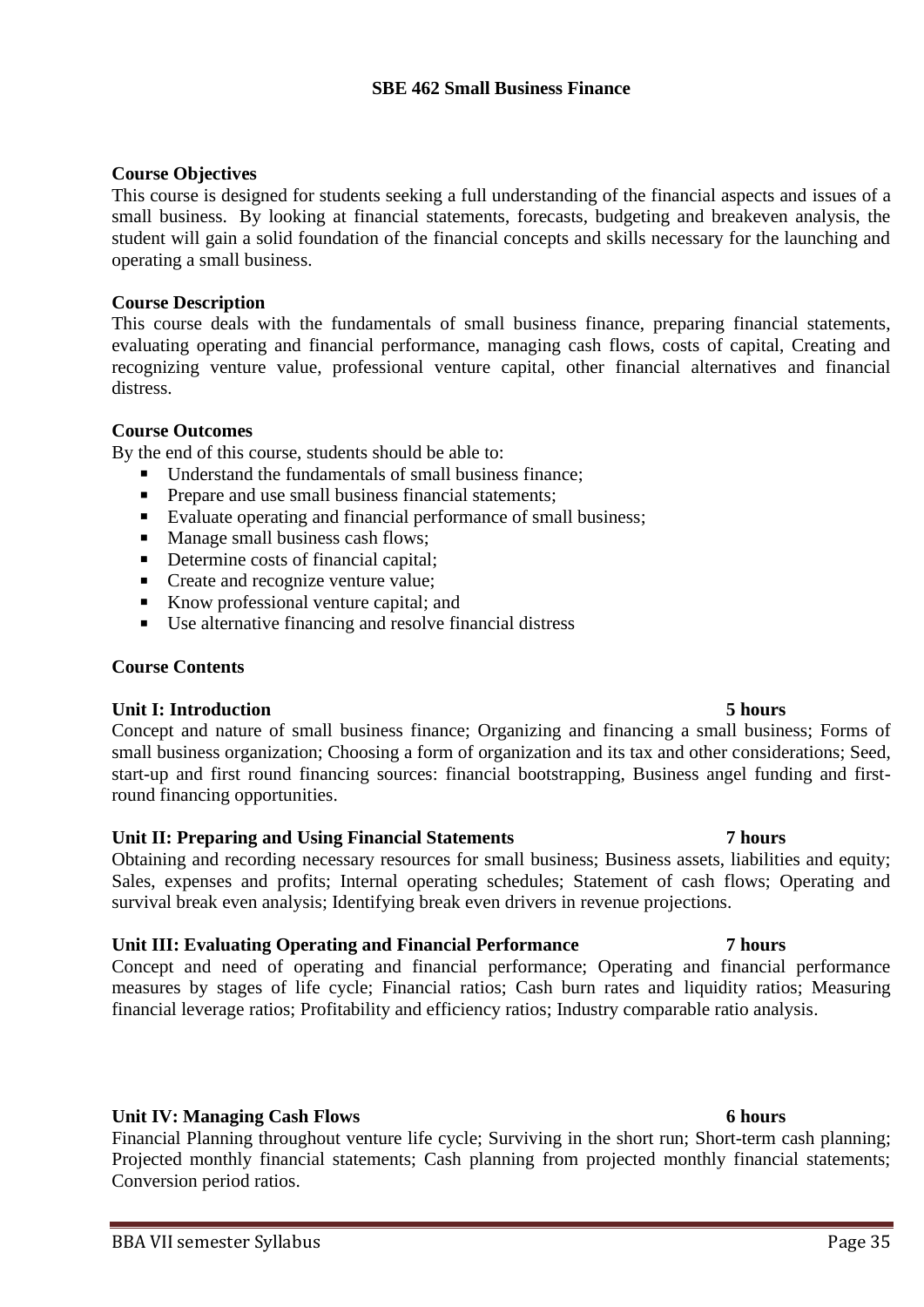## SBE 462 Small Business Finance

**Course Objectives**

This course is designed for students seeking a full understanding of the financial aspects and issues of a small business. By looking at financial statements, forecasts, budgeting and breakeven analysis, the student will gain a solid foundation of the financial concepts and skills necessary for the launching and operating a small business.

**Course Description**

This course deals with the fundamentals of small business finance, preparing financial statements, evaluating operating and financial performance, managing cash flows, costs of capital, Creating and recognizing venture value, professional venture capital, other financial alternatives and financial distress.

**Course Outcomes**

By the end of this course, students should be able to:

- Understand the fundamentals of small business finance;
- Prepare and use small business financial statements;
- Evaluate operating and financial performance of small business;
- Manage small business cash flows;
- Determine costs of financial capital;
- Create and recognize venture value;
- Know professional venture capital; and
- Use alternative financing and resolve financial distress

**Course Contents**

**Unit I: Introduction** **5 hours**

Concept and nature of small business finance; Organizing and financing a small business; Forms of small business organization; Choosing a form of organization and its tax and other considerations; Seed, start-up and first round financing sources: financial bootstrapping, Business angel funding and first-round financing opportunities.

**Unit II: Preparing and Using Financial Statements** **7 hours**

Obtaining and recording necessary resources for small business; Business assets, liabilities and equity; Sales, expenses and profits; Internal operating schedules; Statement of cash flows; Operating and survival break even analysis; Identifying break even drivers in revenue projections.

**Unit III: Evaluating Operating and Financial Performance** **7 hours**

Concept and need of operating and financial performance; Operating and financial performance measures by stages of life cycle; Financial ratios; Cash burn rates and liquidity ratios; Measuring financial leverage ratios; Profitability and efficiency ratios; Industry comparable ratio analysis.

**Unit IV: Managing Cash Flows** **6 hours**

Financial Planning throughout venture life cycle; Surviving in the short run; Short-term cash planning; Projected monthly financial statements; Cash planning from projected monthly financial statements; Conversion period ratios.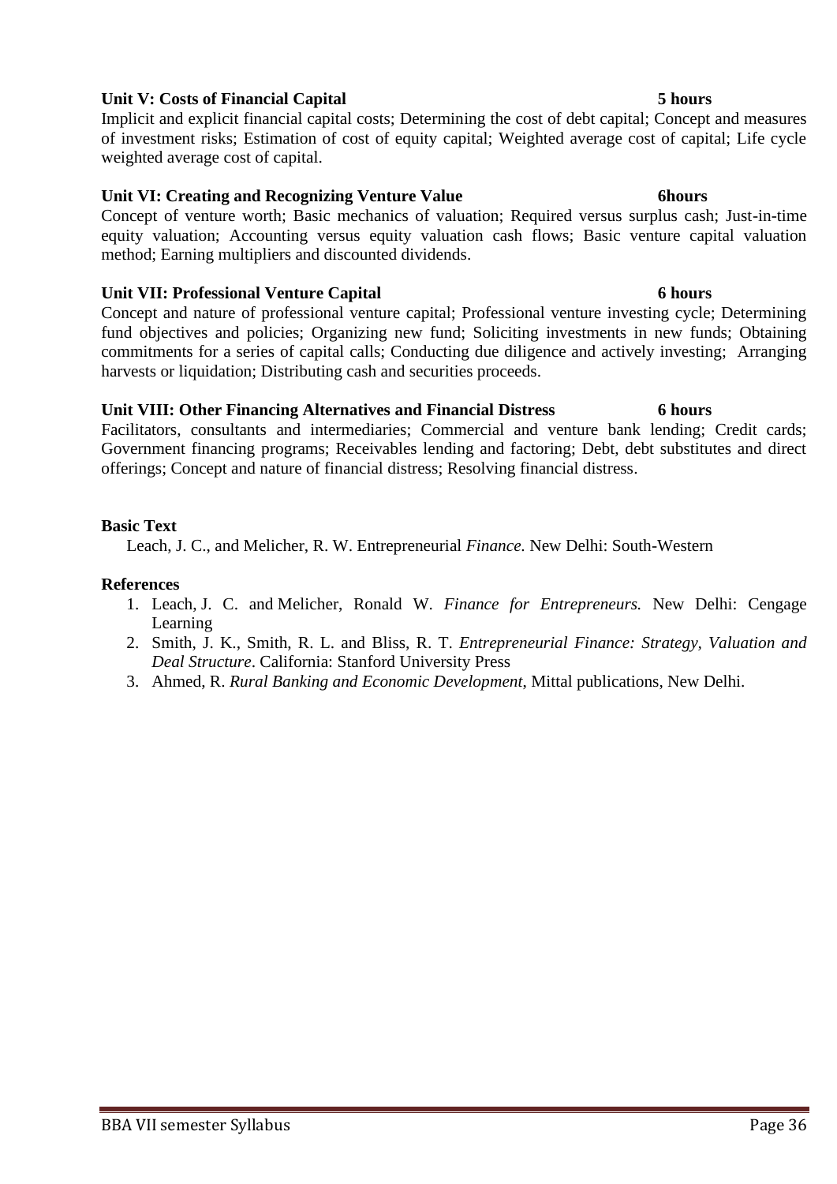**Unit V: Costs of Financial Capital 5 hours**

Implicit and explicit financial capital costs; Determining the cost of debt capital; Concept and measures of investment risks; Estimation of cost of equity capital; Weighted average cost of capital; Life cycle weighted average cost of capital.

**Unit VI: Creating and Recognizing Venture Value 6hours**

Concept of venture worth; Basic mechanics of valuation; Required versus surplus cash; Just-in-time equity valuation; Accounting versus equity valuation cash flows; Basic venture capital valuation method; Earning multipliers and discounted dividends.

**Unit VII: Professional Venture Capital 6 hours**

Concept and nature of professional venture capital; Professional venture investing cycle; Determining fund objectives and policies; Organizing new fund; Soliciting investments in new funds; Obtaining commitments for a series of capital calls; Conducting due diligence and actively investing; Arranging harvests or liquidation; Distributing cash and securities proceeds.

**Unit VIII: Other Financing Alternatives and Financial Distress 6 hours**

Facilitators, consultants and intermediaries; Commercial and venture bank lending; Credit cards; Government financing programs; Receivables lending and factoring; Debt, debt substitutes and direct offerings; Concept and nature of financial distress; Resolving financial distress.

**Basic Text**

Leach, J. C., and Melicher, R. W. Entrepreneurial *Finance.* New Delhi: South-Western

**References**

1. Leach, J. C. and Melicher, Ronald W. *Finance for Entrepreneurs.* New Delhi: Cengage Learning
2. Smith, J. K., Smith, R. L. and Bliss, R. T. *Entrepreneurial Finance: Strategy, Valuation and Deal Structure*. California: Stanford University Press
3. Ahmed, R. *Rural Banking and Economic Development*, Mittal publications, New Delhi.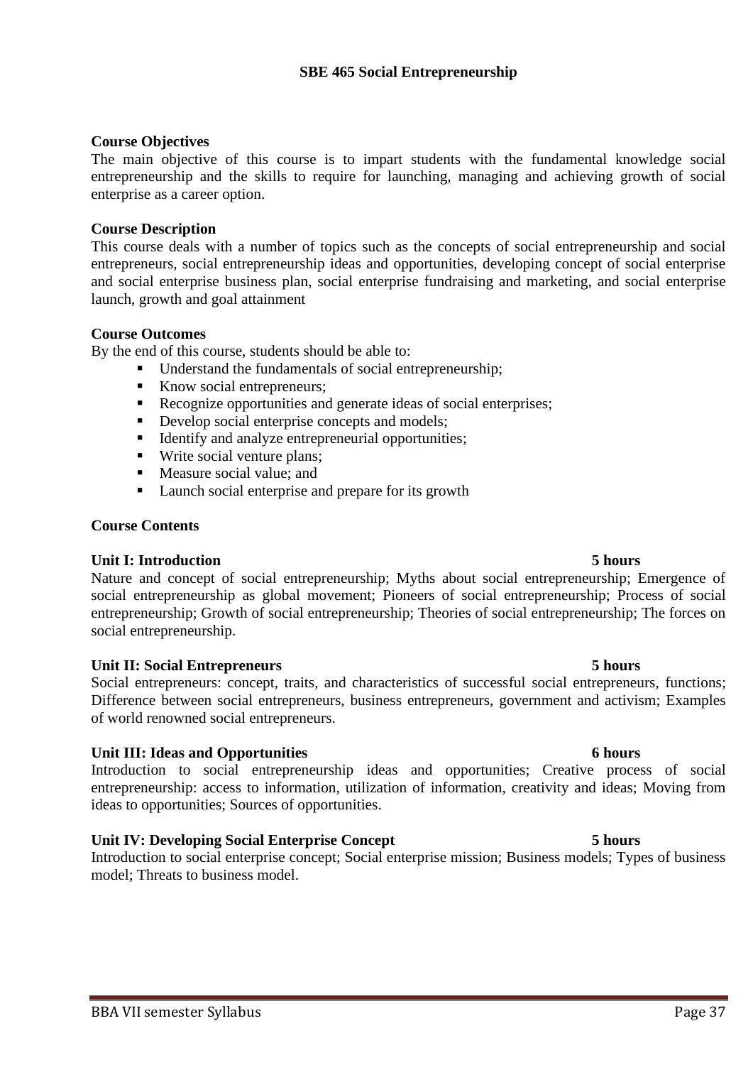# SBE 465 Social Entrepreneurship

**Course Objectives**

The main objective of this course is to impart students with the fundamental knowledge social entrepreneurship and the skills to require for launching, managing and achieving growth of social enterprise as a career option.

**Course Description**

This course deals with a number of topics such as the concepts of social entrepreneurship and social entrepreneurs, social entrepreneurship ideas and opportunities, developing concept of social enterprise and social enterprise business plan, social enterprise fundraising and marketing, and social enterprise launch, growth and goal attainment

**Course Outcomes**

By the end of this course, students should be able to:

- Understand the fundamentals of social entrepreneurship;
- Know social entrepreneurs;
- Recognize opportunities and generate ideas of social enterprises;
- Develop social enterprise concepts and models;
- Identify and analyze entrepreneurial opportunities;
- Write social venture plans;
- Measure social value; and
- Launch social enterprise and prepare for its growth

**Course Contents**

**Unit I: Introduction 5 hours**

Nature and concept of social entrepreneurship; Myths about social entrepreneurship; Emergence of social entrepreneurship as global movement; Pioneers of social entrepreneurship; Process of social entrepreneurship; Growth of social entrepreneurship; Theories of social entrepreneurship; The forces on social entrepreneurship.

**Unit II: Social Entrepreneurs 5 hours**

Social entrepreneurs: concept, traits, and characteristics of successful social entrepreneurs, functions; Difference between social entrepreneurs, business entrepreneurs, government and activism; Examples of world renowned social entrepreneurs.

**Unit III: Ideas and Opportunities 6 hours**

Introduction to social entrepreneurship ideas and opportunities; Creative process of social entrepreneurship: access to information, utilization of information, creativity and ideas; Moving from ideas to opportunities; Sources of opportunities.

**Unit IV: Developing Social Enterprise Concept 5 hours**

Introduction to social enterprise concept; Social enterprise mission; Business models; Types of business model; Threats to business model.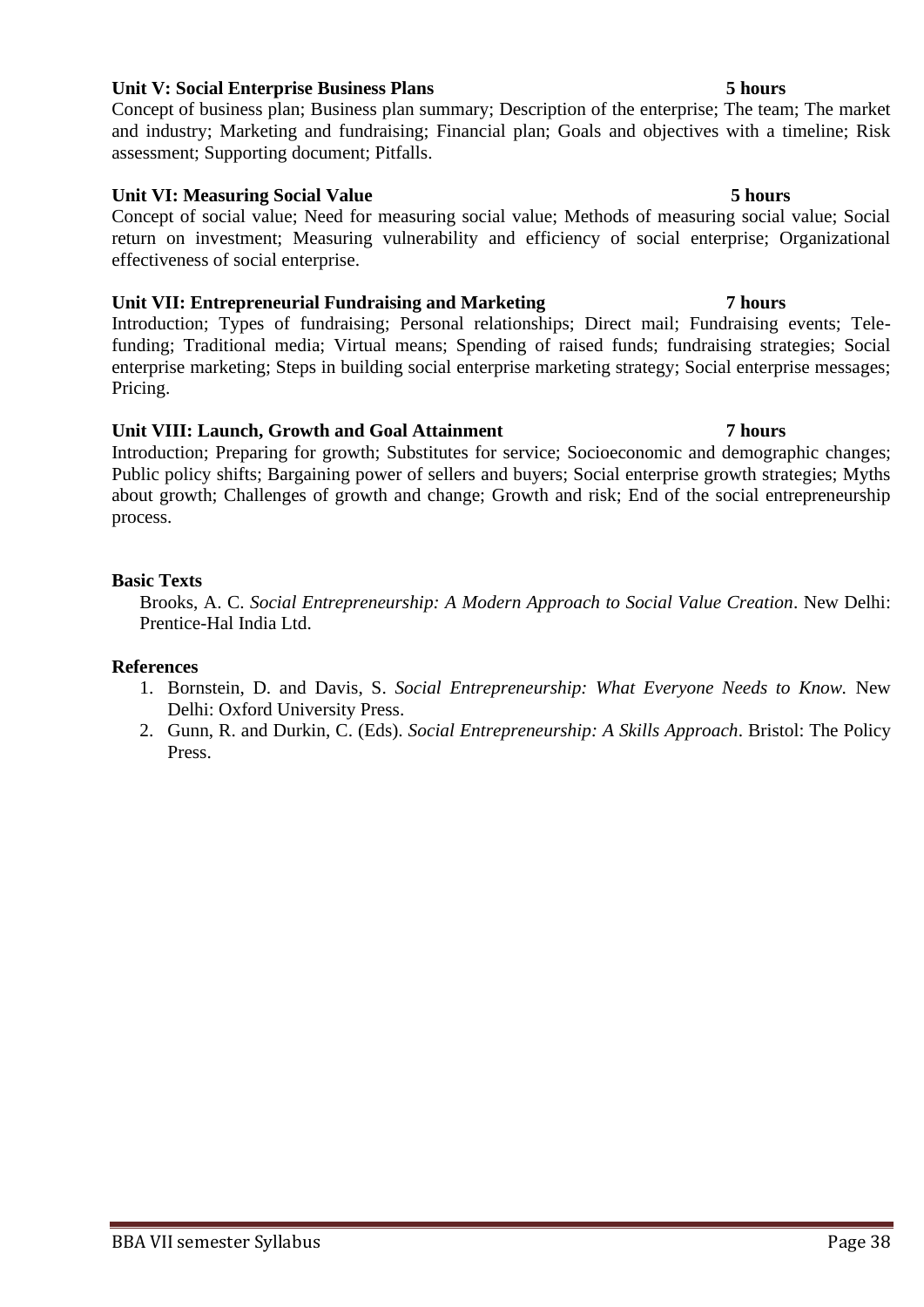**Unit V: Social Enterprise Business Plans** **5 hours**

Concept of business plan; Business plan summary; Description of the enterprise; The team; The market and industry; Marketing and fundraising; Financial plan; Goals and objectives with a timeline; Risk assessment; Supporting document; Pitfalls.

**Unit VI: Measuring Social Value** **5 hours**

Concept of social value; Need for measuring social value; Methods of measuring social value; Social return on investment; Measuring vulnerability and efficiency of social enterprise; Organizational effectiveness of social enterprise.

**Unit VII: Entrepreneurial Fundraising and Marketing** **7 hours**

Introduction; Types of fundraising; Personal relationships; Direct mail; Fundraising events; Tele-funding; Traditional media; Virtual means; Spending of raised funds; fundraising strategies; Social enterprise marketing; Steps in building social enterprise marketing strategy; Social enterprise messages; Pricing.

**Unit VIII: Launch, Growth and Goal Attainment** **7 hours**

Introduction; Preparing for growth; Substitutes for service; Socioeconomic and demographic changes; Public policy shifts; Bargaining power of sellers and buyers; Social enterprise growth strategies; Myths about growth; Challenges of growth and change; Growth and risk; End of the social entrepreneurship process.

**Basic Texts**

Brooks, A. C. *Social Entrepreneurship: A Modern Approach to Social Value Creation*. New Delhi: Prentice-Hal India Ltd.

**References**

1. Bornstein, D. and Davis, S. *Social Entrepreneurship: What Everyone Needs to Know.* New Delhi: Oxford University Press.
2. Gunn, R. and Durkin, C. (Eds). *Social Entrepreneurship: A Skills Approach*. Bristol: The Policy Press.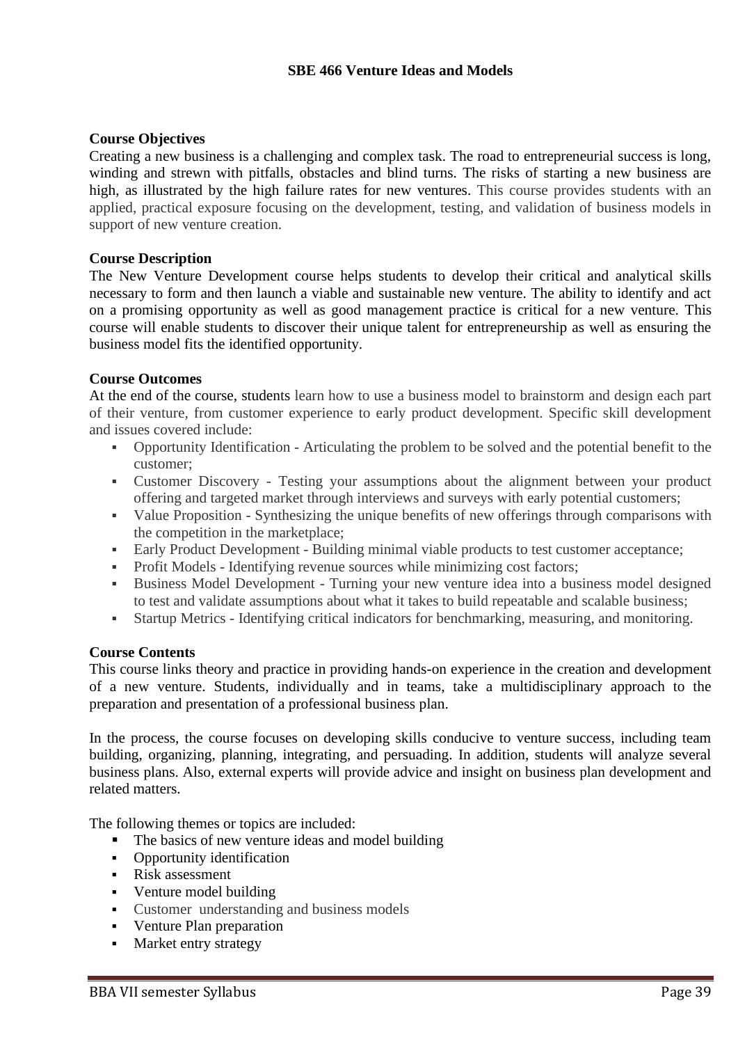# SBE 466 Venture Ideas and Models

**Course Objectives**

Creating a new business is a challenging and complex task. The road to entrepreneurial success is long, winding and strewn with pitfalls, obstacles and blind turns. The risks of starting a new business are high, as illustrated by the high failure rates for new ventures. This course provides students with an applied, practical exposure focusing on the development, testing, and validation of business models in support of new venture creation.

**Course Description**

The New Venture Development course helps students to develop their critical and analytical skills necessary to form and then launch a viable and sustainable new venture. The ability to identify and act on a promising opportunity as well as good management practice is critical for a new venture. This course will enable students to discover their unique talent for entrepreneurship as well as ensuring the business model fits the identified opportunity.

**Course Outcomes**

At the end of the course, students learn how to use a business model to brainstorm and design each part of their venture, from customer experience to early product development. Specific skill development and issues covered include:

- Opportunity Identification - Articulating the problem to be solved and the potential benefit to the customer;
- Customer Discovery - Testing your assumptions about the alignment between your product offering and targeted market through interviews and surveys with early potential customers;
- Value Proposition - Synthesizing the unique benefits of new offerings through comparisons with the competition in the marketplace;
- Early Product Development - Building minimal viable products to test customer acceptance;
- Profit Models - Identifying revenue sources while minimizing cost factors;
- Business Model Development - Turning your new venture idea into a business model designed to test and validate assumptions about what it takes to build repeatable and scalable business;
- Startup Metrics - Identifying critical indicators for benchmarking, measuring, and monitoring.

**Course Contents**

This course links theory and practice in providing hands-on experience in the creation and development of a new venture. Students, individually and in teams, take a multidisciplinary approach to the preparation and presentation of a professional business plan.

In the process, the course focuses on developing skills conducive to venture success, including team building, organizing, planning, integrating, and persuading. In addition, students will analyze several business plans. Also, external experts will provide advice and insight on business plan development and related matters.

The following themes or topics are included:

- The basics of new venture ideas and model building
- Opportunity identification
- Risk assessment
- Venture model building
- Customer understanding and business models
- Venture Plan preparation
- Market entry strategy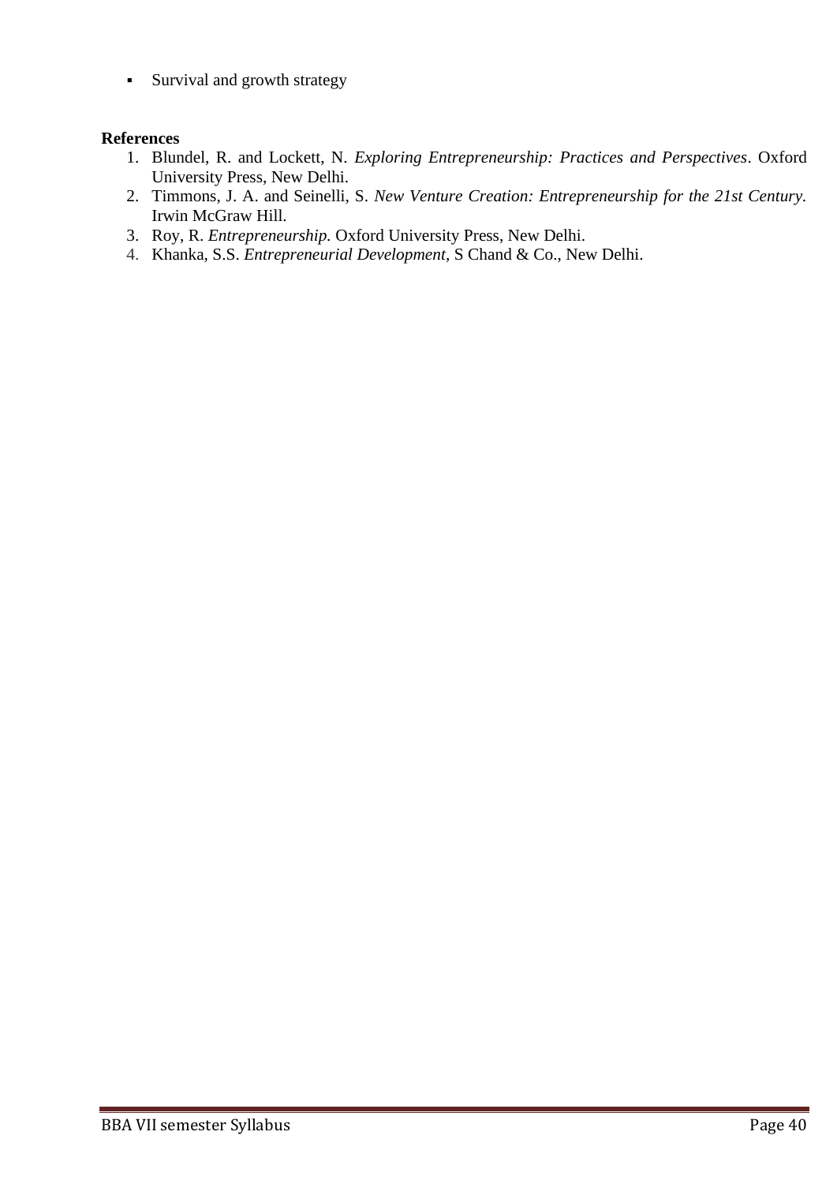- Survival and growth strategy

**References**

1. Blundel, R. and Lockett, N. *Exploring Entrepreneurship: Practices and Perspectives*. Oxford University Press, New Delhi.
2. Timmons, J. A. and Seinelli, S. *New Venture Creation: Entrepreneurship for the 21st Century.* Irwin McGraw Hill.
3. Roy, R. *Entrepreneurship.* Oxford University Press, New Delhi.
4. Khanka, S.S. *Entrepreneurial Development,* S Chand & Co., New Delhi.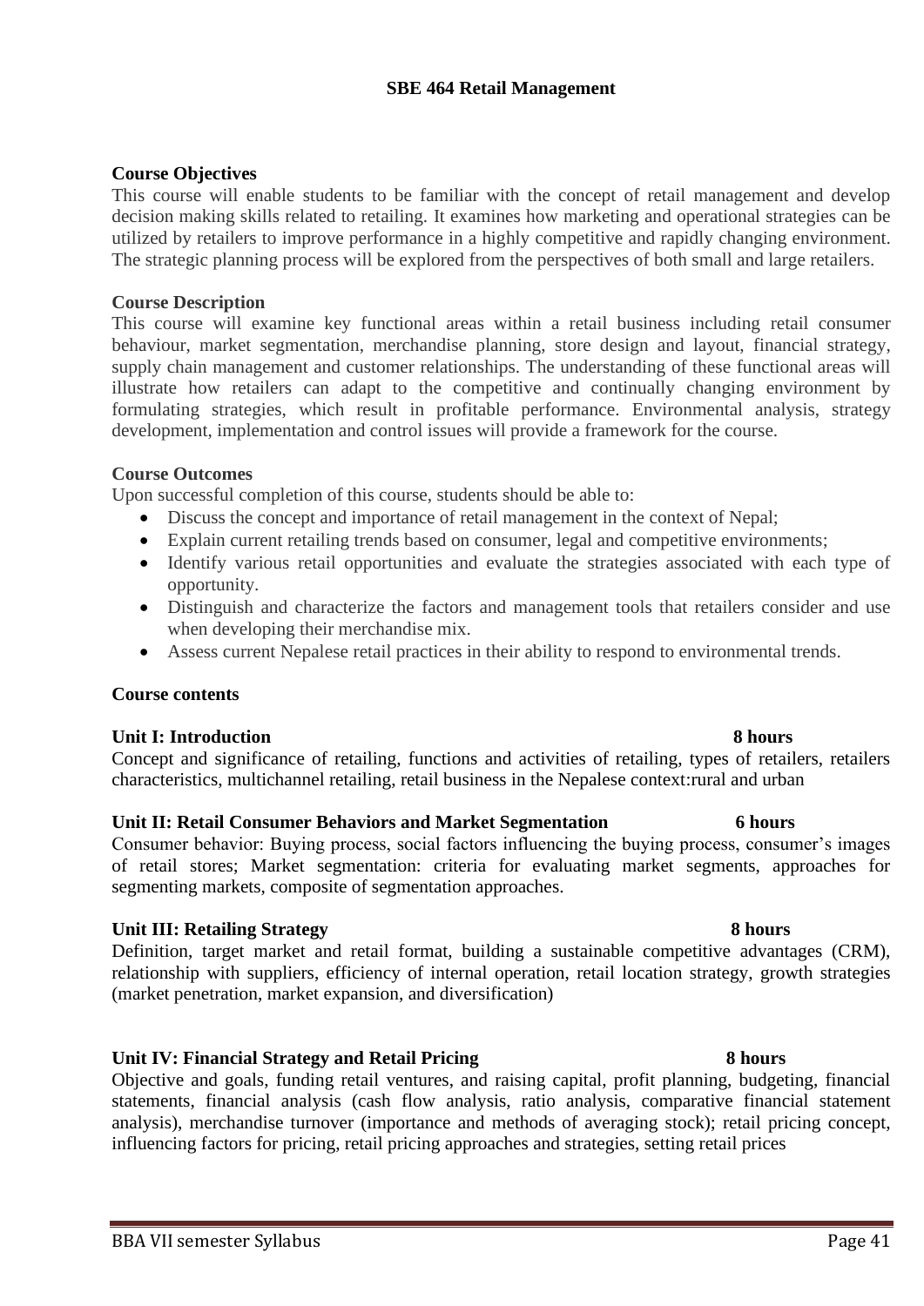# SBE 464 Retail Management

## Course Objectives

This course will enable students to be familiar with the concept of retail management and develop decision making skills related to retailing. It examines how marketing and operational strategies can be utilized by retailers to improve performance in a highly competitive and rapidly changing environment. The strategic planning process will be explored from the perspectives of both small and large retailers.

## Course Description

This course will examine key functional areas within a retail business including retail consumer behaviour, market segmentation, merchandise planning, store design and layout, financial strategy, supply chain management and customer relationships. The understanding of these functional areas will illustrate how retailers can adapt to the competitive and continually changing environment by formulating strategies, which result in profitable performance. Environmental analysis, strategy development, implementation and control issues will provide a framework for the course.

## Course Outcomes

Upon successful completion of this course, students should be able to:

- Discuss the concept and importance of retail management in the context of Nepal;
- Explain current retailing trends based on consumer, legal and competitive environments;
- Identify various retail opportunities and evaluate the strategies associated with each type of opportunity.
- Distinguish and characterize the factors and management tools that retailers consider and use when developing their merchandise mix.
- Assess current Nepalese retail practices in their ability to respond to environmental trends.

## Course contents

**Unit I: Introduction** **8 hours**

Concept and significance of retailing, functions and activities of retailing, types of retailers, retailers characteristics, multichannel retailing, retail business in the Nepalese context:rural and urban

**Unit II: Retail Consumer Behaviors and Market Segmentation** **6 hours**

Consumer behavior: Buying process, social factors influencing the buying process, consumer's images of retail stores; Market segmentation: criteria for evaluating market segments, approaches for segmenting markets, composite of segmentation approaches.

**Unit III: Retailing Strategy** **8 hours**

Definition, target market and retail format, building a sustainable competitive advantages (CRM), relationship with suppliers, efficiency of internal operation, retail location strategy, growth strategies (market penetration, market expansion, and diversification)

**Unit IV: Financial Strategy and Retail Pricing** **8 hours**

Objective and goals, funding retail ventures, and raising capital, profit planning, budgeting, financial statements, financial analysis (cash flow analysis, ratio analysis, comparative financial statement analysis), merchandise turnover (importance and methods of averaging stock); retail pricing concept, influencing factors for pricing, retail pricing approaches and strategies, setting retail prices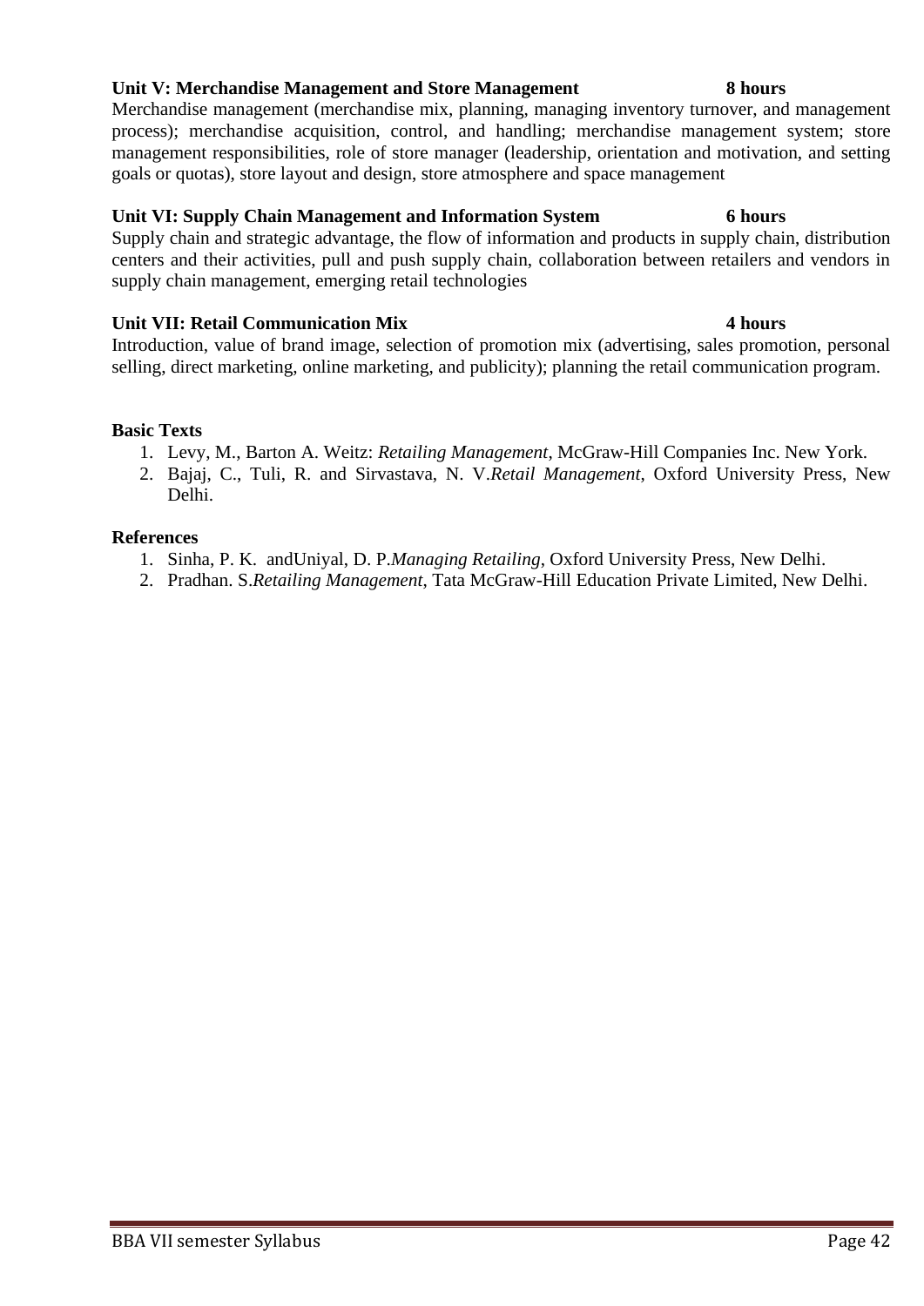**Unit V: Merchandise Management and Store Management 8 hours**

Merchandise management (merchandise mix, planning, managing inventory turnover, and management process); merchandise acquisition, control, and handling; merchandise management system; store management responsibilities, role of store manager (leadership, orientation and motivation, and setting goals or quotas), store layout and design, store atmosphere and space management

**Unit VI: Supply Chain Management and Information System 6 hours**

Supply chain and strategic advantage, the flow of information and products in supply chain, distribution centers and their activities, pull and push supply chain, collaboration between retailers and vendors in supply chain management, emerging retail technologies

**Unit VII: Retail Communication Mix 4 hours**

Introduction, value of brand image, selection of promotion mix (advertising, sales promotion, personal selling, direct marketing, online marketing, and publicity); planning the retail communication program.

**Basic Texts**

1. Levy, M., Barton A. Weitz: *Retailing Management*, McGraw-Hill Companies Inc. New York.
2. Bajaj, C., Tuli, R. and Sirvastava, N. V.*Retail Management*, Oxford University Press, New Delhi.

**References**

1. Sinha, P. K. andUniyal, D. P.*Managing Retailing*, Oxford University Press, New Delhi.
2. Pradhan. S.*Retailing Management*, Tata McGraw-Hill Education Private Limited, New Delhi.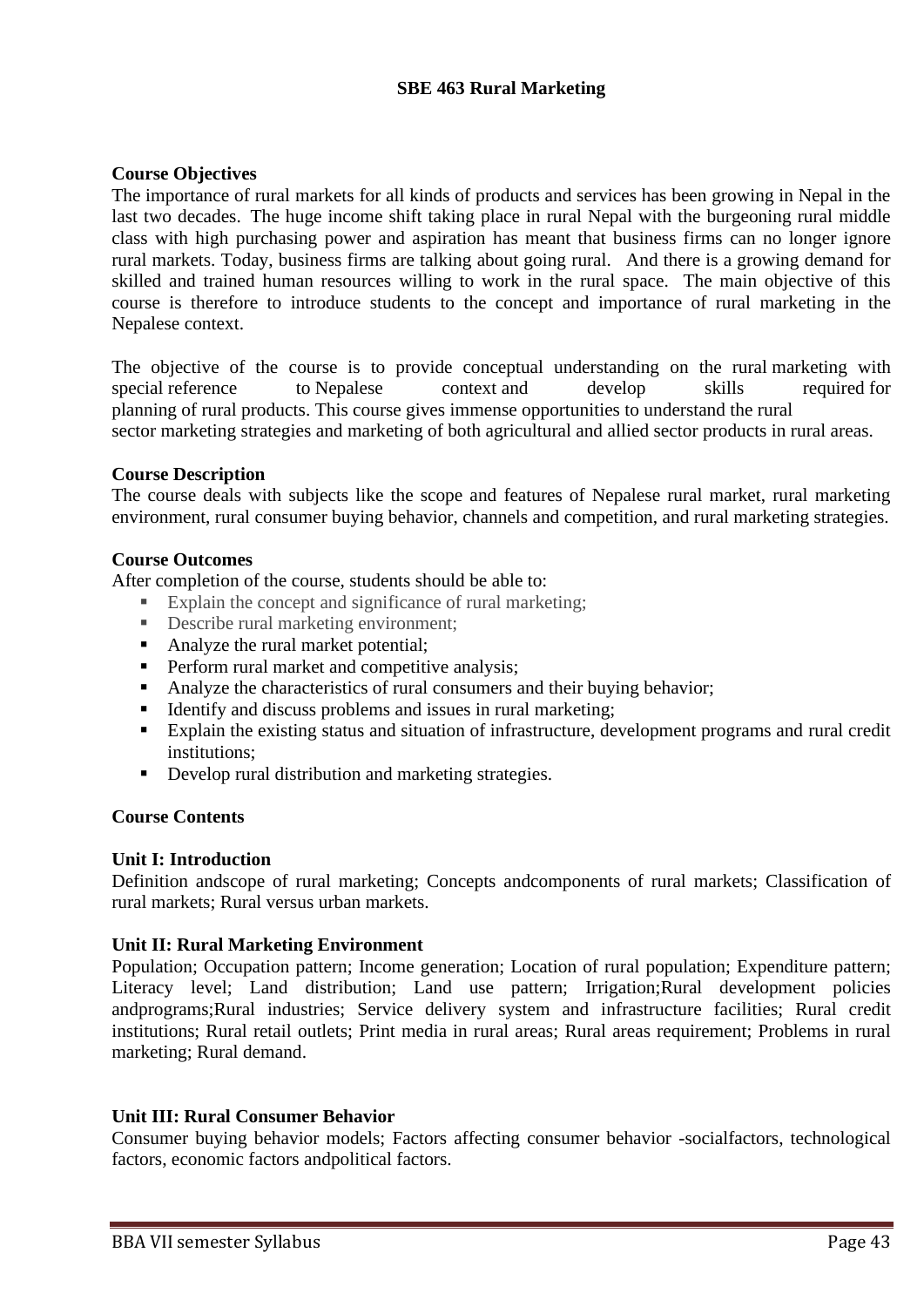# SBE 463 Rural Marketing

**Course Objectives**

The importance of rural markets for all kinds of products and services has been growing in Nepal in the last two decades. The huge income shift taking place in rural Nepal with the burgeoning rural middle class with high purchasing power and aspiration has meant that business firms can no longer ignore rural markets. Today, business firms are talking about going rural. And there is a growing demand for skilled and trained human resources willing to work in the rural space. The main objective of this course is therefore to introduce students to the concept and importance of rural marketing in the Nepalese context.

The objective of the course is to provide conceptual understanding on the rural marketing with special reference to Nepalese context and develop skills required for planning of rural products. This course gives immense opportunities to understand the rural sector marketing strategies and marketing of both agricultural and allied sector products in rural areas.

**Course Description**

The course deals with subjects like the scope and features of Nepalese rural market, rural marketing environment, rural consumer buying behavior, channels and competition, and rural marketing strategies.

**Course Outcomes**

After completion of the course, students should be able to:

- Explain the concept and significance of rural marketing;
- Describe rural marketing environment;
- Analyze the rural market potential;
- Perform rural market and competitive analysis;
- Analyze the characteristics of rural consumers and their buying behavior;
- Identify and discuss problems and issues in rural marketing;
- Explain the existing status and situation of infrastructure, development programs and rural credit institutions;
- Develop rural distribution and marketing strategies.

**Course Contents**

**Unit I: Introduction**

Definition andscope of rural marketing; Concepts andcomponents of rural markets; Classification of rural markets; Rural versus urban markets.

**Unit II: Rural Marketing Environment**

Population; Occupation pattern; Income generation; Location of rural population; Expenditure pattern; Literacy level; Land distribution; Land use pattern; Irrigation;Rural development policies andprograms;Rural industries; Service delivery system and infrastructure facilities; Rural credit institutions; Rural retail outlets; Print media in rural areas; Rural areas requirement; Problems in rural marketing; Rural demand.

**Unit III: Rural Consumer Behavior**

Consumer buying behavior models; Factors affecting consumer behavior -socialfactors, technological factors, economic factors andpolitical factors.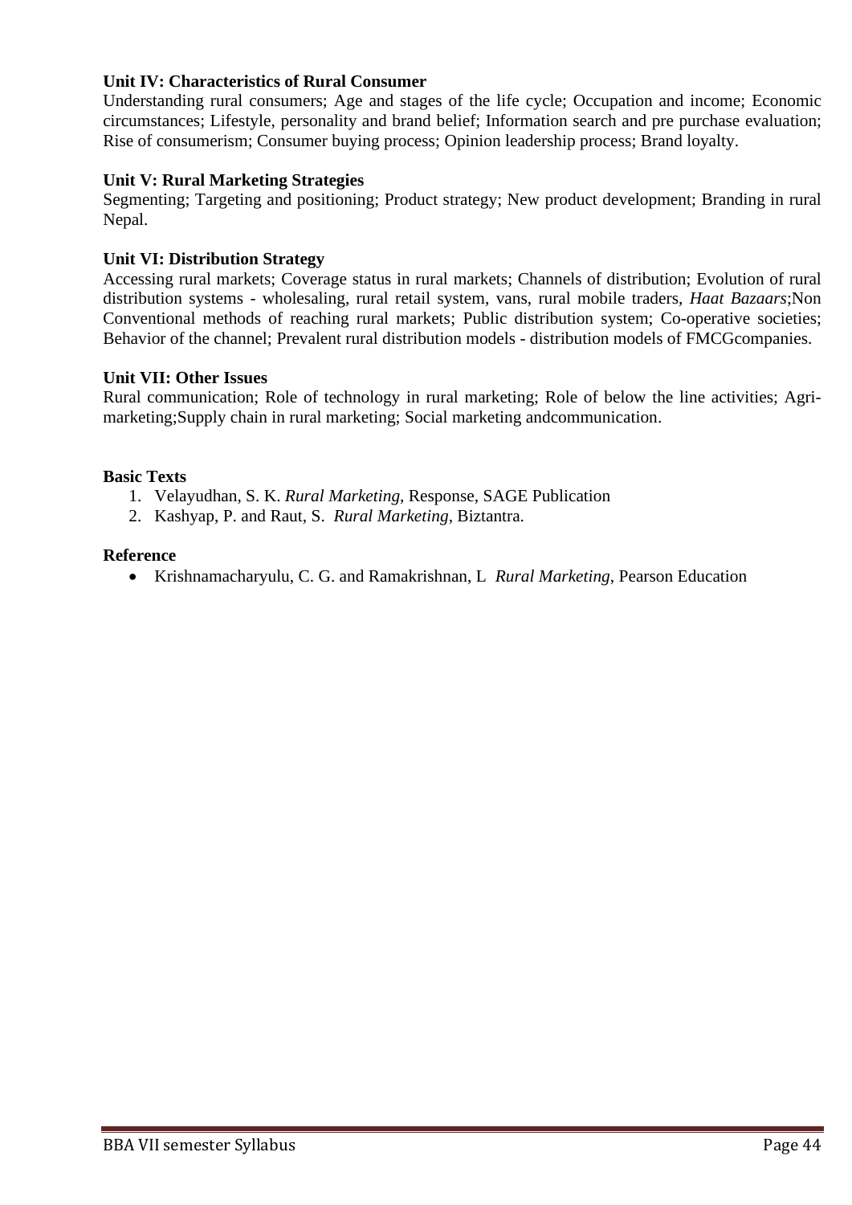**Unit IV: Characteristics of Rural Consumer**
Understanding rural consumers; Age and stages of the life cycle; Occupation and income; Economic circumstances; Lifestyle, personality and brand belief; Information search and pre purchase evaluation; Rise of consumerism; Consumer buying process; Opinion leadership process; Brand loyalty.

**Unit V: Rural Marketing Strategies**
Segmenting; Targeting and positioning; Product strategy; New product development; Branding in rural Nepal.

**Unit VI: Distribution Strategy**
Accessing rural markets; Coverage status in rural markets; Channels of distribution; Evolution of rural distribution systems - wholesaling, rural retail system, vans, rural mobile traders, *Haat Bazaars*;Non Conventional methods of reaching rural markets; Public distribution system; Co-operative societies; Behavior of the channel; Prevalent rural distribution models - distribution models of FMCGcompanies.

**Unit VII: Other Issues**
Rural communication; Role of technology in rural marketing; Role of below the line activities; Agri-marketing;Supply chain in rural marketing; Social marketing andcommunication.

**Basic Texts**

1. Velayudhan, S. K. *Rural Marketing*, Response, SAGE Publication
2. Kashyap, P. and Raut, S. *Rural Marketing*, Biztantra.

**Reference**

- Krishnamacharyulu, C. G. and Ramakrishnan, L *Rural Marketing*, Pearson Education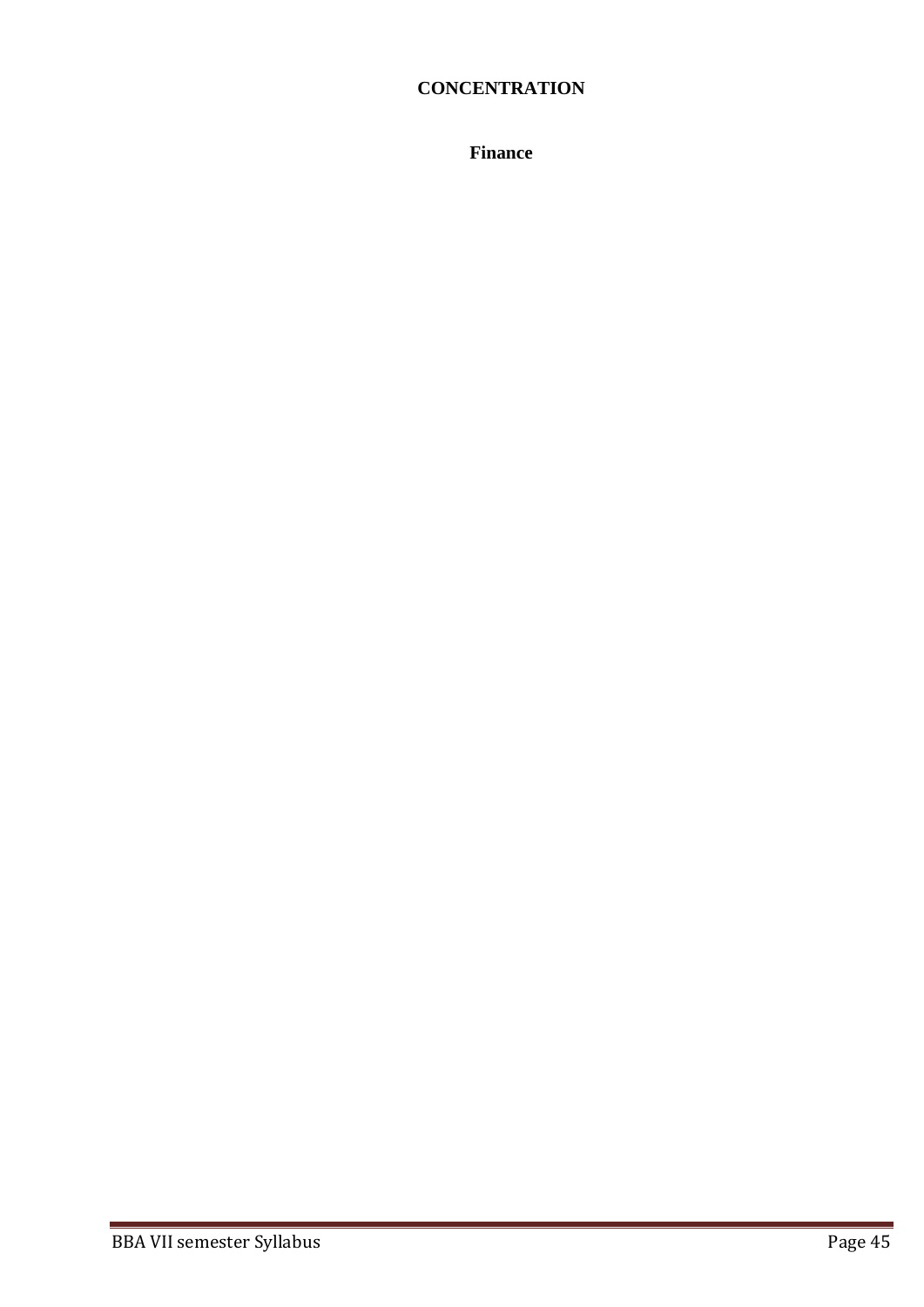# CONCENTRATION

## Finance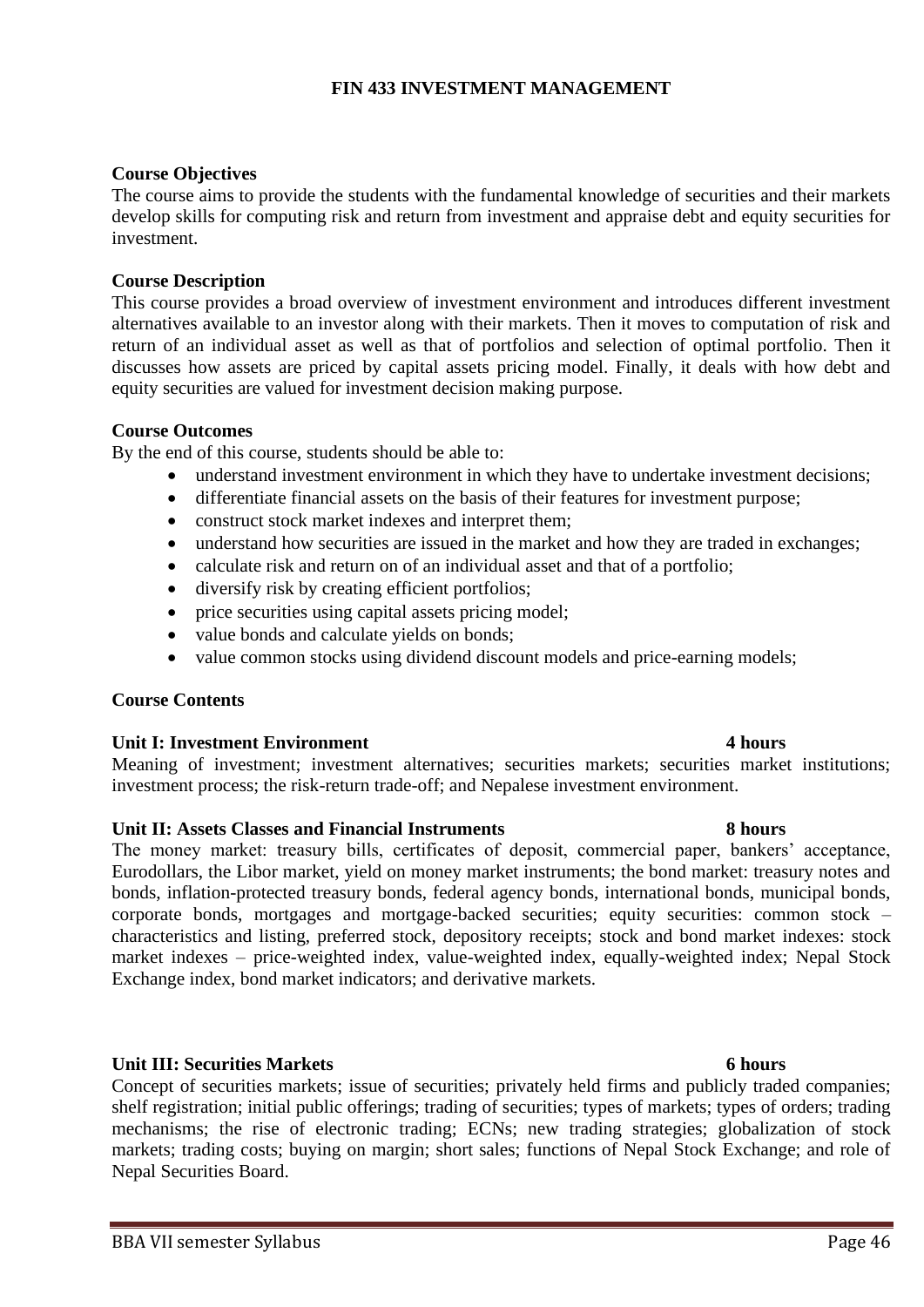# FIN 433 INVESTMENT MANAGEMENT

**Course Objectives**

The course aims to provide the students with the fundamental knowledge of securities and their markets develop skills for computing risk and return from investment and appraise debt and equity securities for investment.

**Course Description**

This course provides a broad overview of investment environment and introduces different investment alternatives available to an investor along with their markets. Then it moves to computation of risk and return of an individual asset as well as that of portfolios and selection of optimal portfolio. Then it discusses how assets are priced by capital assets pricing model. Finally, it deals with how debt and equity securities are valued for investment decision making purpose.

**Course Outcomes**

By the end of this course, students should be able to:

- understand investment environment in which they have to undertake investment decisions;
- differentiate financial assets on the basis of their features for investment purpose;
- construct stock market indexes and interpret them;
- understand how securities are issued in the market and how they are traded in exchanges;
- calculate risk and return on of an individual asset and that of a portfolio;
- diversify risk by creating efficient portfolios;
- price securities using capital assets pricing model;
- value bonds and calculate yields on bonds;
- value common stocks using dividend discount models and price-earning models;

**Course Contents**

**Unit I: Investment Environment 4 hours**

Meaning of investment; investment alternatives; securities markets; securities market institutions; investment process; the risk-return trade-off; and Nepalese investment environment.

**Unit II: Assets Classes and Financial Instruments 8 hours**

The money market: treasury bills, certificates of deposit, commercial paper, bankers' acceptance, Eurodollars, the Libor market, yield on money market instruments; the bond market: treasury notes and bonds, inflation-protected treasury bonds, federal agency bonds, international bonds, municipal bonds, corporate bonds, mortgages and mortgage-backed securities; equity securities: common stock – characteristics and listing, preferred stock, depository receipts; stock and bond market indexes: stock market indexes – price-weighted index, value-weighted index, equally-weighted index; Nepal Stock Exchange index, bond market indicators; and derivative markets.

**Unit III: Securities Markets 6 hours**

Concept of securities markets; issue of securities; privately held firms and publicly traded companies; shelf registration; initial public offerings; trading of securities; types of markets; types of orders; trading mechanisms; the rise of electronic trading; ECNs; new trading strategies; globalization of stock markets; trading costs; buying on margin; short sales; functions of Nepal Stock Exchange; and role of Nepal Securities Board.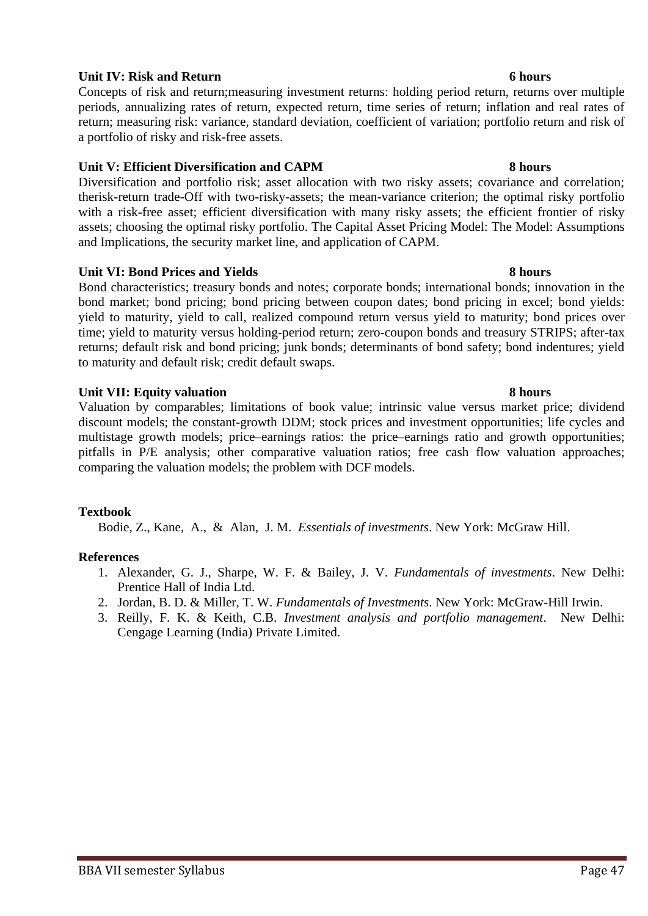**Unit IV: Risk and Return 6 hours**

Concepts of risk and return;measuring investment returns: holding period return, returns over multiple periods, annualizing rates of return, expected return, time series of return; inflation and real rates of return; measuring risk: variance, standard deviation, coefficient of variation; portfolio return and risk of a portfolio of risky and risk-free assets.

**Unit V: Efficient Diversification and CAPM 8 hours**

Diversification and portfolio risk; asset allocation with two risky assets; covariance and correlation; therisk-return trade-Off with two-risky-assets; the mean-variance criterion; the optimal risky portfolio with a risk-free asset; efficient diversification with many risky assets; the efficient frontier of risky assets; choosing the optimal risky portfolio. The Capital Asset Pricing Model: The Model: Assumptions and Implications, the security market line, and application of CAPM.

**Unit VI: Bond Prices and Yields 8 hours**

Bond characteristics; treasury bonds and notes; corporate bonds; international bonds; innovation in the bond market; bond pricing; bond pricing between coupon dates; bond pricing in excel; bond yields: yield to maturity, yield to call, realized compound return versus yield to maturity; bond prices over time; yield to maturity versus holding-period return; zero-coupon bonds and treasury STRIPS; after-tax returns; default risk and bond pricing; junk bonds; determinants of bond safety; bond indentures; yield to maturity and default risk; credit default swaps.

**Unit VII: Equity valuation 8 hours**

Valuation by comparables; limitations of book value; intrinsic value versus market price; dividend discount models; the constant-growth DDM; stock prices and investment opportunities; life cycles and multistage growth models; price–earnings ratios: the price–earnings ratio and growth opportunities; pitfalls in P/E analysis; other comparative valuation ratios; free cash flow valuation approaches; comparing the valuation models; the problem with DCF models.

**Textbook**

Bodie, Z., Kane, A., & Alan, J. M. *Essentials of investments*. New York: McGraw Hill.

**References**

1. Alexander, G. J., Sharpe, W. F. & Bailey, J. V. *Fundamentals of investments*. New Delhi: Prentice Hall of India Ltd.
2. Jordan, B. D. & Miller, T. W. *Fundamentals of Investments*. New York: McGraw-Hill Irwin.
3. Reilly, F. K. & Keith, C.B. *Investment analysis and portfolio management*. New Delhi: Cengage Learning (India) Private Limited.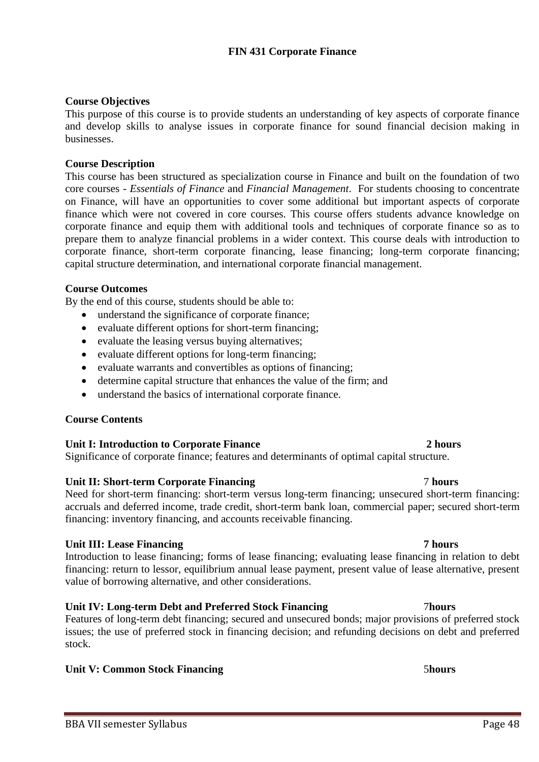# FIN 431 Corporate Finance

**Course Objectives**

This purpose of this course is to provide students an understanding of key aspects of corporate finance and develop skills to analyse issues in corporate finance for sound financial decision making in businesses.

**Course Description**

This course has been structured as specialization course in Finance and built on the foundation of two core courses - *Essentials of Finance* and *Financial Management*. For students choosing to concentrate on Finance, will have an opportunities to cover some additional but important aspects of corporate finance which were not covered in core courses. This course offers students advance knowledge on corporate finance and equip them with additional tools and techniques of corporate finance so as to prepare them to analyze financial problems in a wider context. This course deals with introduction to corporate finance, short-term corporate financing, lease financing; long-term corporate financing; capital structure determination, and international corporate financial management.

**Course Outcomes**

By the end of this course, students should be able to:

- understand the significance of corporate finance;
- evaluate different options for short-term financing;
- evaluate the leasing versus buying alternatives;
- evaluate different options for long-term financing;
- evaluate warrants and convertibles as options of financing;
- determine capital structure that enhances the value of the firm; and
- understand the basics of international corporate finance.

**Course Contents**

**Unit I: Introduction to Corporate Finance** **2 hours**

Significance of corporate finance; features and determinants of optimal capital structure.

**Unit II: Short-term Corporate Financing** 7 **hours**

Need for short-term financing: short-term versus long-term financing; unsecured short-term financing: accruals and deferred income, trade credit, short-term bank loan, commercial paper; secured short-term financing: inventory financing, and accounts receivable financing.

**Unit III: Lease Financing** **7 hours**

Introduction to lease financing; forms of lease financing; evaluating lease financing in relation to debt financing: return to lessor, equilibrium annual lease payment, present value of lease alternative, present value of borrowing alternative, and other considerations.

**Unit IV: Long-term Debt and Preferred Stock Financing** 7**hours**

Features of long-term debt financing; secured and unsecured bonds; major provisions of preferred stock issues; the use of preferred stock in financing decision; and refunding decisions on debt and preferred stock.

**Unit V: Common Stock Financing** 5**hours**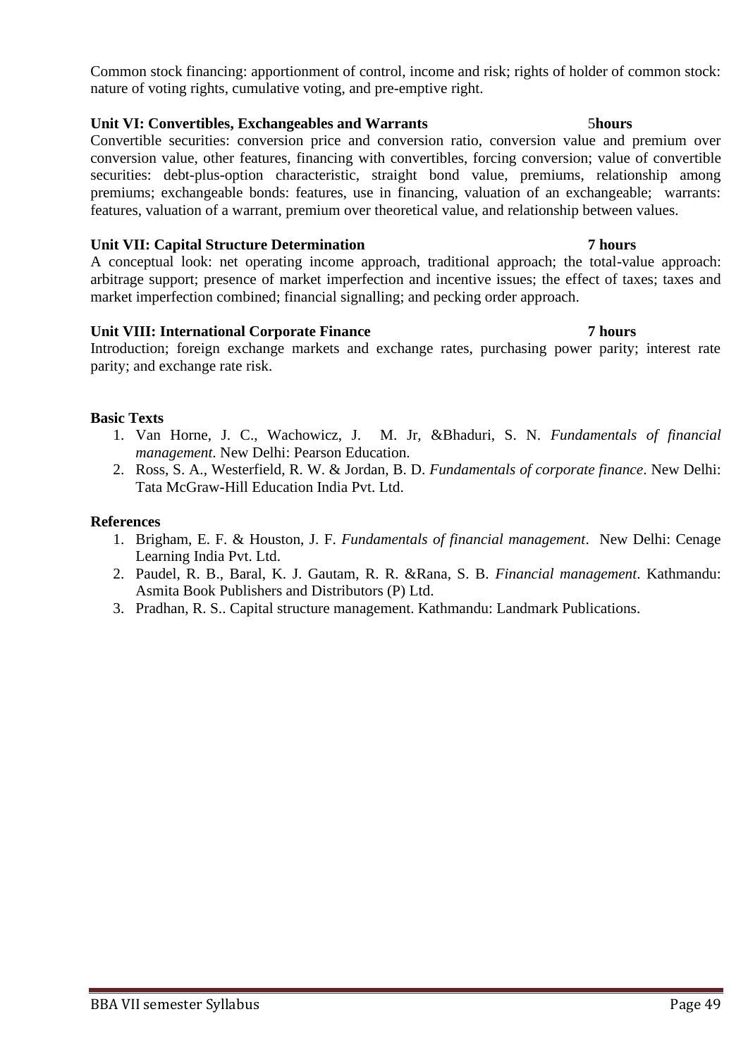Common stock financing: apportionment of control, income and risk; rights of holder of common stock: nature of voting rights, cumulative voting, and pre-emptive right.

**Unit VI: Convertibles, Exchangeables and Warrants** 5**hours**

Convertible securities: conversion price and conversion ratio, conversion value and premium over conversion value, other features, financing with convertibles, forcing conversion; value of convertible securities: debt-plus-option characteristic, straight bond value, premiums, relationship among premiums; exchangeable bonds: features, use in financing, valuation of an exchangeable; warrants: features, valuation of a warrant, premium over theoretical value, and relationship between values.

**Unit VII: Capital Structure Determination** **7 hours**

A conceptual look: net operating income approach, traditional approach; the total-value approach: arbitrage support; presence of market imperfection and incentive issues; the effect of taxes; taxes and market imperfection combined; financial signalling; and pecking order approach.

**Unit VIII: International Corporate Finance** **7 hours**

Introduction; foreign exchange markets and exchange rates, purchasing power parity; interest rate parity; and exchange rate risk.

**Basic Texts**

1. Van Horne, J. C., Wachowicz, J. M. Jr, &Bhaduri, S. N. *Fundamentals of financial management*. New Delhi: Pearson Education.
2. Ross, S. A., Westerfield, R. W. & Jordan, B. D. *Fundamentals of corporate finance*. New Delhi: Tata McGraw-Hill Education India Pvt. Ltd.

**References**

1. Brigham, E. F. & Houston, J. F. *Fundamentals of financial management*. New Delhi: Cenage Learning India Pvt. Ltd.
2. Paudel, R. B., Baral, K. J. Gautam, R. R. &Rana, S. B. *Financial management*. Kathmandu: Asmita Book Publishers and Distributors (P) Ltd.
3. Pradhan, R. S.. Capital structure management. Kathmandu: Landmark Publications.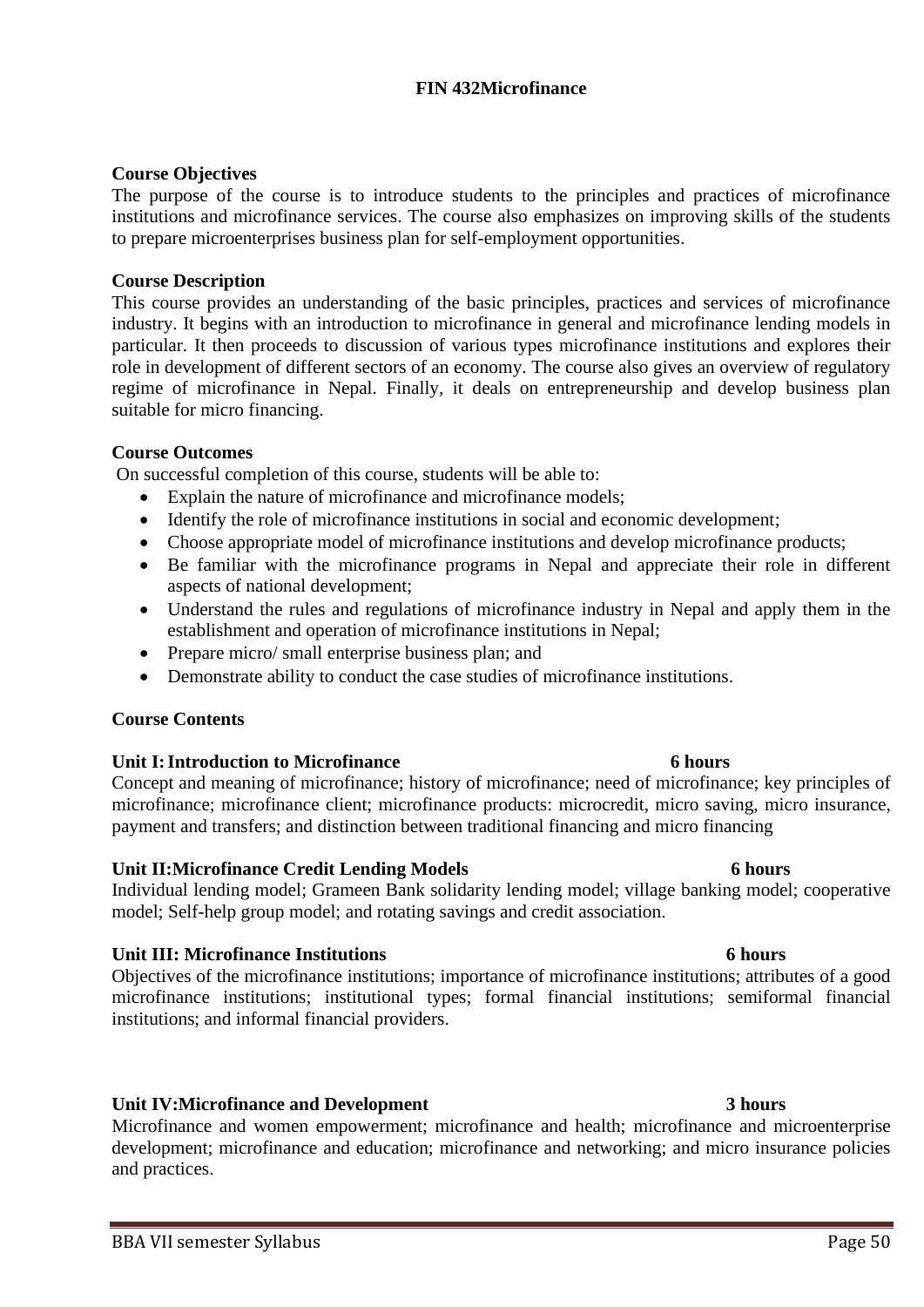# FIN 432Microfinance

**Course Objectives**

The purpose of the course is to introduce students to the principles and practices of microfinance institutions and microfinance services. The course also emphasizes on improving skills of the students to prepare microenterprises business plan for self-employment opportunities.

**Course Description**

This course provides an understanding of the basic principles, practices and services of microfinance industry. It begins with an introduction to microfinance in general and microfinance lending models in particular. It then proceeds to discussion of various types microfinance institutions and explores their role in development of different sectors of an economy. The course also gives an overview of regulatory regime of microfinance in Nepal. Finally, it deals on entrepreneurship and develop business plan suitable for micro financing.

**Course Outcomes**

On successful completion of this course, students will be able to:

- Explain the nature of microfinance and microfinance models;
- Identify the role of microfinance institutions in social and economic development;
- Choose appropriate model of microfinance institutions and develop microfinance products;
- Be familiar with the microfinance programs in Nepal and appreciate their role in different aspects of national development;
- Understand the rules and regulations of microfinance industry in Nepal and apply them in the establishment and operation of microfinance institutions in Nepal;
- Prepare micro/ small enterprise business plan; and
- Demonstrate ability to conduct the case studies of microfinance institutions.

**Course Contents**

**Unit I: Introduction to Microfinance 6 hours**

Concept and meaning of microfinance; history of microfinance; need of microfinance; key principles of microfinance; microfinance client; microfinance products: microcredit, micro saving, micro insurance, payment and transfers; and distinction between traditional financing and micro financing

**Unit II:Microfinance Credit Lending Models 6 hours**

Individual lending model; Grameen Bank solidarity lending model; village banking model; cooperative model; Self-help group model; and rotating savings and credit association.

**Unit III: Microfinance Institutions 6 hours**

Objectives of the microfinance institutions; importance of microfinance institutions; attributes of a good microfinance institutions; institutional types; formal financial institutions; semiformal financial institutions; and informal financial providers.

**Unit IV:Microfinance and Development 3 hours**

Microfinance and women empowerment; microfinance and health; microfinance and microenterprise development; microfinance and education; microfinance and networking; and micro insurance policies and practices.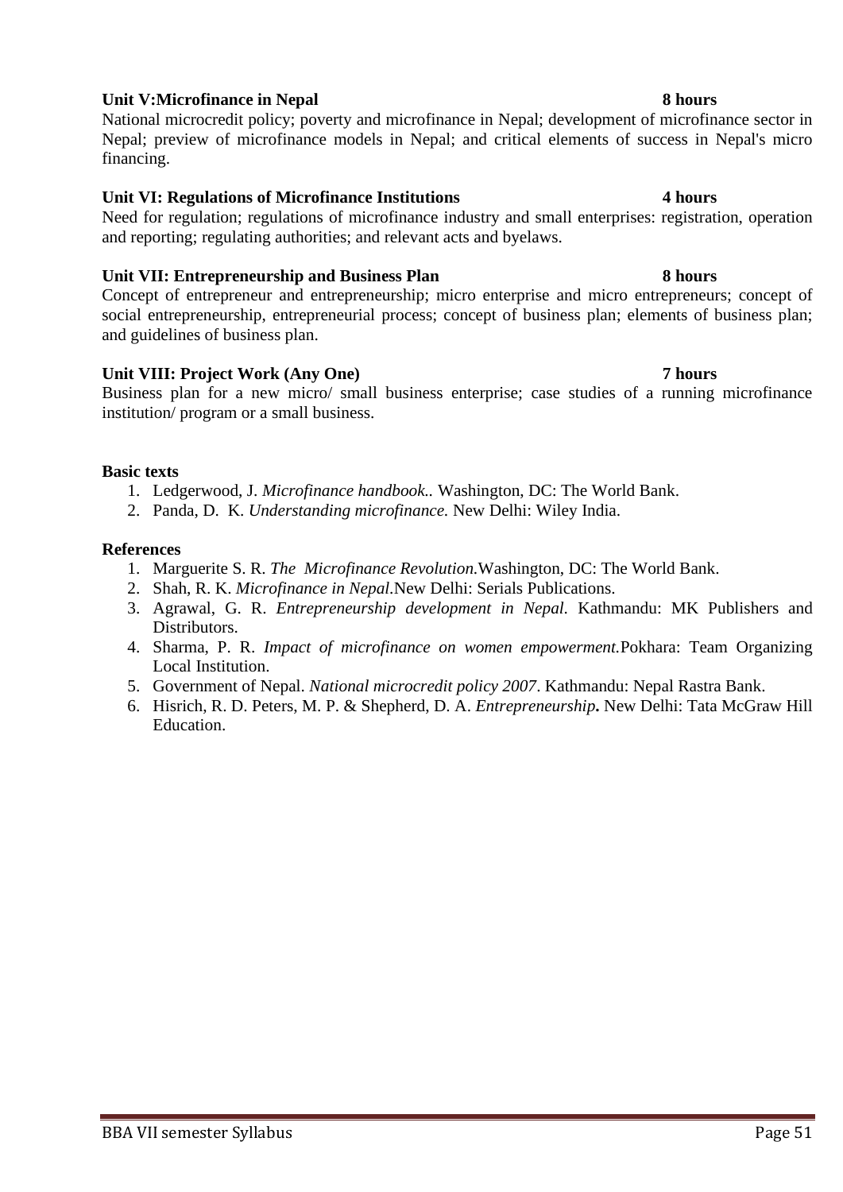**Unit V:Microfinance in Nepal** **8 hours**

National microcredit policy; poverty and microfinance in Nepal; development of microfinance sector in Nepal; preview of microfinance models in Nepal; and critical elements of success in Nepal's micro financing.

**Unit VI: Regulations of Microfinance Institutions** **4 hours**

Need for regulation; regulations of microfinance industry and small enterprises: registration, operation and reporting; regulating authorities; and relevant acts and byelaws.

**Unit VII: Entrepreneurship and Business Plan** **8 hours**

Concept of entrepreneur and entrepreneurship; micro enterprise and micro entrepreneurs; concept of social entrepreneurship, entrepreneurial process; concept of business plan; elements of business plan; and guidelines of business plan.

**Unit VIII: Project Work (Any One)** **7 hours**

Business plan for a new micro/ small business enterprise; case studies of a running microfinance institution/ program or a small business.

**Basic texts**

1. Ledgerwood, J. *Microfinance handbook..* Washington, DC: The World Bank.
2. Panda, D. K. *Understanding microfinance.* New Delhi: Wiley India.

**References**

1. Marguerite S. R. *The Microfinance Revolution.*Washington, DC: The World Bank.
2. Shah, R. K. *Microfinance in Nepal*.New Delhi: Serials Publications.
3. Agrawal, G. R. *Entrepreneurship development in Nepal*. Kathmandu: MK Publishers and Distributors.
4. Sharma, P. R. *Impact of microfinance on women empowerment.*Pokhara: Team Organizing Local Institution.
5. Government of Nepal. *National microcredit policy 2007*. Kathmandu: Nepal Rastra Bank.
6. Hisrich, R. D. Peters, M. P. & Shepherd, D. A. *Entrepreneurship***.** New Delhi: Tata McGraw Hill Education.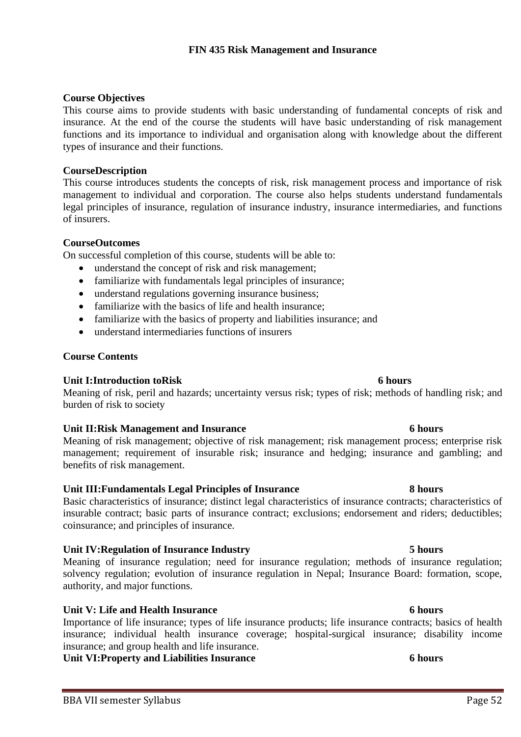**FIN 435 Risk Management and Insurance**

**Course Objectives**

This course aims to provide students with basic understanding of fundamental concepts of risk and insurance. At the end of the course the students will have basic understanding of risk management functions and its importance to individual and organisation along with knowledge about the different types of insurance and their functions.

**CourseDescription**

This course introduces students the concepts of risk, risk management process and importance of risk management to individual and corporation. The course also helps students understand fundamentals legal principles of insurance, regulation of insurance industry, insurance intermediaries, and functions of insurers.

**CourseOutcomes**

On successful completion of this course, students will be able to:

- understand the concept of risk and risk management;
- familiarize with fundamentals legal principles of insurance;
- understand regulations governing insurance business;
- familiarize with the basics of life and health insurance;
- familiarize with the basics of property and liabilities insurance; and
- understand intermediaries functions of insurers

**Course Contents**

**Unit I:Introduction toRisk 6 hours**

Meaning of risk, peril and hazards; uncertainty versus risk; types of risk; methods of handling risk; and burden of risk to society

**Unit II:Risk Management and Insurance 6 hours**

Meaning of risk management; objective of risk management; risk management process; enterprise risk management; requirement of insurable risk; insurance and hedging; insurance and gambling; and benefits of risk management.

**Unit III:Fundamentals Legal Principles of Insurance 8 hours**

Basic characteristics of insurance; distinct legal characteristics of insurance contracts; characteristics of insurable contract; basic parts of insurance contract; exclusions; endorsement and riders; deductibles; coinsurance; and principles of insurance.

**Unit IV:Regulation of Insurance Industry 5 hours**

Meaning of insurance regulation; need for insurance regulation; methods of insurance regulation; solvency regulation; evolution of insurance regulation in Nepal; Insurance Board: formation, scope, authority, and major functions.

**Unit V: Life and Health Insurance 6 hours**

Importance of life insurance; types of life insurance products; life insurance contracts; basics of health insurance; individual health insurance coverage; hospital-surgical insurance; disability income insurance; and group health and life insurance.

**Unit VI:Property and Liabilities Insurance 6 hours**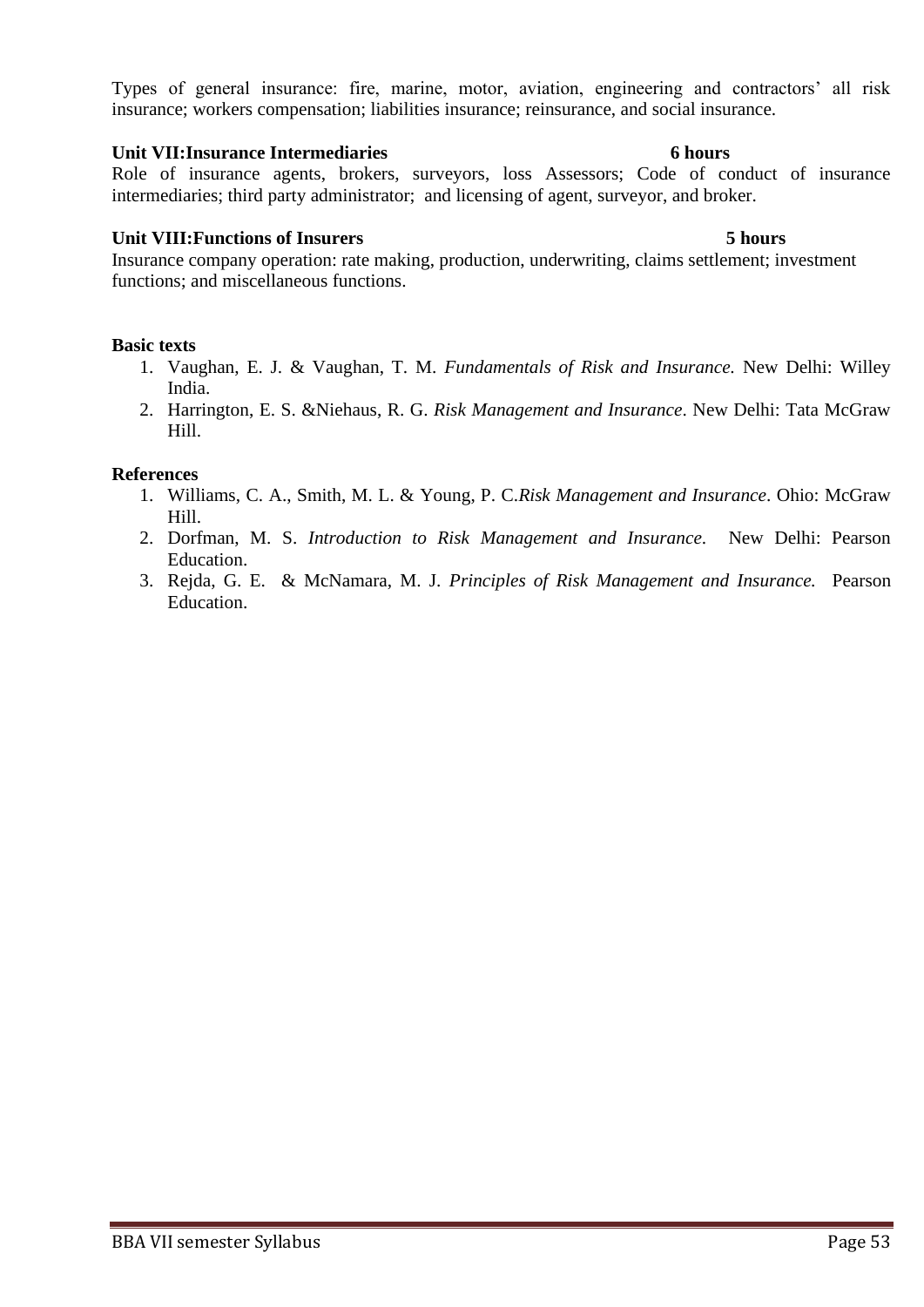Types of general insurance: fire, marine, motor, aviation, engineering and contractors' all risk insurance; workers compensation; liabilities insurance; reinsurance, and social insurance.

**Unit VII:Insurance Intermediaries 6 hours**

Role of insurance agents, brokers, surveyors, loss Assessors; Code of conduct of insurance intermediaries; third party administrator; and licensing of agent, surveyor, and broker.

**Unit VIII:Functions of Insurers 5 hours**

Insurance company operation: rate making, production, underwriting, claims settlement; investment functions; and miscellaneous functions.

**Basic texts**

1. Vaughan, E. J. & Vaughan, T. M. *Fundamentals of Risk and Insurance.* New Delhi: Willey India.
2. Harrington, E. S. &Niehaus, R. G. *Risk Management and Insurance*. New Delhi: Tata McGraw Hill.

**References**

1. Williams, C. A., Smith, M. L. & Young, P. C.*Risk Management and Insurance*. Ohio: McGraw Hill.
2. Dorfman, M. S. *Introduction to Risk Management and Insurance*. New Delhi: Pearson Education.
3. Rejda, G. E. & McNamara, M. J. *Principles of Risk Management and Insurance.* Pearson Education.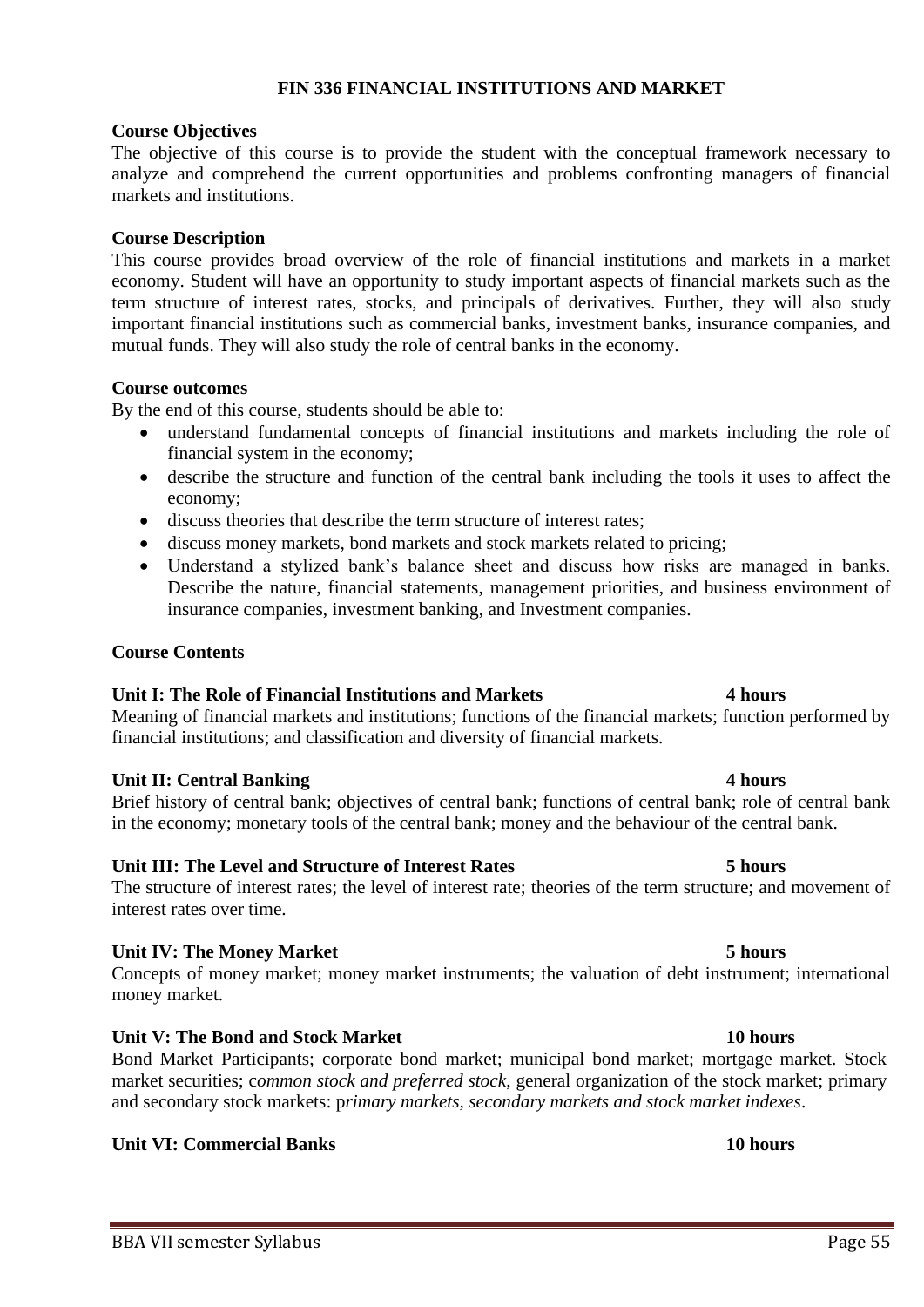# FIN 336 FINANCIAL INSTITUTIONS AND MARKET

**Course Objectives**

The objective of this course is to provide the student with the conceptual framework necessary to analyze and comprehend the current opportunities and problems confronting managers of financial markets and institutions.

**Course Description**

This course provides broad overview of the role of financial institutions and markets in a market economy. Student will have an opportunity to study important aspects of financial markets such as the term structure of interest rates, stocks, and principals of derivatives. Further, they will also study important financial institutions such as commercial banks, investment banks, insurance companies, and mutual funds. They will also study the role of central banks in the economy.

**Course outcomes**

By the end of this course, students should be able to:

- understand fundamental concepts of financial institutions and markets including the role of financial system in the economy;
- describe the structure and function of the central bank including the tools it uses to affect the economy;
- discuss theories that describe the term structure of interest rates;
- discuss money markets, bond markets and stock markets related to pricing;
- Understand a stylized bank's balance sheet and discuss how risks are managed in banks. Describe the nature, financial statements, management priorities, and business environment of insurance companies, investment banking, and Investment companies.

**Course Contents**

**Unit I: The Role of Financial Institutions and Markets** **4 hours**

Meaning of financial markets and institutions; functions of the financial markets; function performed by financial institutions; and classification and diversity of financial markets.

**Unit II: Central Banking** **4 hours**

Brief history of central bank; objectives of central bank; functions of central bank; role of central bank in the economy; monetary tools of the central bank; money and the behaviour of the central bank.

**Unit III: The Level and Structure of Interest Rates** **5 hours**

The structure of interest rates; the level of interest rate; theories of the term structure; and movement of interest rates over time.

**Unit IV: The Money Market** **5 hours**

Concepts of money market; money market instruments; the valuation of debt instrument; international money market.

**Unit V: The Bond and Stock Market** **10 hours**

Bond Market Participants; corporate bond market; municipal bond market; mortgage market. Stock market securities; c*ommon stock and preferred stock*, general organization of the stock market; primary and secondary stock markets: p*rimary markets, secondary markets and stock market indexes*.

**Unit VI: Commercial Banks** **10 hours**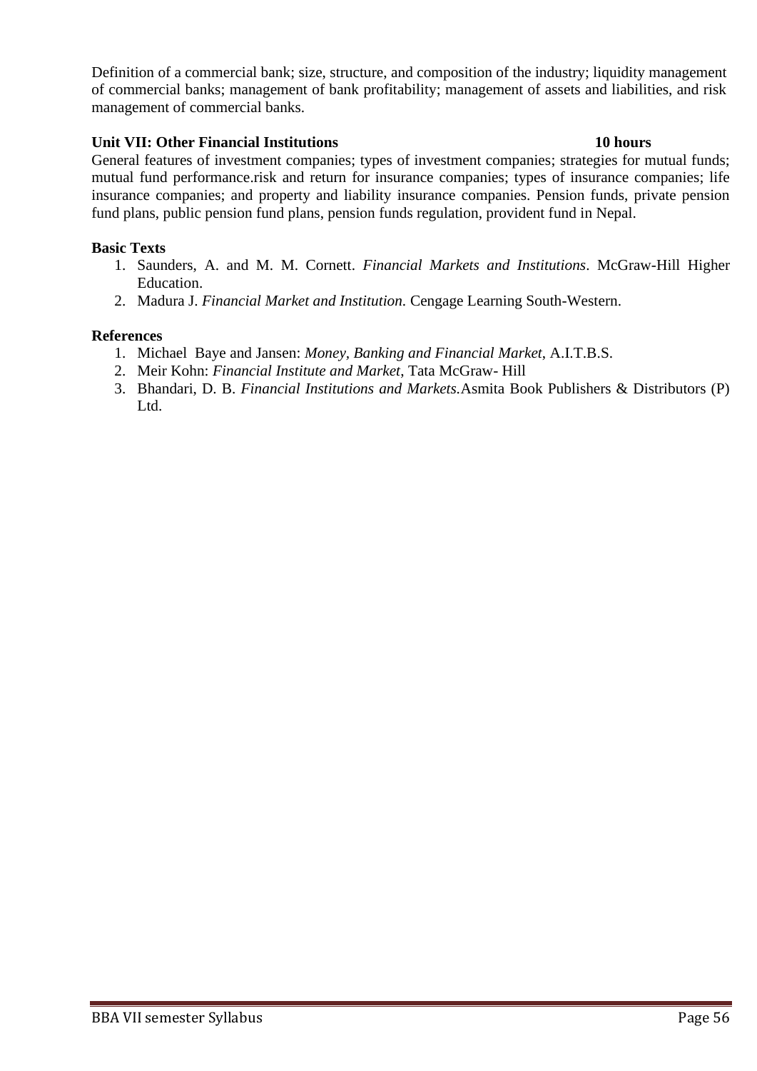Definition of a commercial bank; size, structure, and composition of the industry; liquidity management of commercial banks; management of bank profitability; management of assets and liabilities, and risk management of commercial banks.

**Unit VII: Other Financial Institutions** **10 hours**

General features of investment companies; types of investment companies; strategies for mutual funds; mutual fund performance.risk and return for insurance companies; types of insurance companies; life insurance companies; and property and liability insurance companies. Pension funds, private pension fund plans, public pension fund plans, pension funds regulation, provident fund in Nepal.

**Basic Texts**

1. Saunders, A. and M. M. Cornett. *Financial Markets and Institutions*. McGraw-Hill Higher Education.
2. Madura J. *Financial Market and Institution.* Cengage Learning South-Western.

**References**

1. Michael Baye and Jansen: *Money, Banking and Financial Market*, A.I.T.B.S.
2. Meir Kohn: *Financial Institute and Market*, Tata McGraw- Hill
3. Bhandari, D. B. *Financial Institutions and Markets.*Asmita Book Publishers & Distributors (P) Ltd.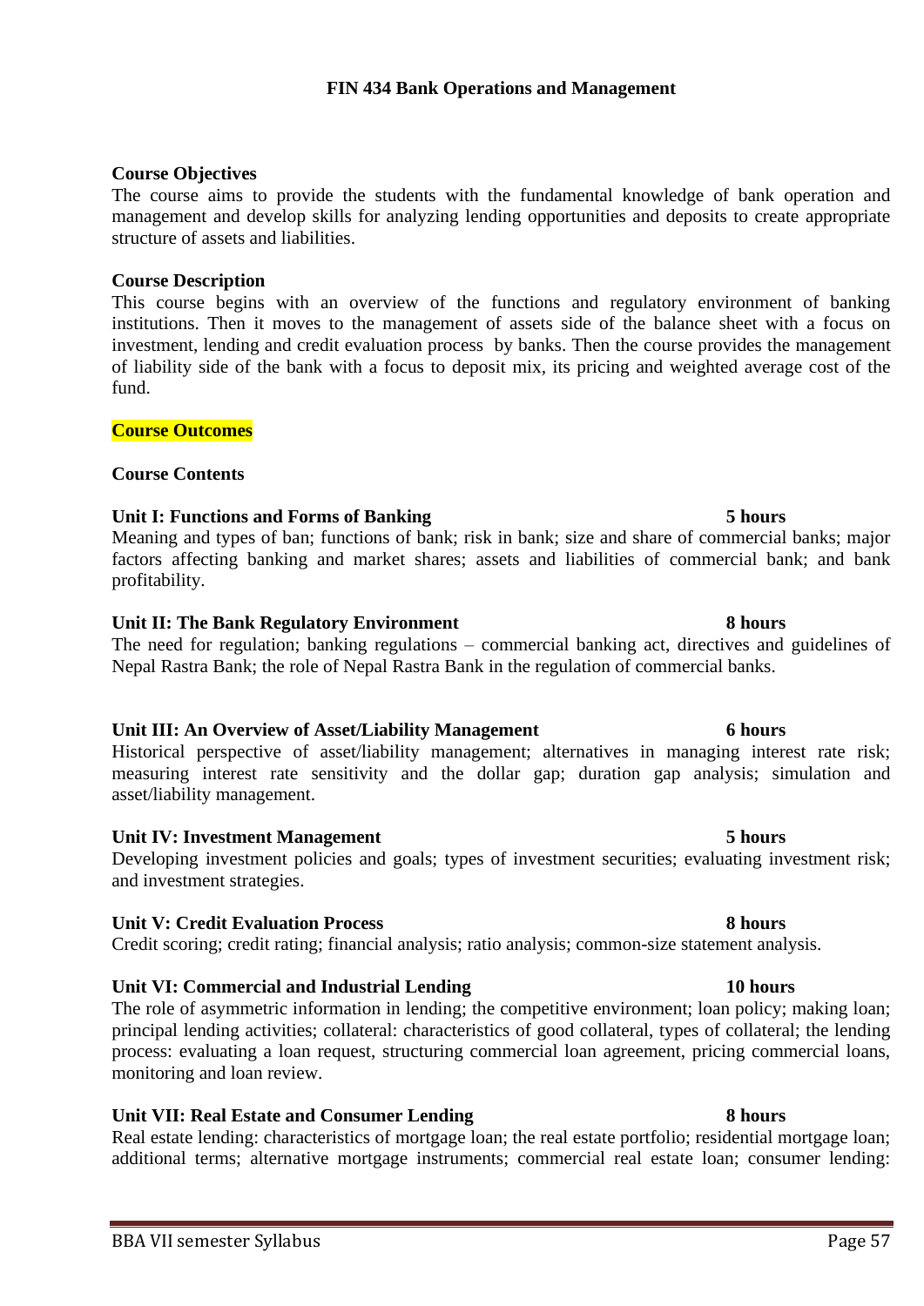# FIN 434 Bank Operations and Management

**Course Objectives**

The course aims to provide the students with the fundamental knowledge of bank operation and management and develop skills for analyzing lending opportunities and deposits to create appropriate structure of assets and liabilities.

**Course Description**

This course begins with an overview of the functions and regulatory environment of banking institutions. Then it moves to the management of assets side of the balance sheet with a focus on investment, lending and credit evaluation process by banks. Then the course provides the management of liability side of the bank with a focus to deposit mix, its pricing and weighted average cost of the fund.

**Course Outcomes**

**Course Contents**

**Unit I: Functions and Forms of Banking** **5 hours**

Meaning and types of ban; functions of bank; risk in bank; size and share of commercial banks; major factors affecting banking and market shares; assets and liabilities of commercial bank; and bank profitability.

**Unit II: The Bank Regulatory Environment** **8 hours**

The need for regulation; banking regulations – commercial banking act, directives and guidelines of Nepal Rastra Bank; the role of Nepal Rastra Bank in the regulation of commercial banks.

**Unit III: An Overview of Asset/Liability Management** **6 hours**

Historical perspective of asset/liability management; alternatives in managing interest rate risk; measuring interest rate sensitivity and the dollar gap; duration gap analysis; simulation and asset/liability management.

**Unit IV: Investment Management** **5 hours**

Developing investment policies and goals; types of investment securities; evaluating investment risk; and investment strategies.

**Unit V: Credit Evaluation Process** **8 hours**

Credit scoring; credit rating; financial analysis; ratio analysis; common-size statement analysis.

**Unit VI: Commercial and Industrial Lending** **10 hours**

The role of asymmetric information in lending; the competitive environment; loan policy; making loan; principal lending activities; collateral: characteristics of good collateral, types of collateral; the lending process: evaluating a loan request, structuring commercial loan agreement, pricing commercial loans, monitoring and loan review.

**Unit VII: Real Estate and Consumer Lending** **8 hours**

Real estate lending: characteristics of mortgage loan; the real estate portfolio; residential mortgage loan; additional terms; alternative mortgage instruments; commercial real estate loan; consumer lending: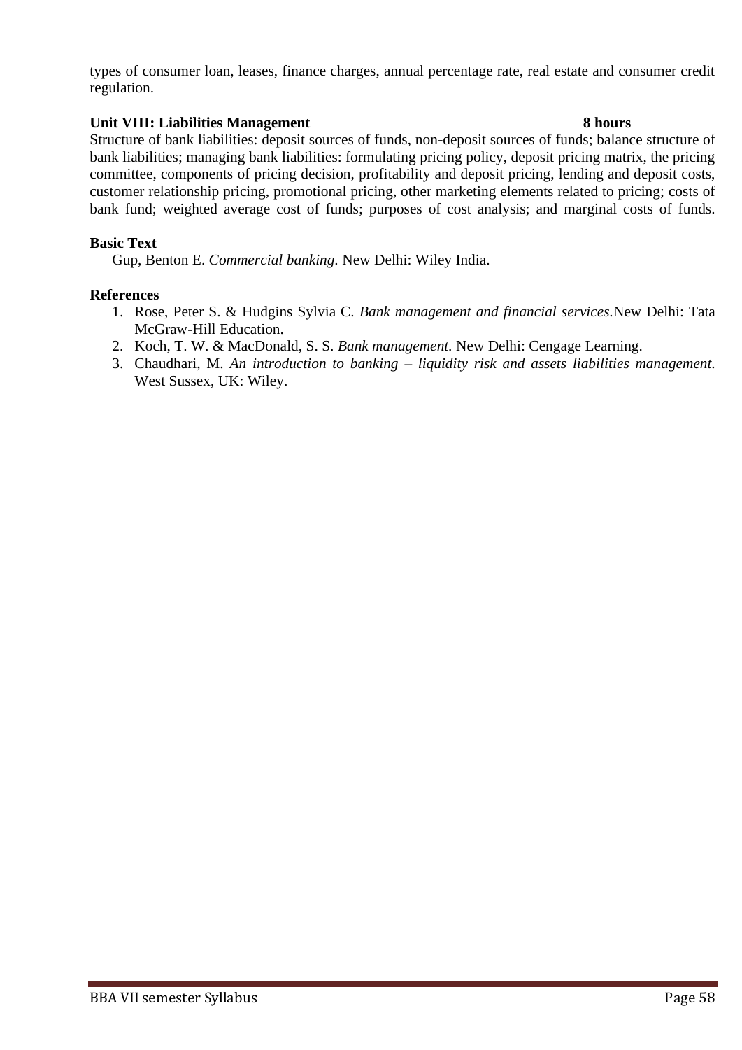types of consumer loan, leases, finance charges, annual percentage rate, real estate and consumer credit regulation.

**Unit VIII: Liabilities Management 8 hours**

Structure of bank liabilities: deposit sources of funds, non-deposit sources of funds; balance structure of bank liabilities; managing bank liabilities: formulating pricing policy, deposit pricing matrix, the pricing committee, components of pricing decision, profitability and deposit pricing, lending and deposit costs, customer relationship pricing, promotional pricing, other marketing elements related to pricing; costs of bank fund; weighted average cost of funds; purposes of cost analysis; and marginal costs of funds.

**Basic Text**

Gup, Benton E. *Commercial banking*. New Delhi: Wiley India.

**References**

1. Rose, Peter S. & Hudgins Sylvia C. *Bank management and financial services*.New Delhi: Tata McGraw-Hill Education.
2. Koch, T. W. & MacDonald, S. S. *Bank management*. New Delhi: Cengage Learning.
3. Chaudhari, M. *An introduction to banking – liquidity risk and assets liabilities management*. West Sussex, UK: Wiley.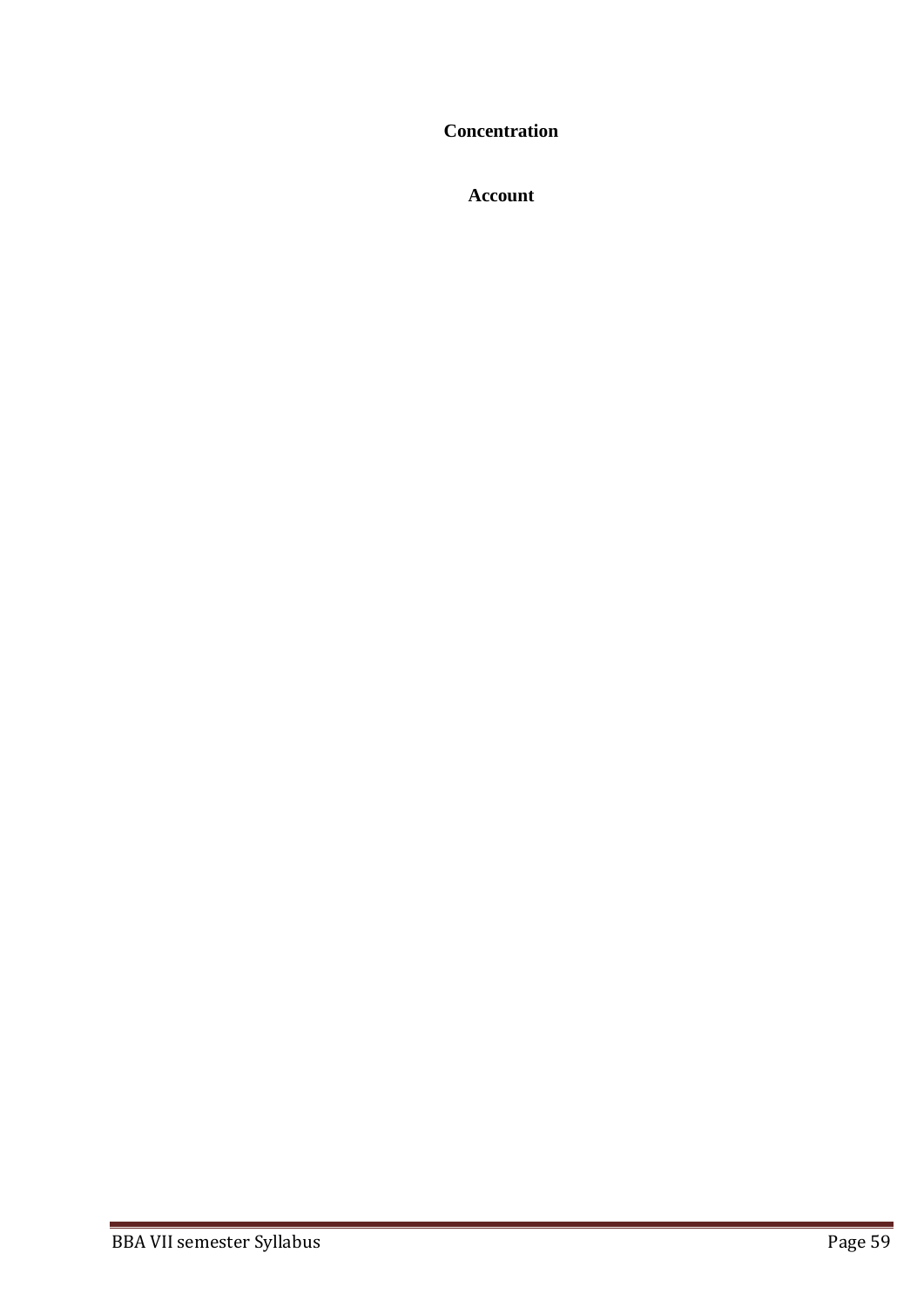**Concentration**

**Account**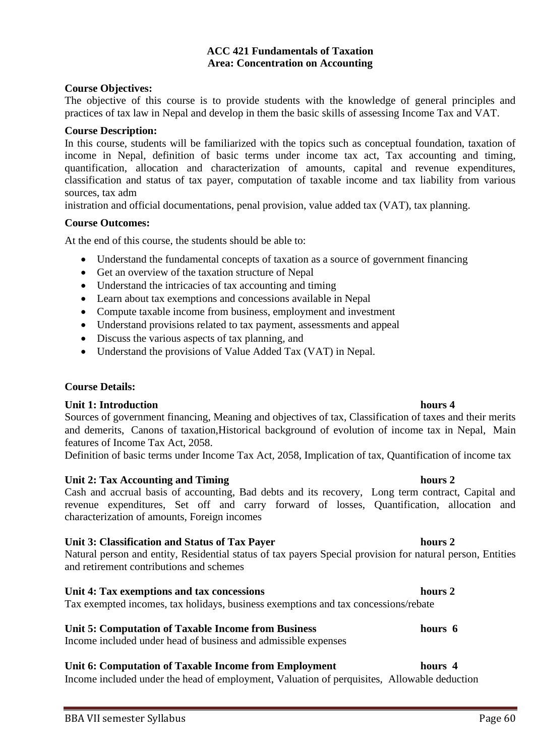**ACC 421 Fundamentals of Taxation**
**Area: Concentration on Accounting**

**Course Objectives:**

The objective of this course is to provide students with the knowledge of general principles and practices of tax law in Nepal and develop in them the basic skills of assessing Income Tax and VAT.

**Course Description:**

In this course, students will be familiarized with the topics such as conceptual foundation, taxation of income in Nepal, definition of basic terms under income tax act, Tax accounting and timing, quantification, allocation and characterization of amounts, capital and revenue expenditures, classification and status of tax payer, computation of taxable income and tax liability from various sources, tax adm

inistration and official documentations, penal provision, value added tax (VAT), tax planning.

**Course Outcomes:**

At the end of this course, the students should be able to:

- Understand the fundamental concepts of taxation as a source of government financing
- Get an overview of the taxation structure of Nepal
- Understand the intricacies of tax accounting and timing
- Learn about tax exemptions and concessions available in Nepal
- Compute taxable income from business, employment and investment
- Understand provisions related to tax payment, assessments and appeal
- Discuss the various aspects of tax planning, and
- Understand the provisions of Value Added Tax (VAT) in Nepal.

**Course Details:**

**Unit 1: Introduction hours 4**

Sources of government financing, Meaning and objectives of tax, Classification of taxes and their merits and demerits, Canons of taxation,Historical background of evolution of income tax in Nepal, Main features of Income Tax Act, 2058.

Definition of basic terms under Income Tax Act, 2058, Implication of tax, Quantification of income tax

**Unit 2: Tax Accounting and Timing hours 2**

Cash and accrual basis of accounting, Bad debts and its recovery, Long term contract, Capital and revenue expenditures, Set off and carry forward of losses, Quantification, allocation and characterization of amounts, Foreign incomes

**Unit 3: Classification and Status of Tax Payer hours 2**

Natural person and entity, Residential status of tax payers Special provision for natural person, Entities and retirement contributions and schemes

**Unit 4: Tax exemptions and tax concessions hours 2**

Tax exempted incomes, tax holidays, business exemptions and tax concessions/rebate

**Unit 5: Computation of Taxable Income from Business hours 6**

Income included under head of business and admissible expenses

**Unit 6: Computation of Taxable Income from Employment hours 4**

Income included under the head of employment, Valuation of perquisites, Allowable deduction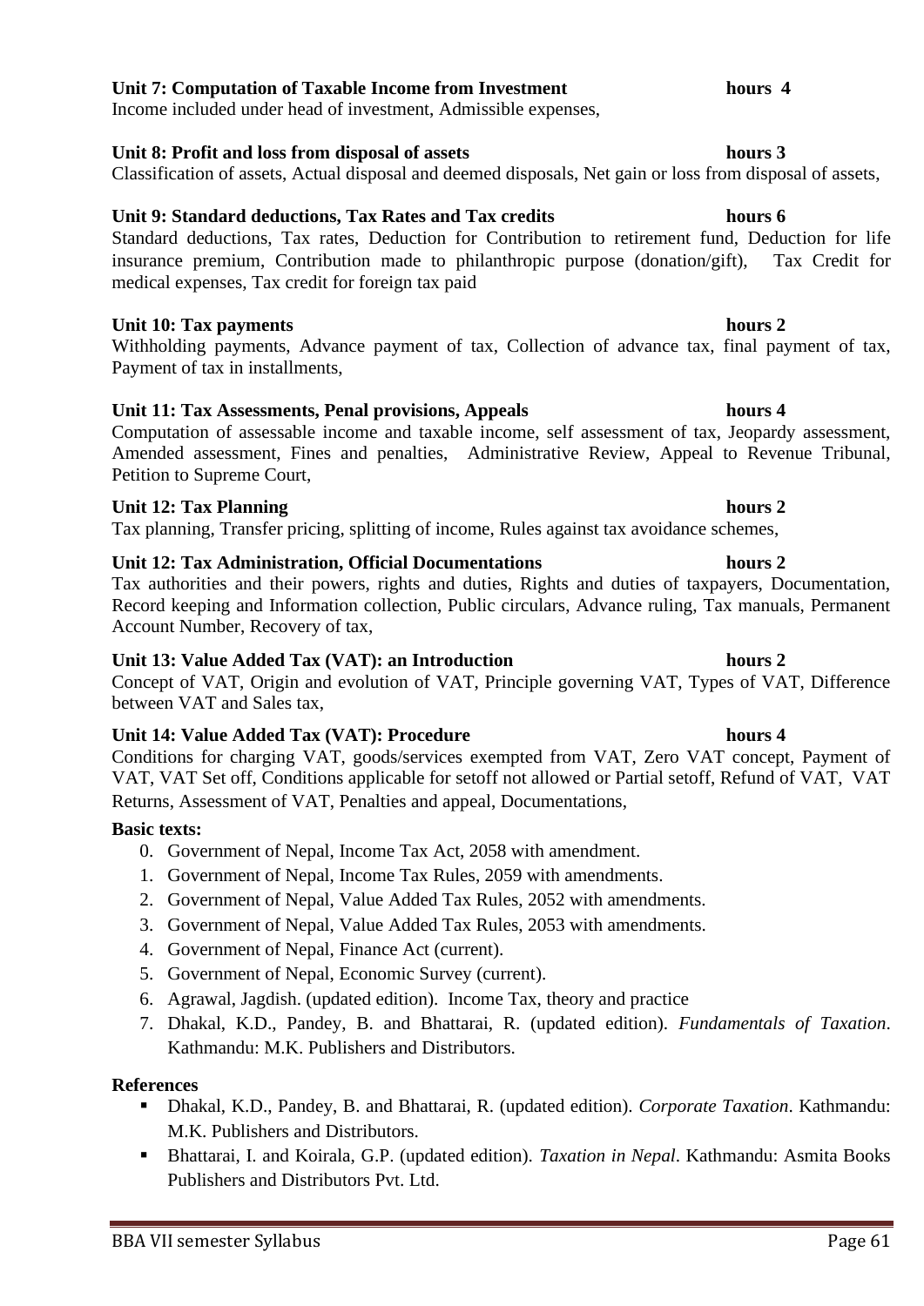**Unit 7: Computation of Taxable Income from Investment** **hours 4**

Income included under head of investment, Admissible expenses,

**Unit 8: Profit and loss from disposal of assets** **hours 3**

Classification of assets, Actual disposal and deemed disposals, Net gain or loss from disposal of assets,

**Unit 9: Standard deductions, Tax Rates and Tax credits** **hours 6**

Standard deductions, Tax rates, Deduction for Contribution to retirement fund, Deduction for life insurance premium, Contribution made to philanthropic purpose (donation/gift), Tax Credit for medical expenses, Tax credit for foreign tax paid

**Unit 10: Tax payments** **hours 2**

Withholding payments, Advance payment of tax, Collection of advance tax, final payment of tax, Payment of tax in installments,

**Unit 11: Tax Assessments, Penal provisions, Appeals** **hours 4**

Computation of assessable income and taxable income, self assessment of tax, Jeopardy assessment, Amended assessment, Fines and penalties, Administrative Review, Appeal to Revenue Tribunal, Petition to Supreme Court,

**Unit 12: Tax Planning** **hours 2**

Tax planning, Transfer pricing, splitting of income, Rules against tax avoidance schemes,

**Unit 12: Tax Administration, Official Documentations** **hours 2**

Tax authorities and their powers, rights and duties, Rights and duties of taxpayers, Documentation, Record keeping and Information collection, Public circulars, Advance ruling, Tax manuals, Permanent Account Number, Recovery of tax,

**Unit 13: Value Added Tax (VAT): an Introduction** **hours 2**

Concept of VAT, Origin and evolution of VAT, Principle governing VAT, Types of VAT, Difference between VAT and Sales tax,

**Unit 14: Value Added Tax (VAT): Procedure** **hours 4**

Conditions for charging VAT, goods/services exempted from VAT, Zero VAT concept, Payment of VAT, VAT Set off, Conditions applicable for setoff not allowed or Partial setoff, Refund of VAT, VAT Returns, Assessment of VAT, Penalties and appeal, Documentations,

**Basic texts:**

0. Government of Nepal, Income Tax Act, 2058 with amendment.
1. Government of Nepal, Income Tax Rules, 2059 with amendments.
2. Government of Nepal, Value Added Tax Rules, 2052 with amendments.
3. Government of Nepal, Value Added Tax Rules, 2053 with amendments.
4. Government of Nepal, Finance Act (current).
5. Government of Nepal, Economic Survey (current).
6. Agrawal, Jagdish. (updated edition). Income Tax, theory and practice
7. Dhakal, K.D., Pandey, B. and Bhattarai, R. (updated edition). *Fundamentals of Taxation*. Kathmandu: M.K. Publishers and Distributors.

**References**

- Dhakal, K.D., Pandey, B. and Bhattarai, R. (updated edition). *Corporate Taxation*. Kathmandu: M.K. Publishers and Distributors.
- Bhattarai, I. and Koirala, G.P. (updated edition). *Taxation in Nepal*. Kathmandu: Asmita Books Publishers and Distributors Pvt. Ltd.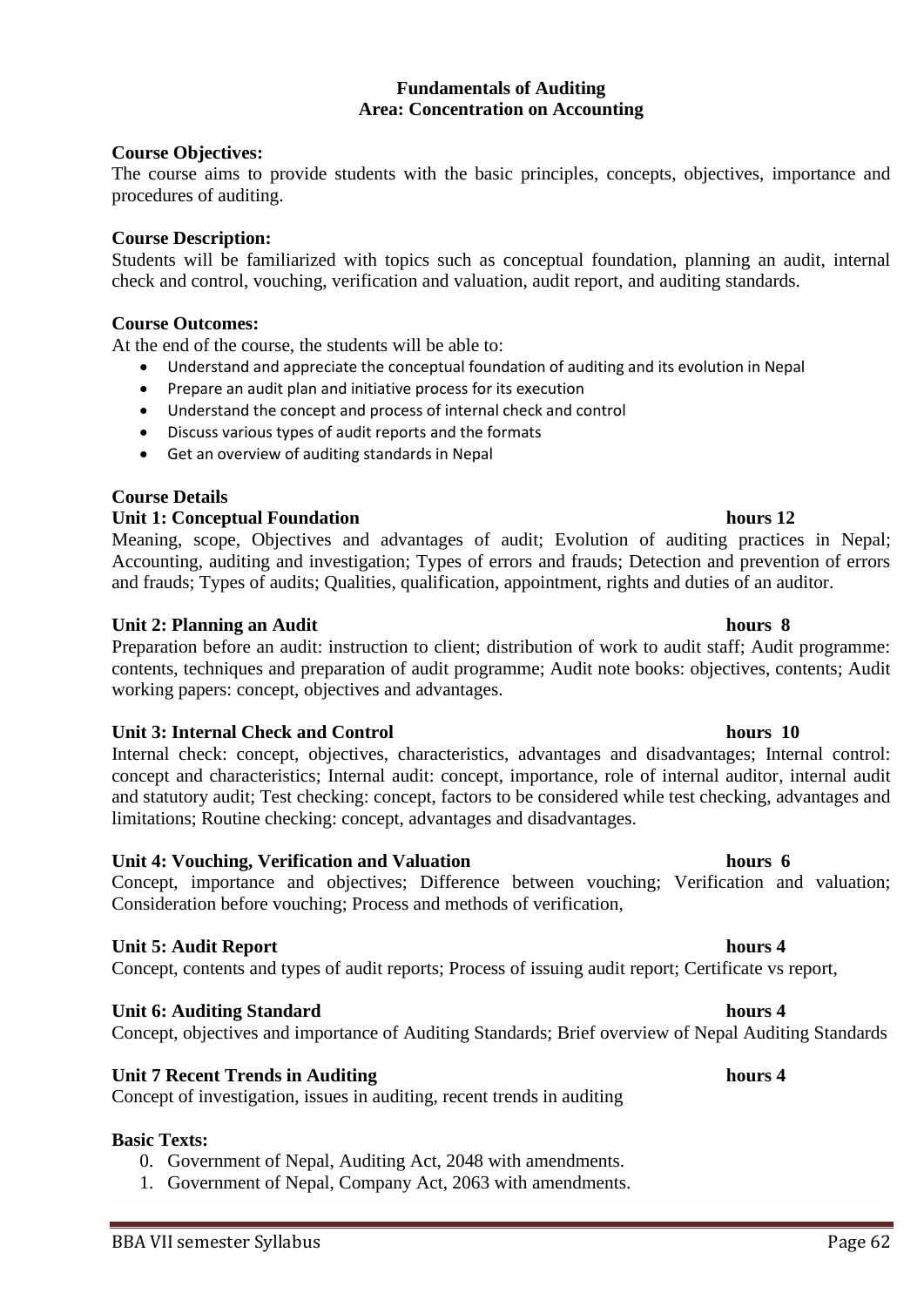**Fundamentals of Auditing**
**Area: Concentration on Accounting**

**Course Objectives:**
The course aims to provide students with the basic principles, concepts, objectives, importance and procedures of auditing.

**Course Description:**
Students will be familiarized with topics such as conceptual foundation, planning an audit, internal check and control, vouching, verification and valuation, audit report, and auditing standards.

**Course Outcomes:**
At the end of the course, the students will be able to:

- Understand and appreciate the conceptual foundation of auditing and its evolution in Nepal
- Prepare an audit plan and initiative process for its execution
- Understand the concept and process of internal check and control
- Discuss various types of audit reports and the formats
- Get an overview of auditing standards in Nepal

**Course Details**

**Unit 1: Conceptual Foundation** **hours 12**
Meaning, scope, Objectives and advantages of audit; Evolution of auditing practices in Nepal; Accounting, auditing and investigation; Types of errors and frauds; Detection and prevention of errors and frauds; Types of audits; Qualities, qualification, appointment, rights and duties of an auditor.

**Unit 2: Planning an Audit** **hours 8**
Preparation before an audit: instruction to client; distribution of work to audit staff; Audit programme: contents, techniques and preparation of audit programme; Audit note books: objectives, contents; Audit working papers: concept, objectives and advantages.

**Unit 3: Internal Check and Control** **hours 10**
Internal check: concept, objectives, characteristics, advantages and disadvantages; Internal control: concept and characteristics; Internal audit: concept, importance, role of internal auditor, internal audit and statutory audit; Test checking: concept, factors to be considered while test checking, advantages and limitations; Routine checking: concept, advantages and disadvantages.

**Unit 4: Vouching, Verification and Valuation** **hours 6**
Concept, importance and objectives; Difference between vouching; Verification and valuation; Consideration before vouching; Process and methods of verification,

**Unit 5: Audit Report** **hours 4**
Concept, contents and types of audit reports; Process of issuing audit report; Certificate vs report,

**Unit 6: Auditing Standard** **hours 4**
Concept, objectives and importance of Auditing Standards; Brief overview of Nepal Auditing Standards

**Unit 7 Recent Trends in Auditing** **hours 4**
Concept of investigation, issues in auditing, recent trends in auditing

**Basic Texts:**

0. Government of Nepal, Auditing Act, 2048 with amendments.
1. Government of Nepal, Company Act, 2063 with amendments.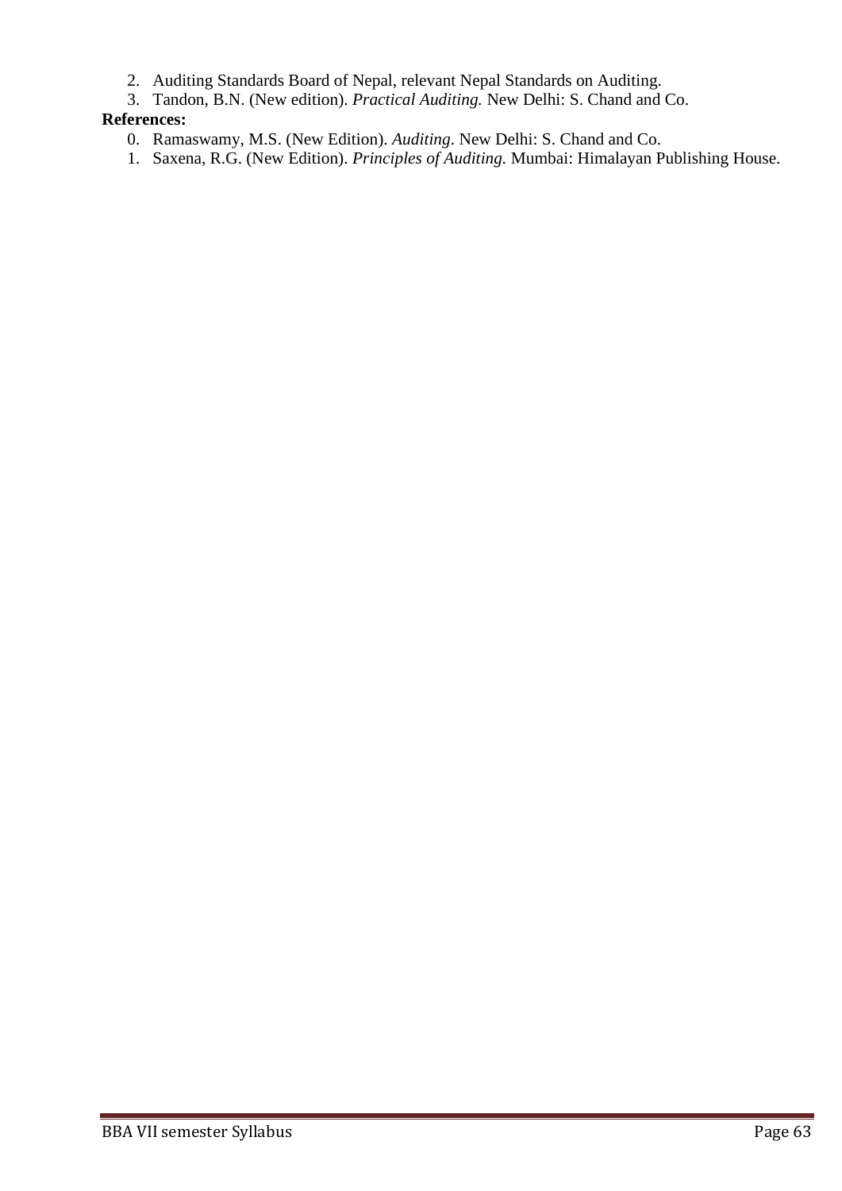2. Auditing Standards Board of Nepal, relevant Nepal Standards on Auditing.
3. Tandon, B.N. (New edition). *Practical Auditing.* New Delhi: S. Chand and Co.

**References:**

0. Ramaswamy, M.S. (New Edition). *Auditing*. New Delhi: S. Chand and Co.
1. Saxena, R.G. (New Edition). *Principles of Auditing.* Mumbai: Himalayan Publishing House.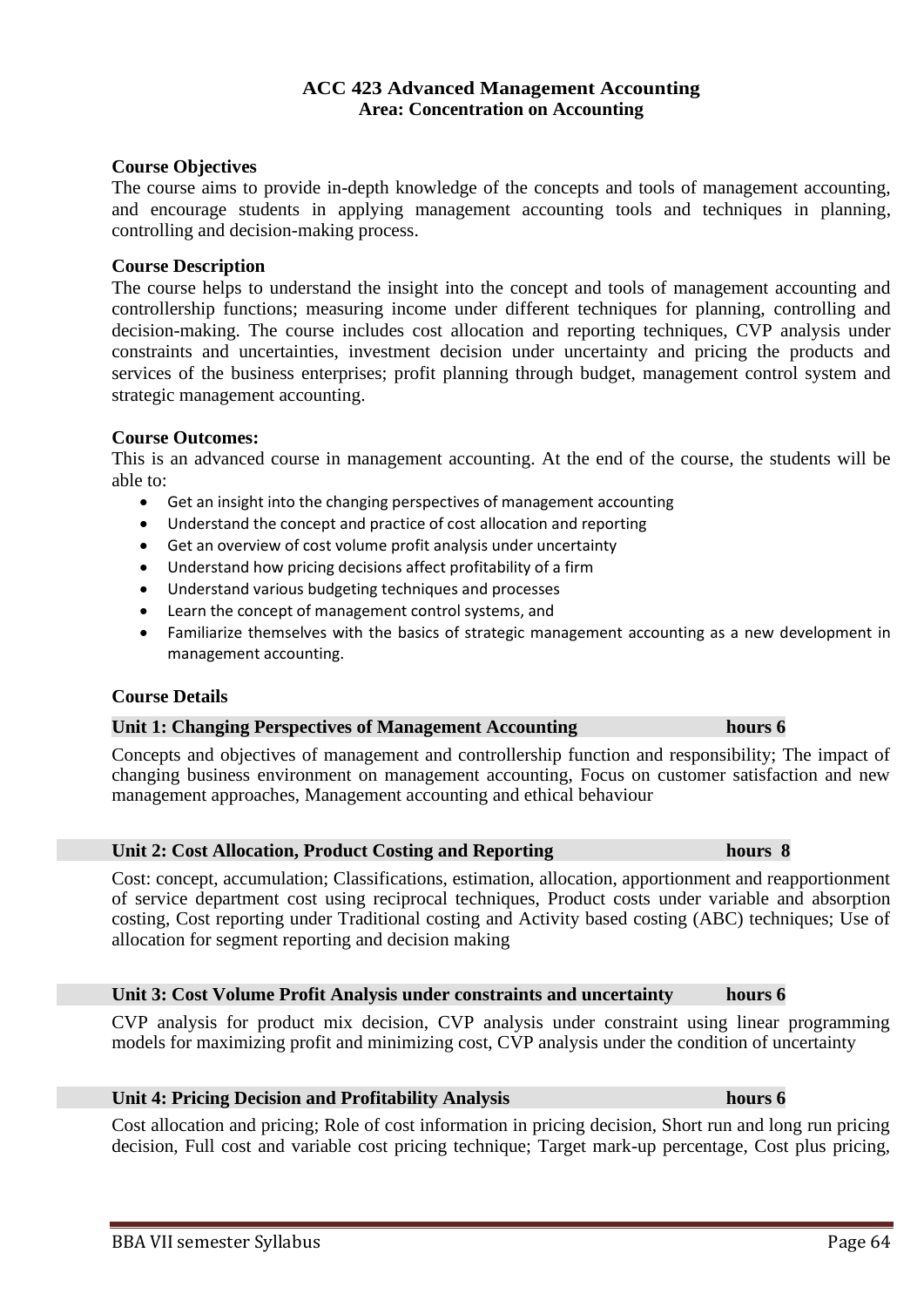# ACC 423 Advanced Management Accounting
## Area: Concentration on Accounting

**Course Objectives**

The course aims to provide in-depth knowledge of the concepts and tools of management accounting, and encourage students in applying management accounting tools and techniques in planning, controlling and decision-making process.

**Course Description**

The course helps to understand the insight into the concept and tools of management accounting and controllership functions; measuring income under different techniques for planning, controlling and decision-making. The course includes cost allocation and reporting techniques, CVP analysis under constraints and uncertainties, investment decision under uncertainty and pricing the products and services of the business enterprises; profit planning through budget, management control system and strategic management accounting.

**Course Outcomes:**

This is an advanced course in management accounting. At the end of the course, the students will be able to:

- Get an insight into the changing perspectives of management accounting
- Understand the concept and practice of cost allocation and reporting
- Get an overview of cost volume profit analysis under uncertainty
- Understand how pricing decisions affect profitability of a firm
- Understand various budgeting techniques and processes
- Learn the concept of management control systems, and
- Familiarize themselves with the basics of strategic management accounting as a new development in management accounting.

**Course Details**

**Unit 1: Changing Perspectives of Management Accounting — hours 6**

Concepts and objectives of management and controllership function and responsibility; The impact of changing business environment on management accounting, Focus on customer satisfaction and new management approaches, Management accounting and ethical behaviour

**Unit 2: Cost Allocation, Product Costing and Reporting — hours 8**

Cost: concept, accumulation; Classifications, estimation, allocation, apportionment and reapportionment of service department cost using reciprocal techniques, Product costs under variable and absorption costing, Cost reporting under Traditional costing and Activity based costing (ABC) techniques; Use of allocation for segment reporting and decision making

**Unit 3: Cost Volume Profit Analysis under constraints and uncertainty — hours 6**

CVP analysis for product mix decision, CVP analysis under constraint using linear programming models for maximizing profit and minimizing cost, CVP analysis under the condition of uncertainty

**Unit 4: Pricing Decision and Profitability Analysis — hours 6**

Cost allocation and pricing; Role of cost information in pricing decision, Short run and long run pricing decision, Full cost and variable cost pricing technique; Target mark-up percentage, Cost plus pricing,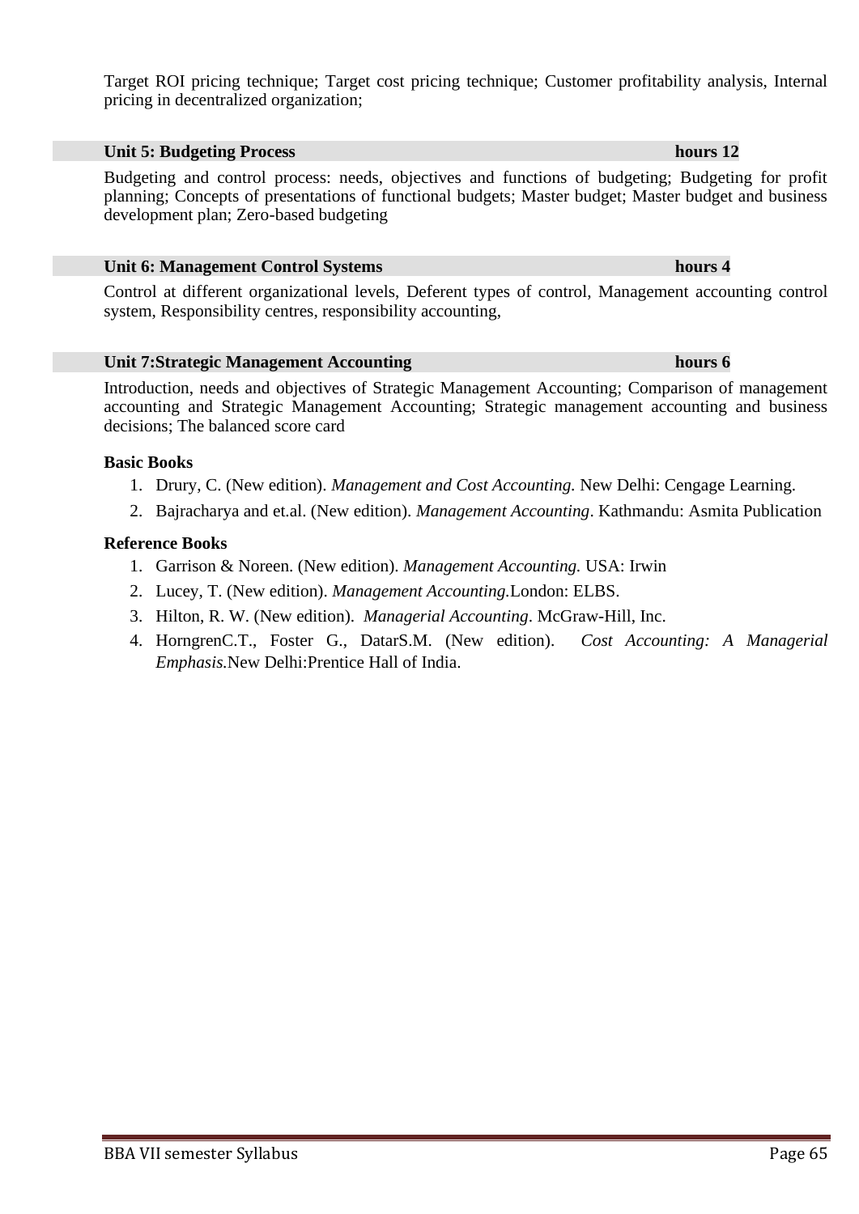Target ROI pricing technique; Target cost pricing technique; Customer profitability analysis, Internal pricing in decentralized organization;

### Unit 5: Budgeting Process hours 12

Budgeting and control process: needs, objectives and functions of budgeting; Budgeting for profit planning; Concepts of presentations of functional budgets; Master budget; Master budget and business development plan; Zero-based budgeting

### Unit 6: Management Control Systems hours 4

Control at different organizational levels, Deferent types of control, Management accounting control system, Responsibility centres, responsibility accounting,

### Unit 7:Strategic Management Accounting hours 6

Introduction, needs and objectives of Strategic Management Accounting; Comparison of management accounting and Strategic Management Accounting; Strategic management accounting and business decisions; The balanced score card

**Basic Books**

1. Drury, C. (New edition). *Management and Cost Accounting.* New Delhi: Cengage Learning.
2. Bajracharya and et.al. (New edition). *Management Accounting*. Kathmandu: Asmita Publication

**Reference Books**

1. Garrison & Noreen. (New edition). *Management Accounting.* USA: Irwin
2. Lucey, T. (New edition). *Management Accounting.*London: ELBS.
3. Hilton, R. W. (New edition). *Managerial Accounting*. McGraw-Hill, Inc.
4. HorngrenC.T., Foster G., DatarS.M. (New edition). *Cost Accounting: A Managerial Emphasis.*New Delhi:Prentice Hall of India.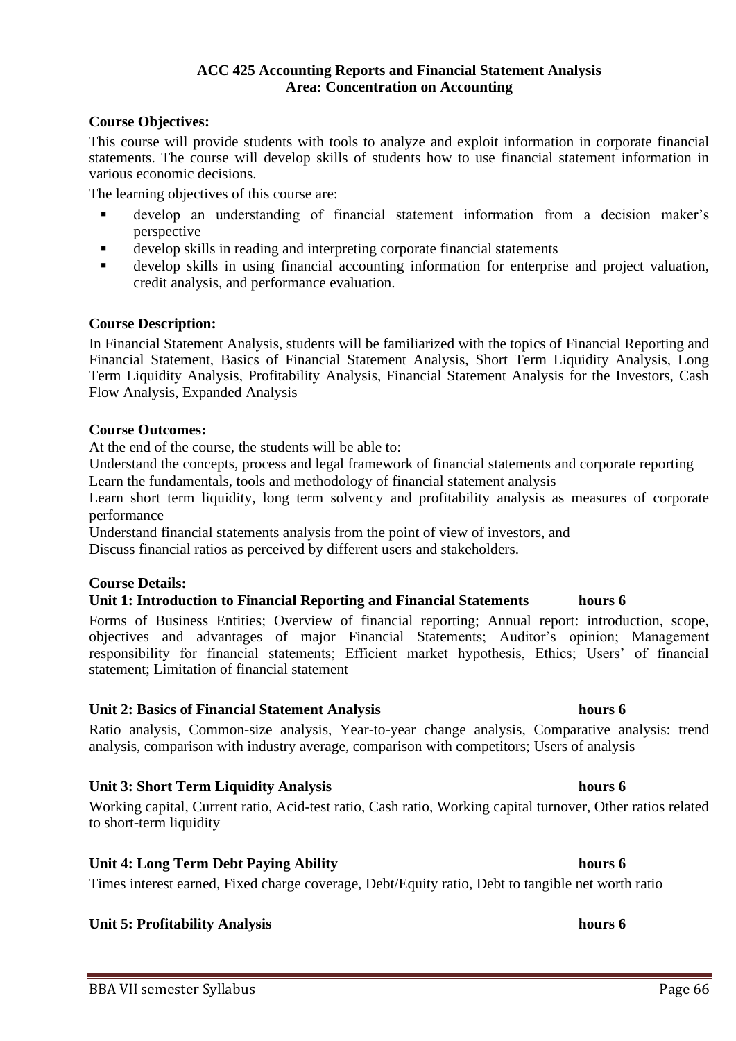**ACC 425 Accounting Reports and Financial Statement Analysis**
**Area: Concentration on Accounting**

**Course Objectives:**

This course will provide students with tools to analyze and exploit information in corporate financial statements. The course will develop skills of students how to use financial statement information in various economic decisions.

The learning objectives of this course are:

- develop an understanding of financial statement information from a decision maker's perspective
- develop skills in reading and interpreting corporate financial statements
- develop skills in using financial accounting information for enterprise and project valuation, credit analysis, and performance evaluation.

**Course Description:**

In Financial Statement Analysis, students will be familiarized with the topics of Financial Reporting and Financial Statement, Basics of Financial Statement Analysis, Short Term Liquidity Analysis, Long Term Liquidity Analysis, Profitability Analysis, Financial Statement Analysis for the Investors, Cash Flow Analysis, Expanded Analysis

**Course Outcomes:**

At the end of the course, the students will be able to:

Understand the concepts, process and legal framework of financial statements and corporate reporting

Learn the fundamentals, tools and methodology of financial statement analysis

Learn short term liquidity, long term solvency and profitability analysis as measures of corporate performance

Understand financial statements analysis from the point of view of investors, and

Discuss financial ratios as perceived by different users and stakeholders.

**Course Details:**

**Unit 1: Introduction to Financial Reporting and Financial Statements hours 6**

Forms of Business Entities; Overview of financial reporting; Annual report: introduction, scope, objectives and advantages of major Financial Statements; Auditor's opinion; Management responsibility for financial statements; Efficient market hypothesis, Ethics; Users' of financial statement; Limitation of financial statement

**Unit 2: Basics of Financial Statement Analysis hours 6**

Ratio analysis, Common-size analysis, Year-to-year change analysis, Comparative analysis: trend analysis, comparison with industry average, comparison with competitors; Users of analysis

**Unit 3: Short Term Liquidity Analysis hours 6**

Working capital, Current ratio, Acid-test ratio, Cash ratio, Working capital turnover, Other ratios related to short-term liquidity

**Unit 4: Long Term Debt Paying Ability hours 6**

Times interest earned, Fixed charge coverage, Debt/Equity ratio, Debt to tangible net worth ratio

**Unit 5: Profitability Analysis hours 6**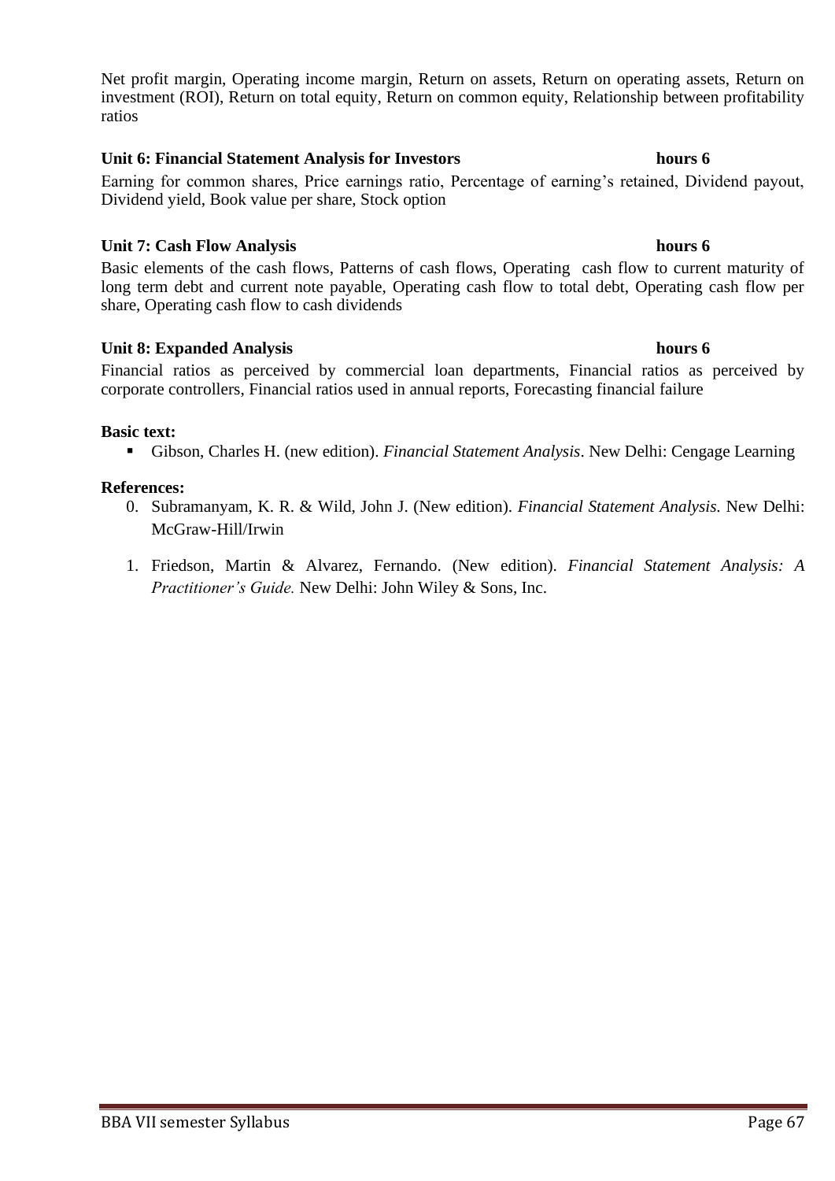Net profit margin, Operating income margin, Return on assets, Return on operating assets, Return on investment (ROI), Return on total equity, Return on common equity, Relationship between profitability ratios

**Unit 6: Financial Statement Analysis for Investors** **hours 6**

Earning for common shares, Price earnings ratio, Percentage of earning's retained, Dividend payout, Dividend yield, Book value per share, Stock option

**Unit 7: Cash Flow Analysis** **hours 6**

Basic elements of the cash flows, Patterns of cash flows, Operating cash flow to current maturity of long term debt and current note payable, Operating cash flow to total debt, Operating cash flow per share, Operating cash flow to cash dividends

**Unit 8: Expanded Analysis** **hours 6**

Financial ratios as perceived by commercial loan departments, Financial ratios as perceived by corporate controllers, Financial ratios used in annual reports, Forecasting financial failure

**Basic text:**

- Gibson, Charles H. (new edition). *Financial Statement Analysis*. New Delhi: Cengage Learning

**References:**

0. Subramanyam, K. R. & Wild, John J. (New edition). *Financial Statement Analysis.* New Delhi: McGraw-Hill/Irwin
1. Friedson, Martin & Alvarez, Fernando. (New edition). *Financial Statement Analysis: A Practitioner's Guide.* New Delhi: John Wiley & Sons, Inc.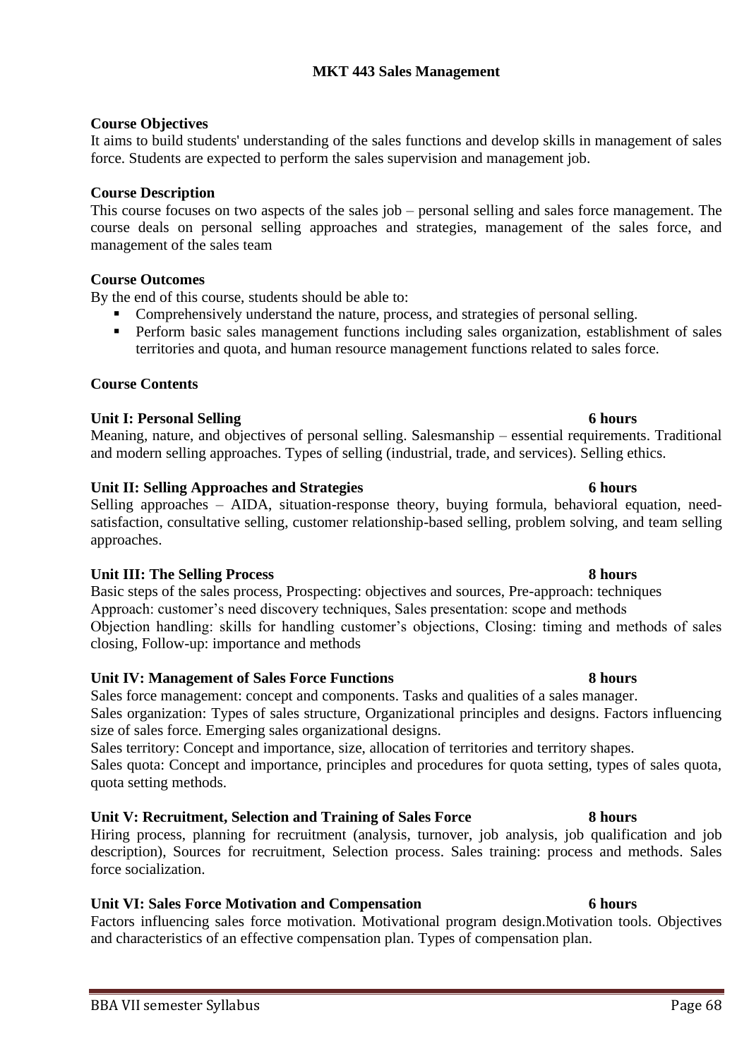# MKT 443 Sales Management

**Course Objectives**

It aims to build students' understanding of the sales functions and develop skills in management of sales force. Students are expected to perform the sales supervision and management job.

**Course Description**

This course focuses on two aspects of the sales job – personal selling and sales force management. The course deals on personal selling approaches and strategies, management of the sales force, and management of the sales team

**Course Outcomes**

By the end of this course, students should be able to:

- Comprehensively understand the nature, process, and strategies of personal selling.
- Perform basic sales management functions including sales organization, establishment of sales territories and quota, and human resource management functions related to sales force.

**Course Contents**

**Unit I: Personal Selling 6 hours**

Meaning, nature, and objectives of personal selling. Salesmanship – essential requirements. Traditional and modern selling approaches. Types of selling (industrial, trade, and services). Selling ethics.

**Unit II: Selling Approaches and Strategies 6 hours**

Selling approaches – AIDA, situation-response theory, buying formula, behavioral equation, need-satisfaction, consultative selling, customer relationship-based selling, problem solving, and team selling approaches.

**Unit III: The Selling Process 8 hours**

Basic steps of the sales process, Prospecting: objectives and sources, Pre-approach: techniques
Approach: customer's need discovery techniques, Sales presentation: scope and methods
Objection handling: skills for handling customer's objections, Closing: timing and methods of sales closing, Follow-up: importance and methods

**Unit IV: Management of Sales Force Functions 8 hours**

Sales force management: concept and components. Tasks and qualities of a sales manager.
Sales organization: Types of sales structure, Organizational principles and designs. Factors influencing size of sales force. Emerging sales organizational designs.
Sales territory: Concept and importance, size, allocation of territories and territory shapes.
Sales quota: Concept and importance, principles and procedures for quota setting, types of sales quota, quota setting methods.

**Unit V: Recruitment, Selection and Training of Sales Force 8 hours**

Hiring process, planning for recruitment (analysis, turnover, job analysis, job qualification and job description), Sources for recruitment, Selection process. Sales training: process and methods. Sales force socialization.

**Unit VI: Sales Force Motivation and Compensation 6 hours**

Factors influencing sales force motivation. Motivational program design.Motivation tools. Objectives and characteristics of an effective compensation plan. Types of compensation plan.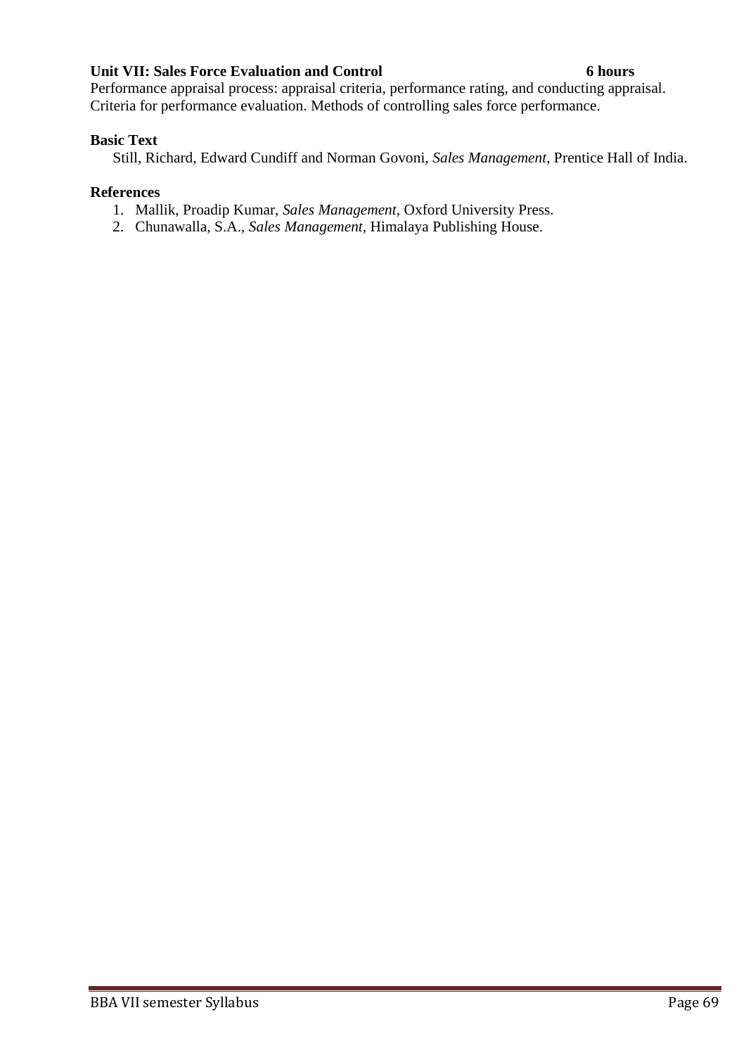**Unit VII: Sales Force Evaluation and Control** **6 hours**

Performance appraisal process: appraisal criteria, performance rating, and conducting appraisal. Criteria for performance evaluation. Methods of controlling sales force performance.

**Basic Text**

Still, Richard, Edward Cundiff and Norman Govoni, *Sales Management*, Prentice Hall of India.

**References**

1. Mallik, Proadip Kumar, *Sales Management*, Oxford University Press.
2. Chunawalla, S.A., *Sales Management*, Himalaya Publishing House.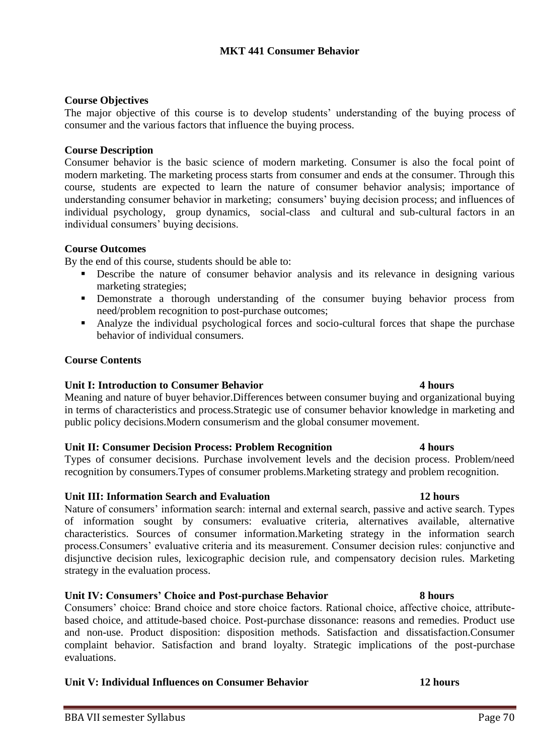# MKT 441 Consumer Behavior

**Course Objectives**

The major objective of this course is to develop students' understanding of the buying process of consumer and the various factors that influence the buying process.

**Course Description**

Consumer behavior is the basic science of modern marketing. Consumer is also the focal point of modern marketing. The marketing process starts from consumer and ends at the consumer. Through this course, students are expected to learn the nature of consumer behavior analysis; importance of understanding consumer behavior in marketing; consumers' buying decision process; and influences of individual psychology, group dynamics, social-class and cultural and sub-cultural factors in an individual consumers' buying decisions.

**Course Outcomes**

By the end of this course, students should be able to:

- Describe the nature of consumer behavior analysis and its relevance in designing various marketing strategies;
- Demonstrate a thorough understanding of the consumer buying behavior process from need/problem recognition to post-purchase outcomes;
- Analyze the individual psychological forces and socio-cultural forces that shape the purchase behavior of individual consumers.

**Course Contents**

**Unit I: Introduction to Consumer Behavior 4 hours**

Meaning and nature of buyer behavior.Differences between consumer buying and organizational buying in terms of characteristics and process.Strategic use of consumer behavior knowledge in marketing and public policy decisions.Modern consumerism and the global consumer movement.

**Unit II: Consumer Decision Process: Problem Recognition 4 hours**

Types of consumer decisions. Purchase involvement levels and the decision process. Problem/need recognition by consumers.Types of consumer problems.Marketing strategy and problem recognition.

**Unit III: Information Search and Evaluation 12 hours**

Nature of consumers' information search: internal and external search, passive and active search. Types of information sought by consumers: evaluative criteria, alternatives available, alternative characteristics. Sources of consumer information.Marketing strategy in the information search process.Consumers' evaluative criteria and its measurement. Consumer decision rules: conjunctive and disjunctive decision rules, lexicographic decision rule, and compensatory decision rules. Marketing strategy in the evaluation process.

**Unit IV: Consumers' Choice and Post-purchase Behavior 8 hours**

Consumers' choice: Brand choice and store choice factors. Rational choice, affective choice, attribute-based choice, and attitude-based choice. Post-purchase dissonance: reasons and remedies. Product use and non-use. Product disposition: disposition methods. Satisfaction and dissatisfaction.Consumer complaint behavior. Satisfaction and brand loyalty. Strategic implications of the post-purchase evaluations.

**Unit V: Individual Influences on Consumer Behavior 12 hours**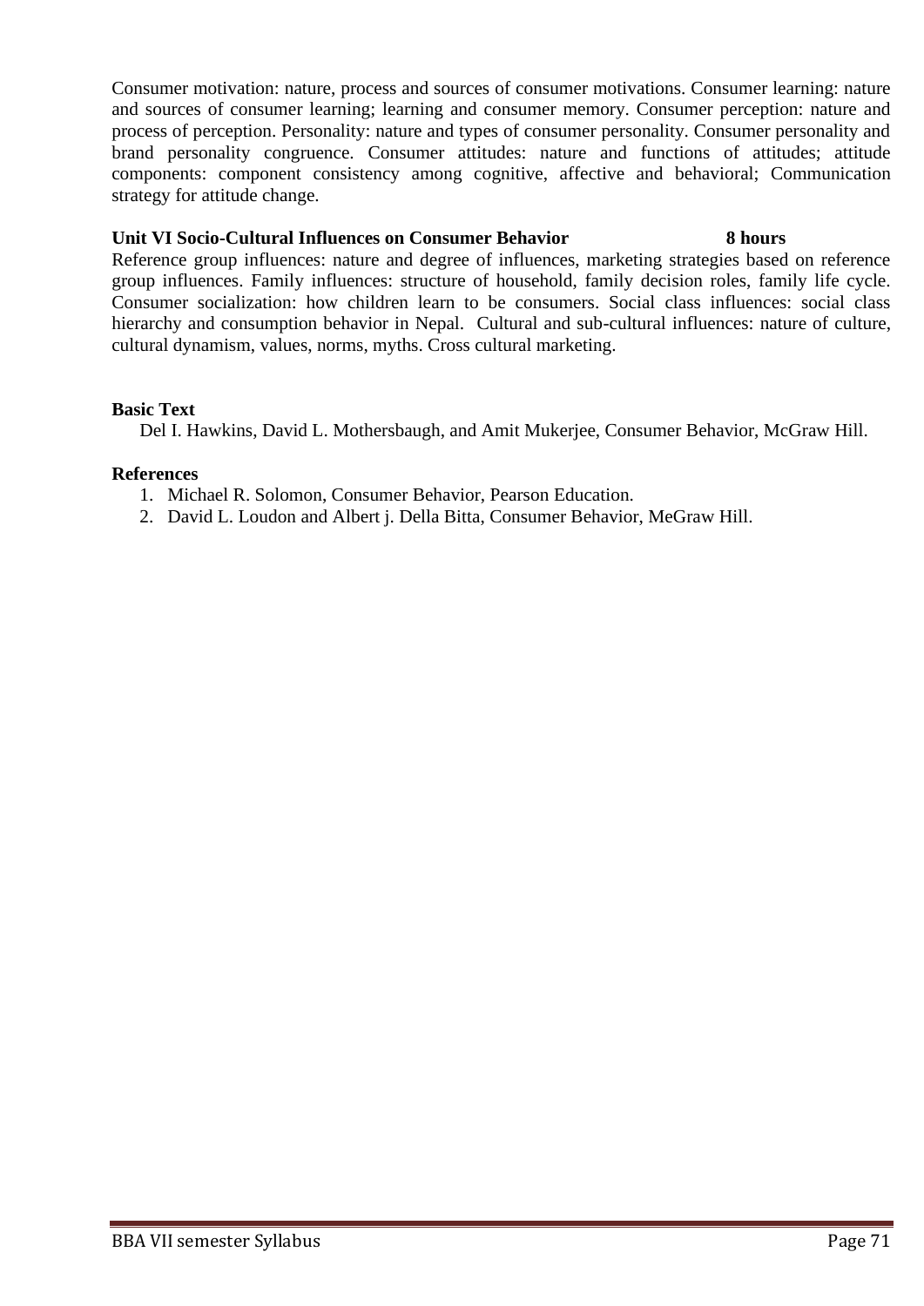Consumer motivation: nature, process and sources of consumer motivations. Consumer learning: nature and sources of consumer learning; learning and consumer memory. Consumer perception: nature and process of perception. Personality: nature and types of consumer personality. Consumer personality and brand personality congruence. Consumer attitudes: nature and functions of attitudes; attitude components: component consistency among cognitive, affective and behavioral; Communication strategy for attitude change.

**Unit VI Socio-Cultural Influences on Consumer Behavior 8 hours**

Reference group influences: nature and degree of influences, marketing strategies based on reference group influences. Family influences: structure of household, family decision roles, family life cycle. Consumer socialization: how children learn to be consumers. Social class influences: social class hierarchy and consumption behavior in Nepal. Cultural and sub-cultural influences: nature of culture, cultural dynamism, values, norms, myths. Cross cultural marketing.

**Basic Text**

Del I. Hawkins, David L. Mothersbaugh, and Amit Mukerjee, Consumer Behavior, McGraw Hill.

**References**

1. Michael R. Solomon, Consumer Behavior, Pearson Education.
2. David L. Loudon and Albert j. Della Bitta, Consumer Behavior, MeGraw Hill.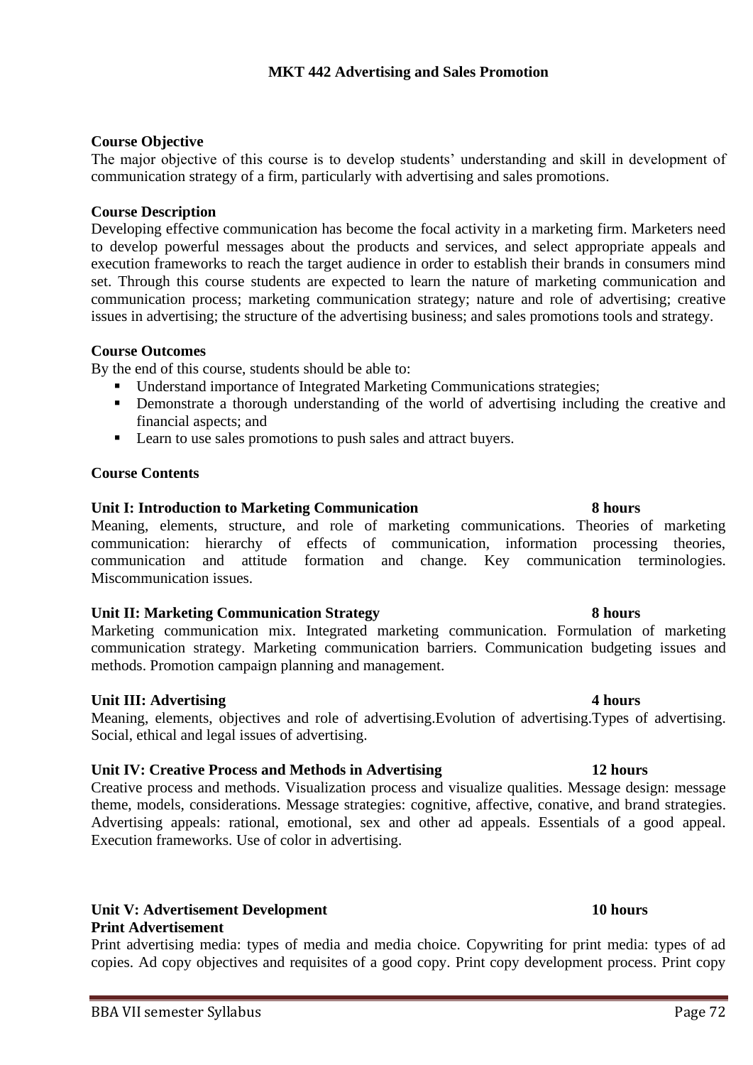# MKT 442 Advertising and Sales Promotion

**Course Objective**

The major objective of this course is to develop students' understanding and skill in development of communication strategy of a firm, particularly with advertising and sales promotions.

**Course Description**

Developing effective communication has become the focal activity in a marketing firm. Marketers need to develop powerful messages about the products and services, and select appropriate appeals and execution frameworks to reach the target audience in order to establish their brands in consumers mind set. Through this course students are expected to learn the nature of marketing communication and communication process; marketing communication strategy; nature and role of advertising; creative issues in advertising; the structure of the advertising business; and sales promotions tools and strategy.

**Course Outcomes**

By the end of this course, students should be able to:

- Understand importance of Integrated Marketing Communications strategies;
- Demonstrate a thorough understanding of the world of advertising including the creative and financial aspects; and
- Learn to use sales promotions to push sales and attract buyers.

**Course Contents**

**Unit I: Introduction to Marketing Communication — 8 hours**

Meaning, elements, structure, and role of marketing communications. Theories of marketing communication: hierarchy of effects of communication, information processing theories, communication and attitude formation and change. Key communication terminologies. Miscommunication issues.

**Unit II: Marketing Communication Strategy — 8 hours**

Marketing communication mix. Integrated marketing communication. Formulation of marketing communication strategy. Marketing communication barriers. Communication budgeting issues and methods. Promotion campaign planning and management.

**Unit III: Advertising — 4 hours**

Meaning, elements, objectives and role of advertising.Evolution of advertising.Types of advertising. Social, ethical and legal issues of advertising.

**Unit IV: Creative Process and Methods in Advertising — 12 hours**

Creative process and methods. Visualization process and visualize qualities. Message design: message theme, models, considerations. Message strategies: cognitive, affective, conative, and brand strategies. Advertising appeals: rational, emotional, sex and other ad appeals. Essentials of a good appeal. Execution frameworks. Use of color in advertising.

**Unit V: Advertisement Development — 10 hours**

**Print Advertisement**

Print advertising media: types of media and media choice. Copywriting for print media: types of ad copies. Ad copy objectives and requisites of a good copy. Print copy development process. Print copy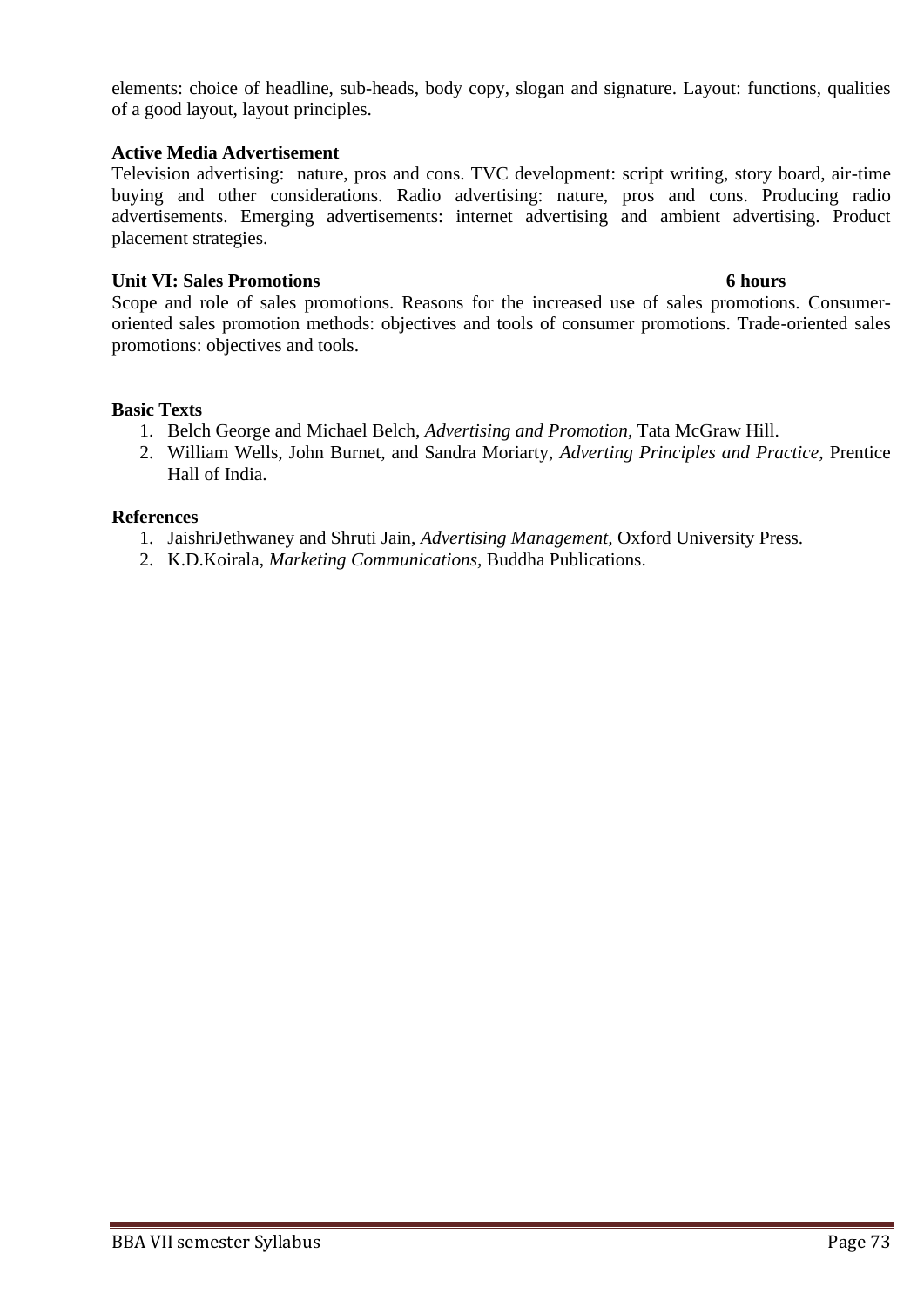elements: choice of headline, sub-heads, body copy, slogan and signature. Layout: functions, qualities of a good layout, layout principles.

**Active Media Advertisement**

Television advertising: nature, pros and cons. TVC development: script writing, story board, air-time buying and other considerations. Radio advertising: nature, pros and cons. Producing radio advertisements. Emerging advertisements: internet advertising and ambient advertising. Product placement strategies.

**Unit VI: Sales Promotions 6 hours**

Scope and role of sales promotions. Reasons for the increased use of sales promotions. Consumer-oriented sales promotion methods: objectives and tools of consumer promotions. Trade-oriented sales promotions: objectives and tools.

**Basic Texts**

1. Belch George and Michael Belch, *Advertising and Promotion*, Tata McGraw Hill.
2. William Wells, John Burnet, and Sandra Moriarty, *Adverting Principles and Practice*, Prentice Hall of India.

**References**

1. JaishriJethwaney and Shruti Jain, *Advertising Management*, Oxford University Press.
2. K.D.Koirala, *Marketing Communications*, Buddha Publications.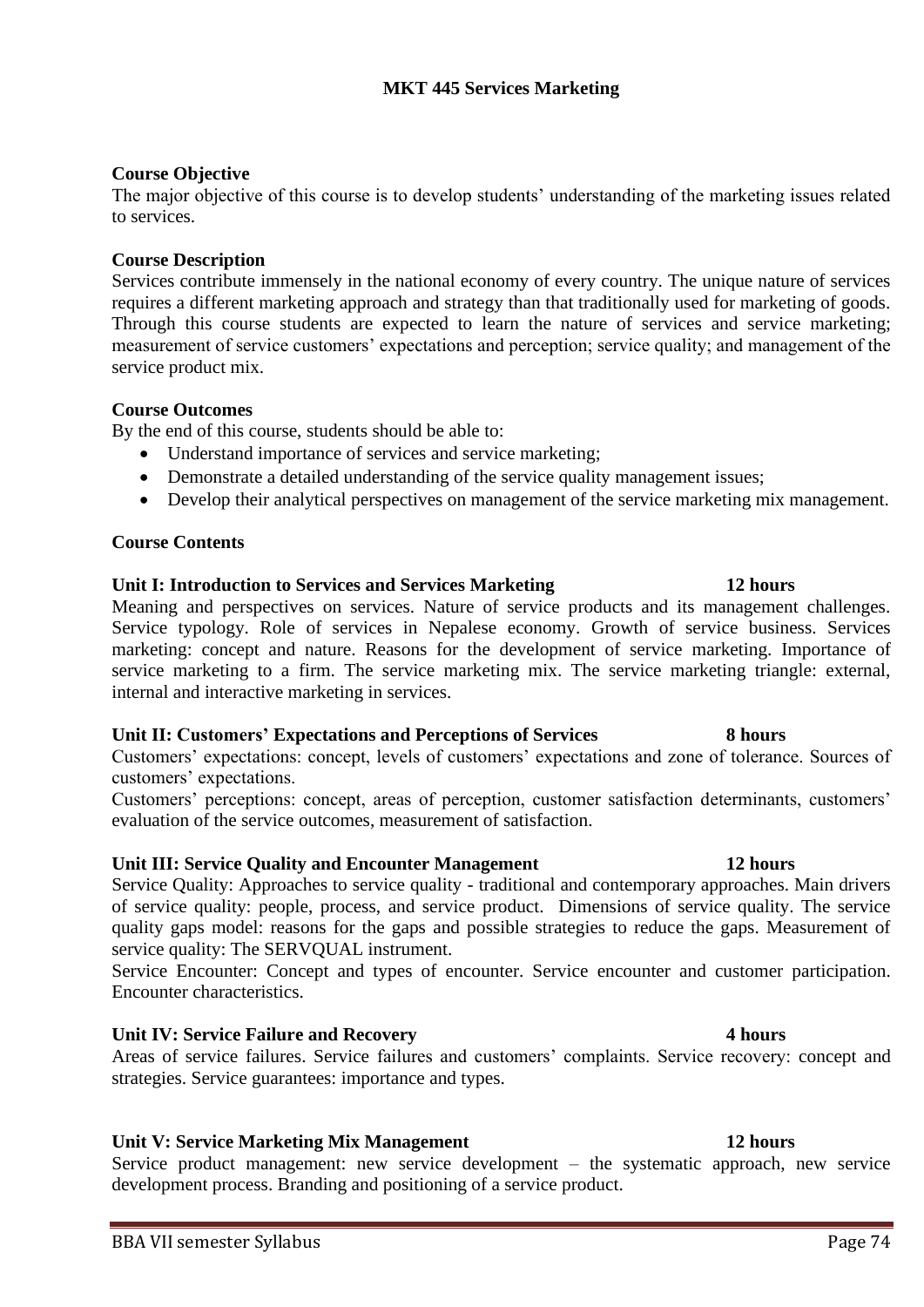# MKT 445 Services Marketing

**Course Objective**

The major objective of this course is to develop students' understanding of the marketing issues related to services.

**Course Description**

Services contribute immensely in the national economy of every country. The unique nature of services requires a different marketing approach and strategy than that traditionally used for marketing of goods. Through this course students are expected to learn the nature of services and service marketing; measurement of service customers' expectations and perception; service quality; and management of the service product mix.

**Course Outcomes**

By the end of this course, students should be able to:

- Understand importance of services and service marketing;
- Demonstrate a detailed understanding of the service quality management issues;
- Develop their analytical perspectives on management of the service marketing mix management.

**Course Contents**

**Unit I: Introduction to Services and Services Marketing 12 hours**

Meaning and perspectives on services. Nature of service products and its management challenges. Service typology. Role of services in Nepalese economy. Growth of service business. Services marketing: concept and nature. Reasons for the development of service marketing. Importance of service marketing to a firm. The service marketing mix. The service marketing triangle: external, internal and interactive marketing in services.

**Unit II: Customers' Expectations and Perceptions of Services 8 hours**

Customers' expectations: concept, levels of customers' expectations and zone of tolerance. Sources of customers' expectations.

Customers' perceptions: concept, areas of perception, customer satisfaction determinants, customers' evaluation of the service outcomes, measurement of satisfaction.

**Unit III: Service Quality and Encounter Management 12 hours**

Service Quality: Approaches to service quality - traditional and contemporary approaches. Main drivers of service quality: people, process, and service product. Dimensions of service quality. The service quality gaps model: reasons for the gaps and possible strategies to reduce the gaps. Measurement of service quality: The SERVQUAL instrument.

Service Encounter: Concept and types of encounter. Service encounter and customer participation. Encounter characteristics.

**Unit IV: Service Failure and Recovery 4 hours**

Areas of service failures. Service failures and customers' complaints. Service recovery: concept and strategies. Service guarantees: importance and types.

**Unit V: Service Marketing Mix Management 12 hours**

Service product management: new service development – the systematic approach, new service development process. Branding and positioning of a service product.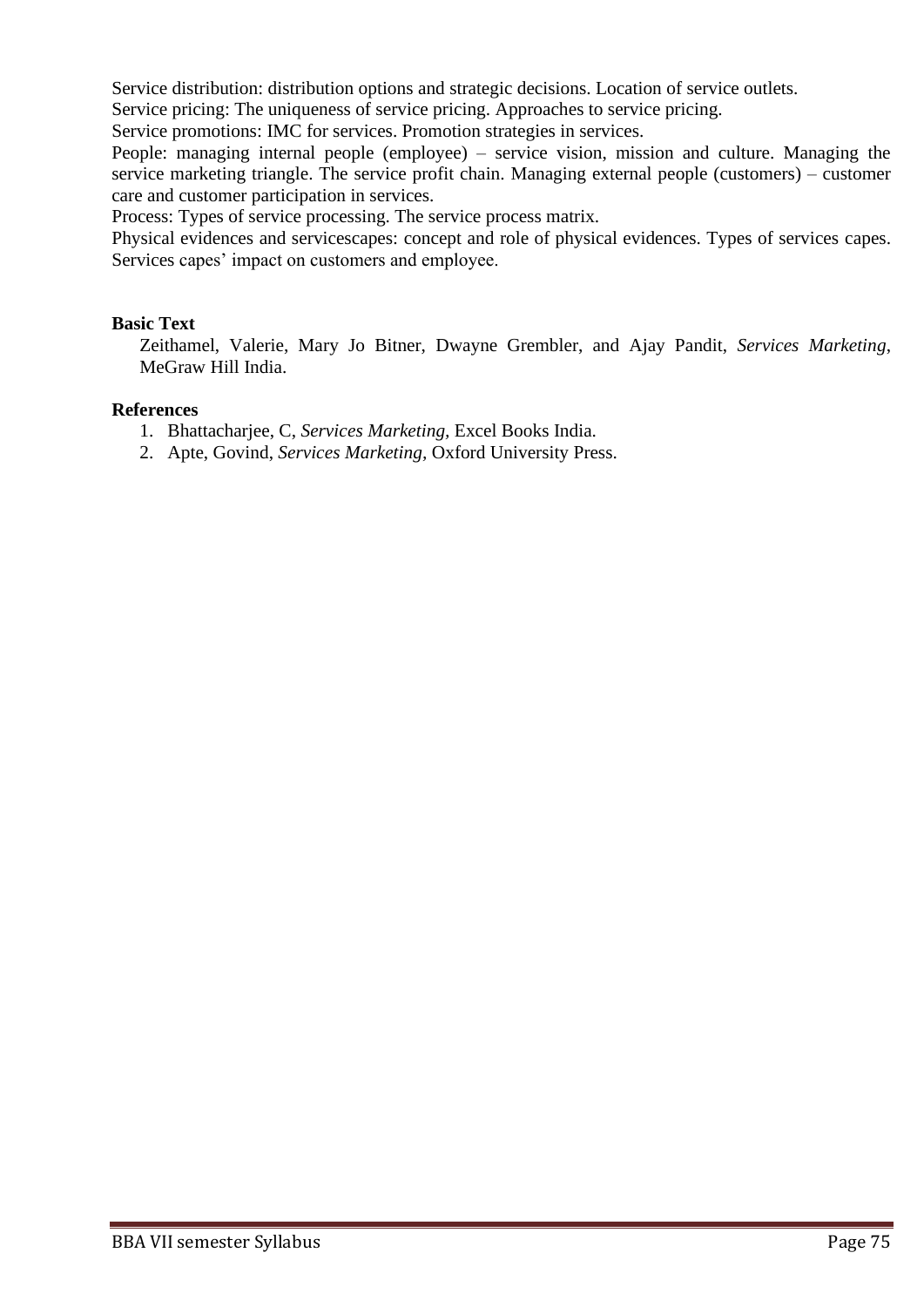Service distribution: distribution options and strategic decisions. Location of service outlets.

Service pricing: The uniqueness of service pricing. Approaches to service pricing.

Service promotions: IMC for services. Promotion strategies in services.

People: managing internal people (employee) – service vision, mission and culture. Managing the service marketing triangle. The service profit chain. Managing external people (customers) – customer care and customer participation in services.

Process: Types of service processing. The service process matrix.

Physical evidences and servicescapes: concept and role of physical evidences. Types of services capes. Services capes' impact on customers and employee.

**Basic Text**

Zeithamel, Valerie, Mary Jo Bitner, Dwayne Grembler, and Ajay Pandit, *Services Marketing*, MeGraw Hill India.

**References**

1. Bhattacharjee, C, *Services Marketing*, Excel Books India.
2. Apte, Govind, *Services Marketing*, Oxford University Press.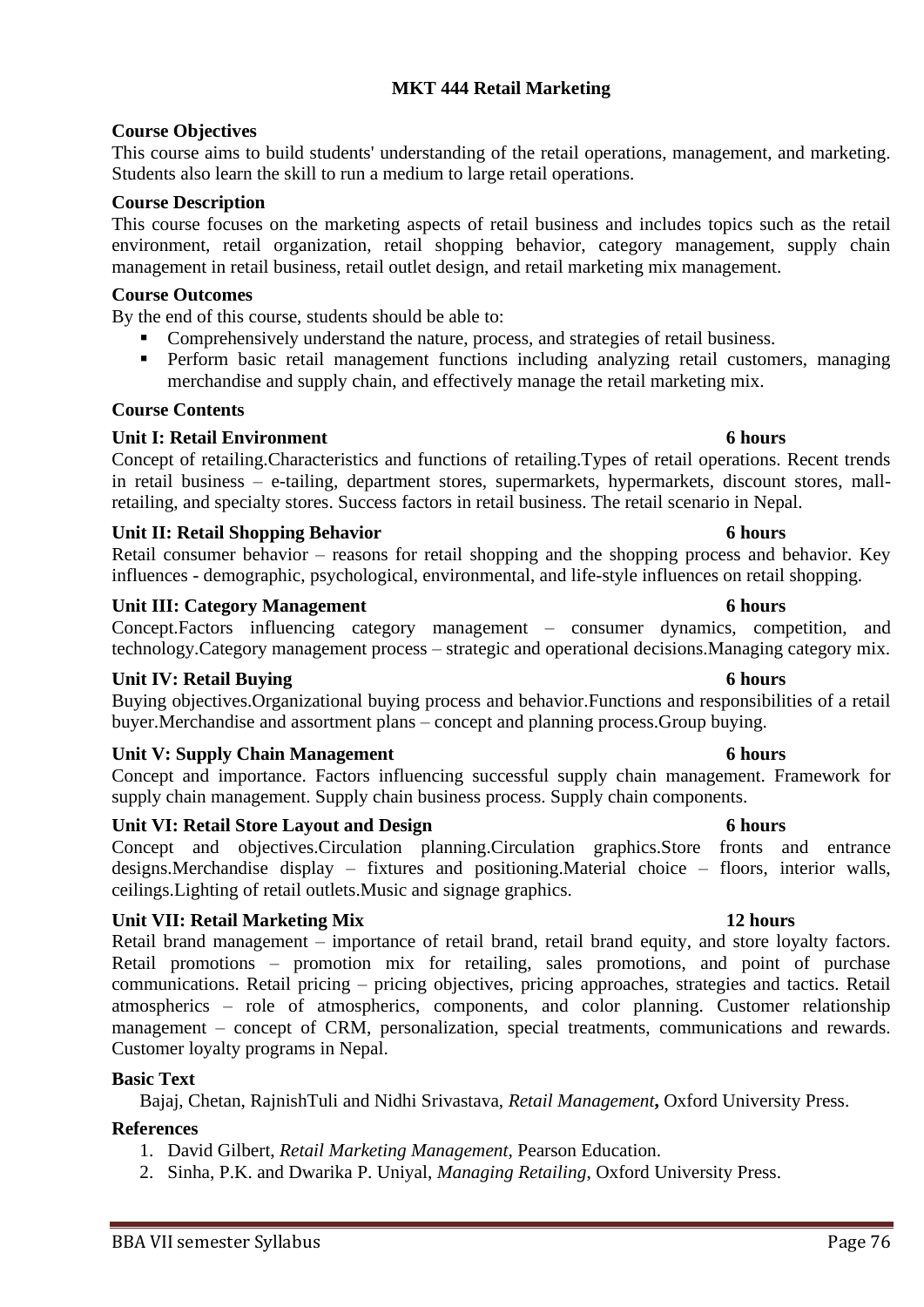# MKT 444 Retail Marketing

**Course Objectives**

This course aims to build students' understanding of the retail operations, management, and marketing. Students also learn the skill to run a medium to large retail operations.

**Course Description**

This course focuses on the marketing aspects of retail business and includes topics such as the retail environment, retail organization, retail shopping behavior, category management, supply chain management in retail business, retail outlet design, and retail marketing mix management.

**Course Outcomes**

By the end of this course, students should be able to:

- Comprehensively understand the nature, process, and strategies of retail business.
- Perform basic retail management functions including analyzing retail customers, managing merchandise and supply chain, and effectively manage the retail marketing mix.

**Course Contents**

**Unit I: Retail Environment 6 hours**

Concept of retailing.Characteristics and functions of retailing.Types of retail operations. Recent trends in retail business – e-tailing, department stores, supermarkets, hypermarkets, discount stores, mall-retailing, and specialty stores. Success factors in retail business. The retail scenario in Nepal.

**Unit II: Retail Shopping Behavior 6 hours**

Retail consumer behavior – reasons for retail shopping and the shopping process and behavior. Key influences - demographic, psychological, environmental, and life-style influences on retail shopping.

**Unit III: Category Management 6 hours**

Concept.Factors influencing category management – consumer dynamics, competition, and technology.Category management process – strategic and operational decisions.Managing category mix.

**Unit IV: Retail Buying 6 hours**

Buying objectives.Organizational buying process and behavior.Functions and responsibilities of a retail buyer.Merchandise and assortment plans – concept and planning process.Group buying.

**Unit V: Supply Chain Management 6 hours**

Concept and importance. Factors influencing successful supply chain management. Framework for supply chain management. Supply chain business process. Supply chain components.

**Unit VI: Retail Store Layout and Design 6 hours**

Concept and objectives.Circulation planning.Circulation graphics.Store fronts and entrance designs.Merchandise display – fixtures and positioning.Material choice – floors, interior walls, ceilings.Lighting of retail outlets.Music and signage graphics.

**Unit VII: Retail Marketing Mix 12 hours**

Retail brand management – importance of retail brand, retail brand equity, and store loyalty factors. Retail promotions – promotion mix for retailing, sales promotions, and point of purchase communications. Retail pricing – pricing objectives, pricing approaches, strategies and tactics. Retail atmospherics – role of atmospherics, components, and color planning. Customer relationship management – concept of CRM, personalization, special treatments, communications and rewards. Customer loyalty programs in Nepal.

**Basic Text**

Bajaj, Chetan, RajnishTuli and Nidhi Srivastava, *Retail Management*, Oxford University Press.

**References**

1. David Gilbert, *Retail Marketing Management*, Pearson Education.
2. Sinha, P.K. and Dwarika P. Uniyal, *Managing Retailing*, Oxford University Press.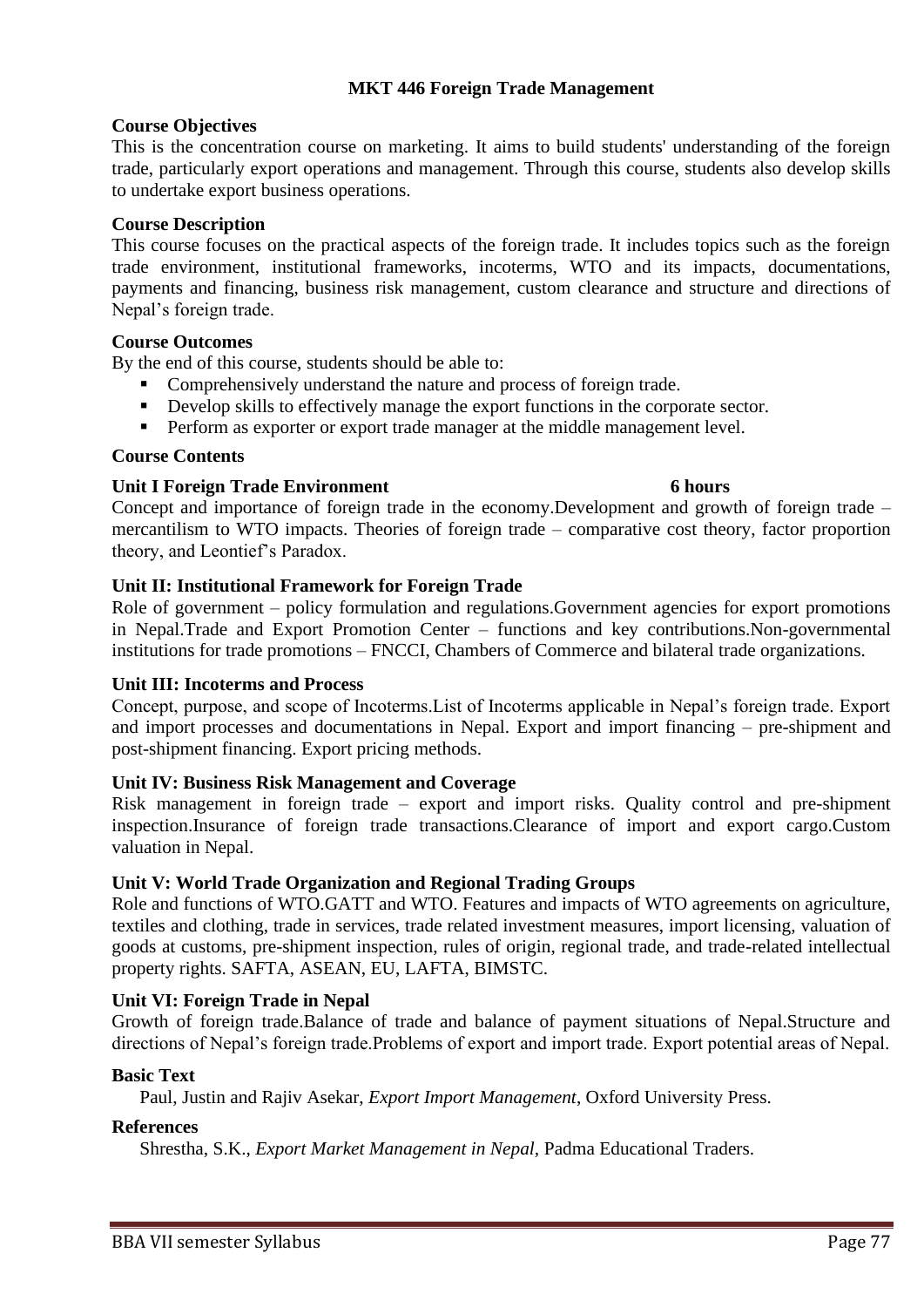# MKT 446 Foreign Trade Management

### Course Objectives

This is the concentration course on marketing. It aims to build students' understanding of the foreign trade, particularly export operations and management. Through this course, students also develop skills to undertake export business operations.

### Course Description

This course focuses on the practical aspects of the foreign trade. It includes topics such as the foreign trade environment, institutional frameworks, incoterms, WTO and its impacts, documentations, payments and financing, business risk management, custom clearance and structure and directions of Nepal's foreign trade.

### Course Outcomes

By the end of this course, students should be able to:

- Comprehensively understand the nature and process of foreign trade.
- Develop skills to effectively manage the export functions in the corporate sector.
- Perform as exporter or export trade manager at the middle management level.

### Course Contents

**Unit I Foreign Trade Environment 6 hours**

Concept and importance of foreign trade in the economy.Development and growth of foreign trade – mercantilism to WTO impacts. Theories of foreign trade – comparative cost theory, factor proportion theory, and Leontief's Paradox.

**Unit II: Institutional Framework for Foreign Trade**

Role of government – policy formulation and regulations.Government agencies for export promotions in Nepal.Trade and Export Promotion Center – functions and key contributions.Non-governmental institutions for trade promotions – FNCCI, Chambers of Commerce and bilateral trade organizations.

**Unit III: Incoterms and Process**

Concept, purpose, and scope of Incoterms.List of Incoterms applicable in Nepal's foreign trade. Export and import processes and documentations in Nepal. Export and import financing – pre-shipment and post-shipment financing. Export pricing methods.

**Unit IV: Business Risk Management and Coverage**

Risk management in foreign trade – export and import risks. Quality control and pre-shipment inspection.Insurance of foreign trade transactions.Clearance of import and export cargo.Custom valuation in Nepal.

**Unit V: World Trade Organization and Regional Trading Groups**

Role and functions of WTO.GATT and WTO. Features and impacts of WTO agreements on agriculture, textiles and clothing, trade in services, trade related investment measures, import licensing, valuation of goods at customs, pre-shipment inspection, rules of origin, regional trade, and trade-related intellectual property rights. SAFTA, ASEAN, EU, LAFTA, BIMSTC.

**Unit VI: Foreign Trade in Nepal**

Growth of foreign trade.Balance of trade and balance of payment situations of Nepal.Structure and directions of Nepal's foreign trade.Problems of export and import trade. Export potential areas of Nepal.

### Basic Text

Paul, Justin and Rajiv Asekar, *Export Import Management*, Oxford University Press.

### References

Shrestha, S.K., *Export Market Management in Nepal*, Padma Educational Traders.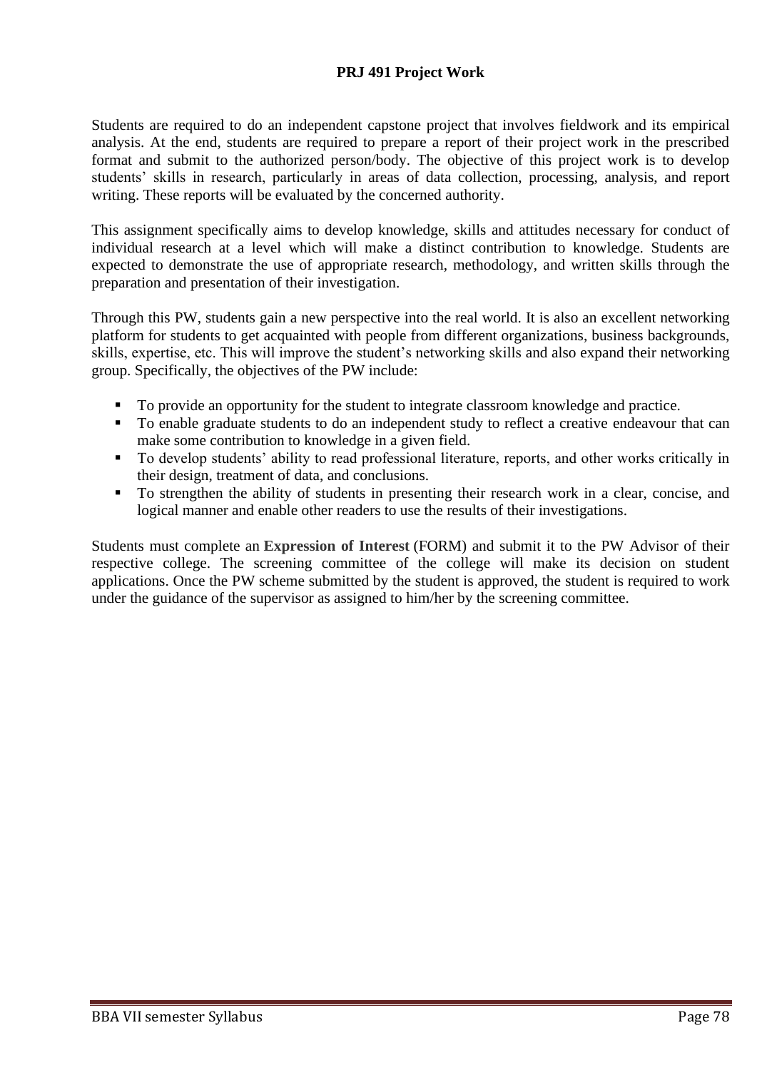# PRJ 491 Project Work

Students are required to do an independent capstone project that involves fieldwork and its empirical analysis. At the end, students are required to prepare a report of their project work in the prescribed format and submit to the authorized person/body. The objective of this project work is to develop students' skills in research, particularly in areas of data collection, processing, analysis, and report writing. These reports will be evaluated by the concerned authority.

This assignment specifically aims to develop knowledge, skills and attitudes necessary for conduct of individual research at a level which will make a distinct contribution to knowledge. Students are expected to demonstrate the use of appropriate research, methodology, and written skills through the preparation and presentation of their investigation.

Through this PW, students gain a new perspective into the real world. It is also an excellent networking platform for students to get acquainted with people from different organizations, business backgrounds, skills, expertise, etc. This will improve the student's networking skills and also expand their networking group. Specifically, the objectives of the PW include:

- To provide an opportunity for the student to integrate classroom knowledge and practice.
- To enable graduate students to do an independent study to reflect a creative endeavour that can make some contribution to knowledge in a given field.
- To develop students' ability to read professional literature, reports, and other works critically in their design, treatment of data, and conclusions.
- To strengthen the ability of students in presenting their research work in a clear, concise, and logical manner and enable other readers to use the results of their investigations.

Students must complete an **Expression of Interest** (FORM) and submit it to the PW Advisor of their respective college. The screening committee of the college will make its decision on student applications. Once the PW scheme submitted by the student is approved, the student is required to work under the guidance of the supervisor as assigned to him/her by the screening committee.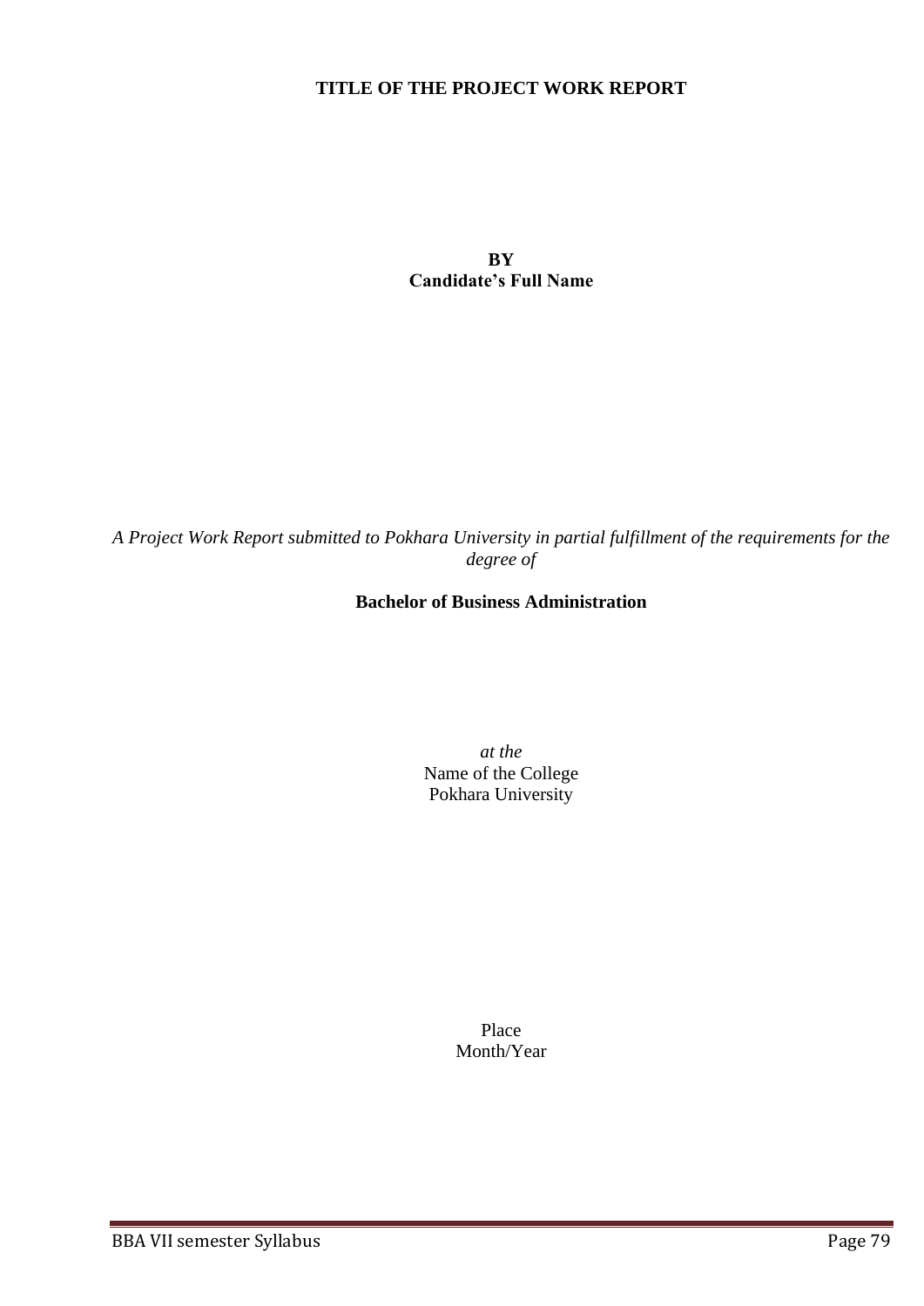**TITLE OF THE PROJECT WORK REPORT**

**BY**
**Candidate's Full Name**

*A Project Work Report submitted to Pokhara University in partial fulfillment of the requirements for the degree of*

**Bachelor of Business Administration**

*at the*
Name of the College
Pokhara University

Place
Month/Year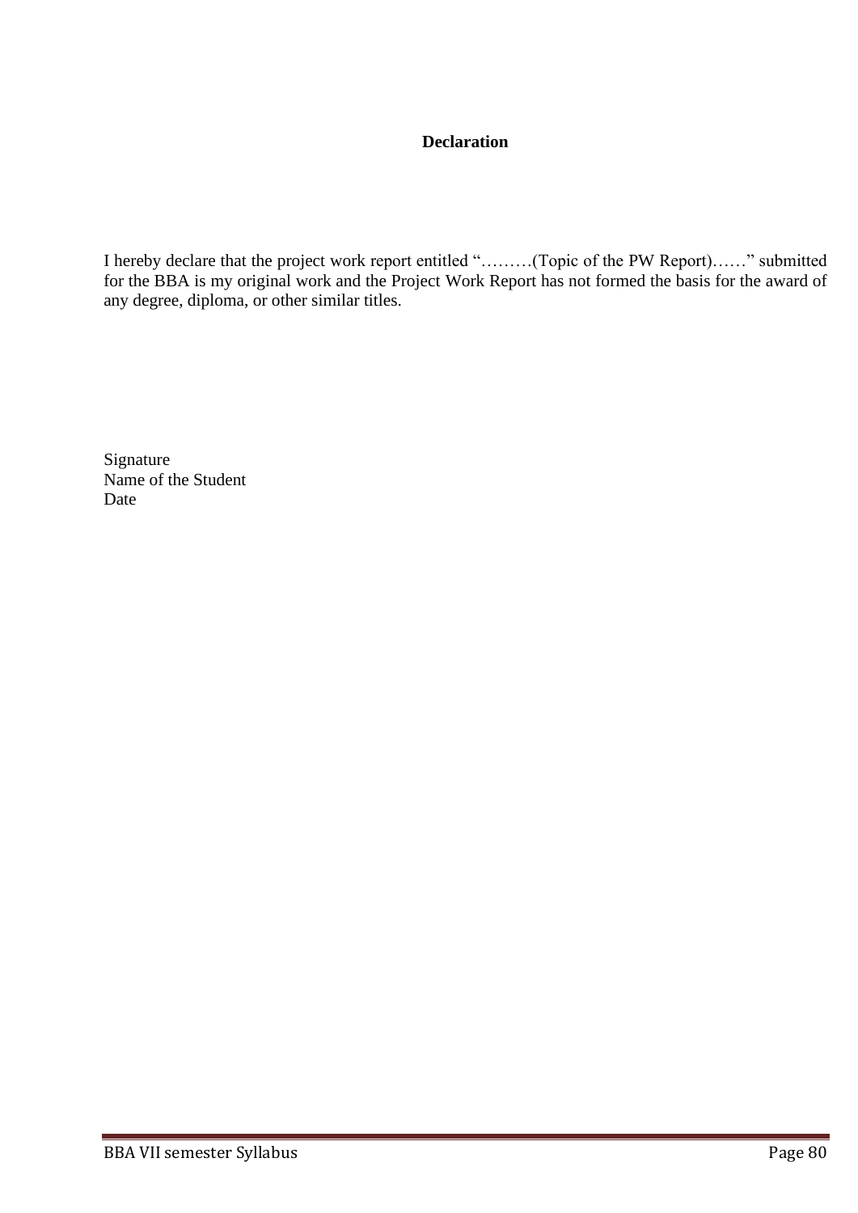**Declaration**

I hereby declare that the project work report entitled "………(Topic of the PW Report)……" submitted for the BBA is my original work and the Project Work Report has not formed the basis for the award of any degree, diploma, or other similar titles.

Signature
Name of the Student
Date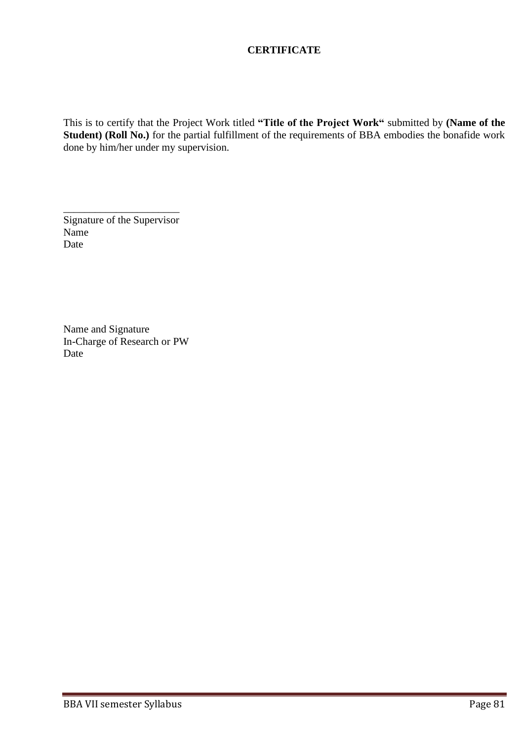**CERTIFICATE**

This is to certify that the Project Work titled **"Title of the Project Work"** submitted by **(Name of the Student) (Roll No.)** for the partial fulfillment of the requirements of BBA embodies the bonafide work done by him/her under my supervision.

______________________
Signature of the Supervisor
Name
Date

Name and Signature
In-Charge of Research or PW
Date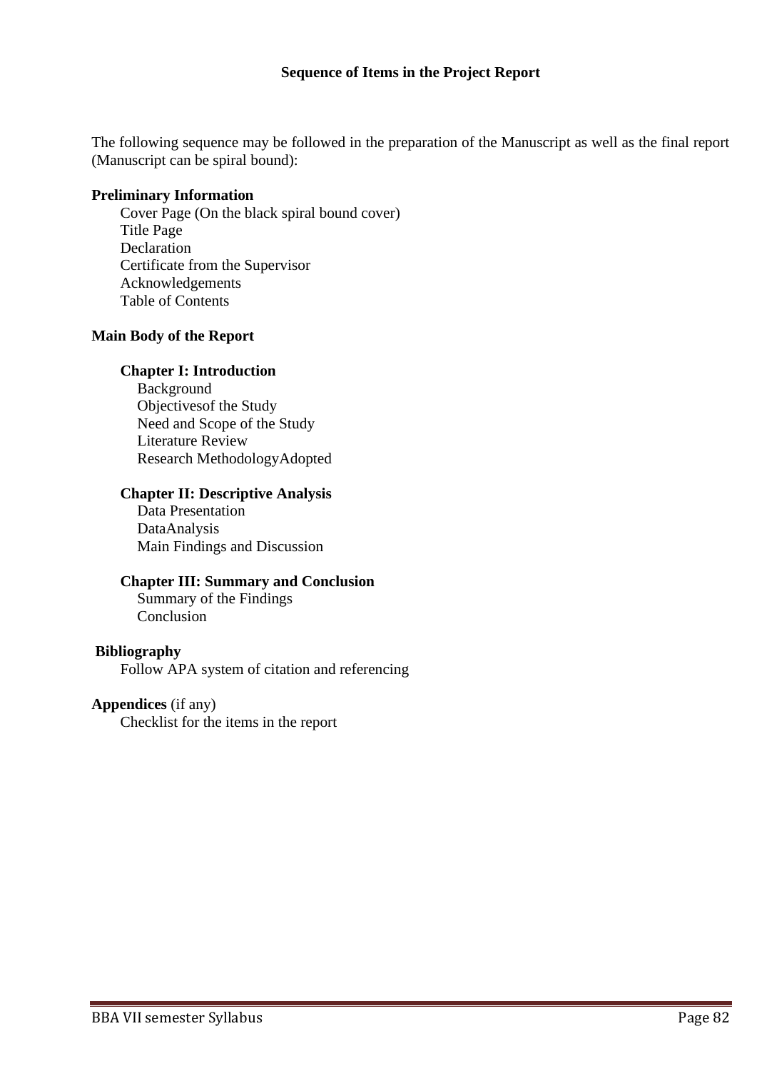## Sequence of Items in the Project Report

The following sequence may be followed in the preparation of the Manuscript as well as the final report (Manuscript can be spiral bound):

**Preliminary Information**

- Cover Page (On the black spiral bound cover)
- Title Page
- Declaration
- Certificate from the Supervisor
- Acknowledgements
- Table of Contents

**Main Body of the Report**

- **Chapter I: Introduction**
  - Background
  - Objectivesof the Study
  - Need and Scope of the Study
  - Literature Review
  - Research MethodologyAdopted
- **Chapter II: Descriptive Analysis**
  - Data Presentation
  - DataAnalysis
  - Main Findings and Discussion
- **Chapter III: Summary and Conclusion**
  - Summary of the Findings
  - Conclusion

**Bibliography**

- Follow APA system of citation and referencing

**Appendices** (if any)

- Checklist for the items in the report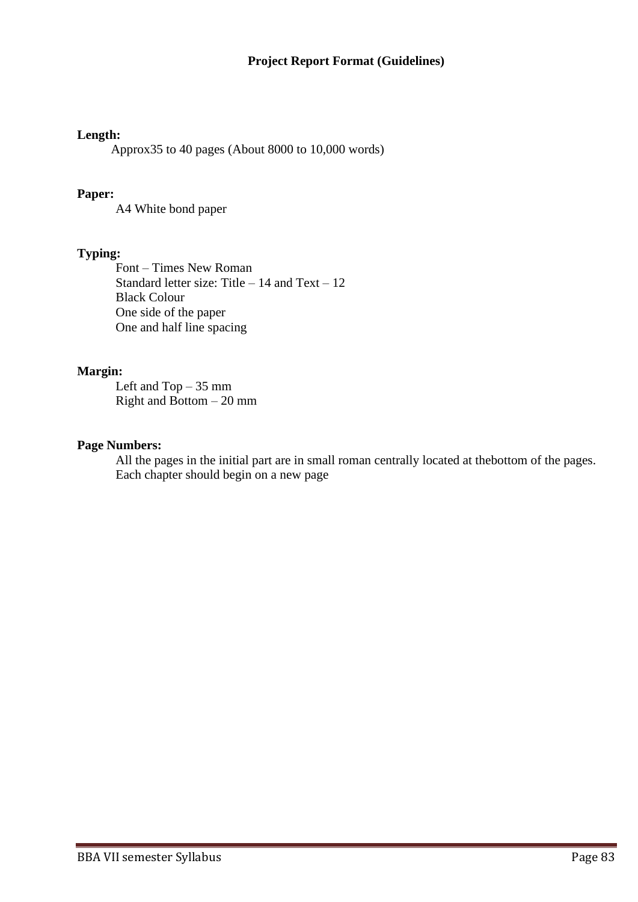## Project Report Format (Guidelines)

**Length:**

Approx35 to 40 pages (About 8000 to 10,000 words)

**Paper:**

A4 White bond paper

**Typing:**

Font – Times New Roman
Standard letter size: Title – 14 and Text – 12
Black Colour
One side of the paper
One and half line spacing

**Margin:**

Left and Top – 35 mm
Right and Bottom – 20 mm

**Page Numbers:**

All the pages in the initial part are in small roman centrally located at thebottom of the pages.
Each chapter should begin on a new page